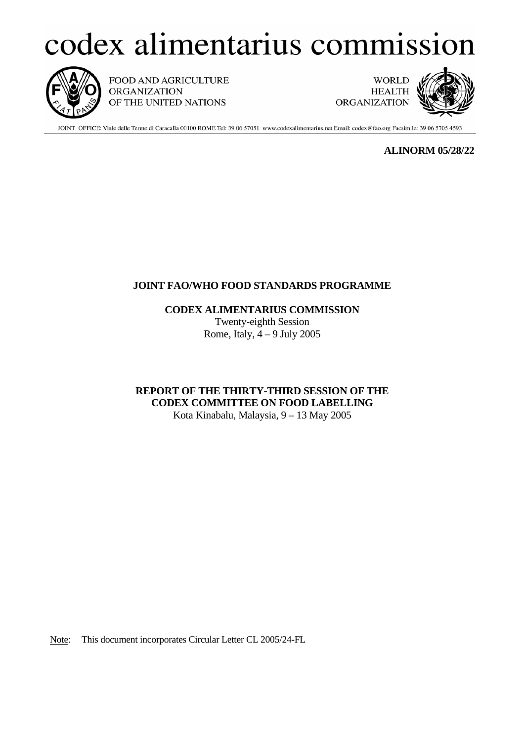# codex alimentarius commission

FOOD AND AGRICULTURE ORGANIZATION OF THE UNITED NATIONS

WORLD HEALTH ORGANIZATION

JOINT OFFICE: Viale delle Terme di Caracalla 00100 ROME Tel: 39 06 57051 www.codexalimentarius.net Email: codex@fao.org Facsimile: 39 06 5705 4593

**ALINORM 05/28/22**

**JOINT FAO/WHO FOOD STANDARDS PROGRAMME**

**CODEX ALIMENTARIUS COMMISSION**
Twenty-eighth Session
Rome, Italy, 4 – 9 July 2005

**REPORT OF THE THIRTY-THIRD SESSION OF THE CODEX COMMITTEE ON FOOD LABELLING**
Kota Kinabalu, Malaysia, 9 – 13 May 2005

Note: This document incorporates Circular Letter CL 2005/24-FL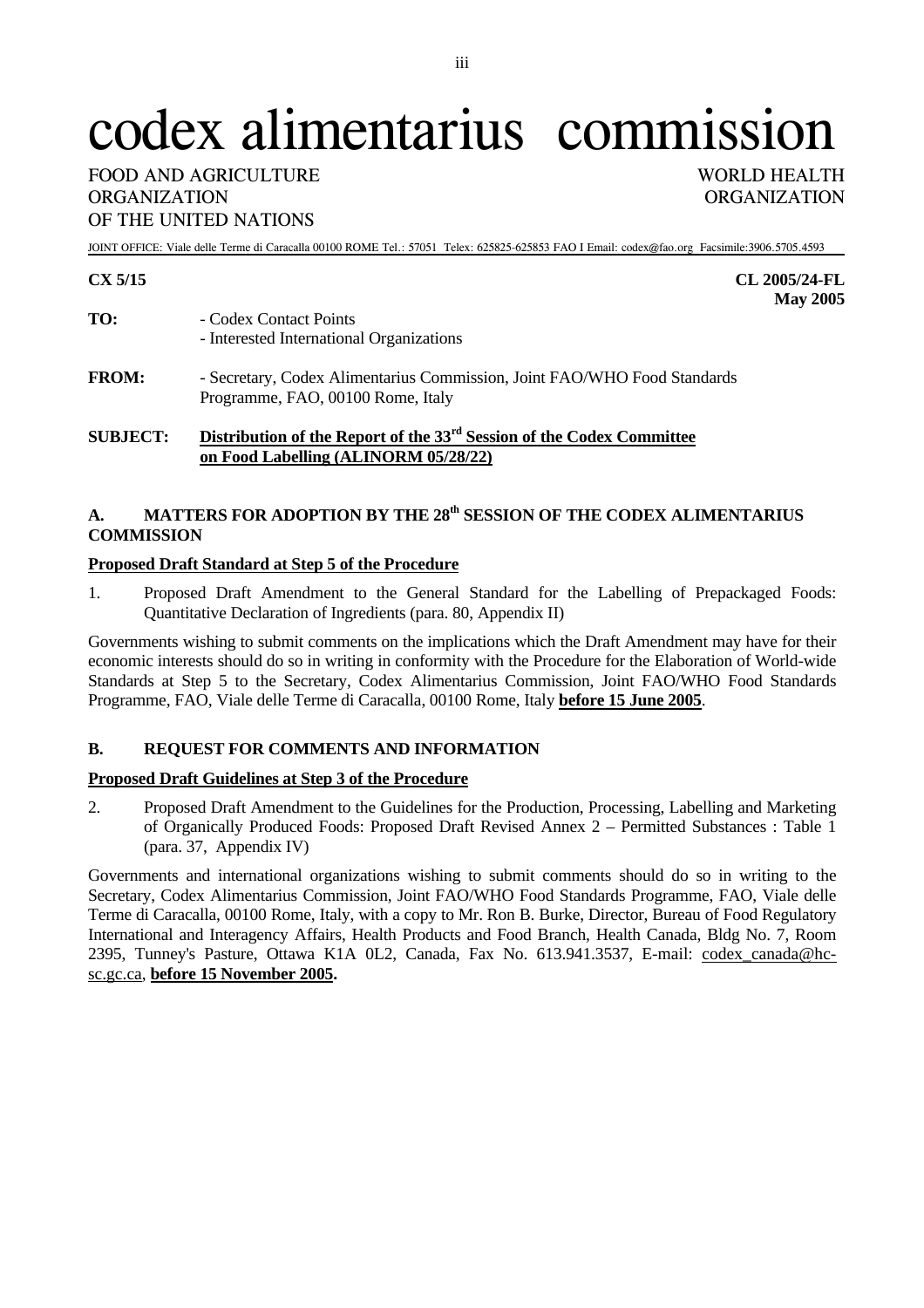# codex alimentarius commission

FOOD AND AGRICULTURE ORGANIZATION OF THE UNITED NATIONS

WORLD HEALTH ORGANIZATION

JOINT OFFICE: Viale delle Terme di Caracalla 00100 ROME Tel.: 57051 Telex: 625825-625853 FAO I Email: codex@fao.org Facsimile:3906.5705.4593

**CX 5/15** **CL 2005/24-FL**
**May 2005**

**TO:** - Codex Contact Points
- Interested International Organizations

**FROM:** - Secretary, Codex Alimentarius Commission, Joint FAO/WHO Food Standards Programme, FAO, 00100 Rome, Italy

**SUBJECT:** **Distribution of the Report of the 33rd Session of the Codex Committee on Food Labelling (ALINORM 05/28/22)**

## A. MATTERS FOR ADOPTION BY THE 28th SESSION OF THE CODEX ALIMENTARIUS COMMISSION

**Proposed Draft Standard at Step 5 of the Procedure**

1. Proposed Draft Amendment to the General Standard for the Labelling of Prepackaged Foods: Quantitative Declaration of Ingredients (para. 80, Appendix II)

Governments wishing to submit comments on the implications which the Draft Amendment may have for their economic interests should do so in writing in conformity with the Procedure for the Elaboration of World-wide Standards at Step 5 to the Secretary, Codex Alimentarius Commission, Joint FAO/WHO Food Standards Programme, FAO, Viale delle Terme di Caracalla, 00100 Rome, Italy **before 15 June 2005**.

## B. REQUEST FOR COMMENTS AND INFORMATION

**Proposed Draft Guidelines at Step 3 of the Procedure**

2. Proposed Draft Amendment to the Guidelines for the Production, Processing, Labelling and Marketing of Organically Produced Foods: Proposed Draft Revised Annex 2 – Permitted Substances : Table 1 (para. 37, Appendix IV)

Governments and international organizations wishing to submit comments should do so in writing to the Secretary, Codex Alimentarius Commission, Joint FAO/WHO Food Standards Programme, FAO, Viale delle Terme di Caracalla, 00100 Rome, Italy, with a copy to Mr. Ron B. Burke, Director, Bureau of Food Regulatory International and Interagency Affairs, Health Products and Food Branch, Health Canada, Bldg No. 7, Room 2395, Tunney's Pasture, Ottawa K1A 0L2, Canada, Fax No. 613.941.3537, E-mail: codex_canada@hc-sc.gc.ca, **before 15 November 2005.**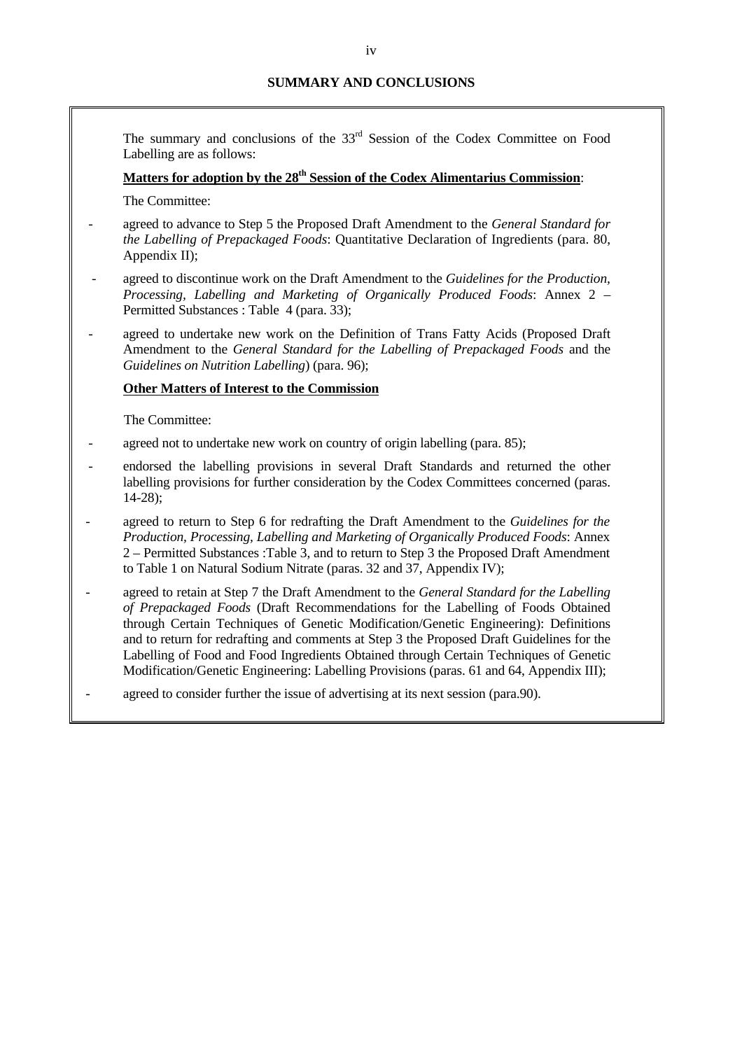## SUMMARY AND CONCLUSIONS

The summary and conclusions of the 33rd Session of the Codex Committee on Food Labelling are as follows:

**Matters for adoption by the 28th Session of the Codex Alimentarius Commission**:

The Committee:

- agreed to advance to Step 5 the Proposed Draft Amendment to the *General Standard for the Labelling of Prepackaged Foods*: Quantitative Declaration of Ingredients (para. 80, Appendix II);
- agreed to discontinue work on the Draft Amendment to the *Guidelines for the Production, Processing, Labelling and Marketing of Organically Produced Foods*: Annex 2 – Permitted Substances : Table 4 (para. 33);
- agreed to undertake new work on the Definition of Trans Fatty Acids (Proposed Draft Amendment to the *General Standard for the Labelling of Prepackaged Foods* and the *Guidelines on Nutrition Labelling*) (para. 96);

**Other Matters of Interest to the Commission**

The Committee:

- agreed not to undertake new work on country of origin labelling (para. 85);
- endorsed the labelling provisions in several Draft Standards and returned the other labelling provisions for further consideration by the Codex Committees concerned (paras. 14-28);
- agreed to return to Step 6 for redrafting the Draft Amendment to the *Guidelines for the Production, Processing, Labelling and Marketing of Organically Produced Foods*: Annex 2 – Permitted Substances :Table 3, and to return to Step 3 the Proposed Draft Amendment to Table 1 on Natural Sodium Nitrate (paras. 32 and 37, Appendix IV);
- agreed to retain at Step 7 the Draft Amendment to the *General Standard for the Labelling of Prepackaged Foods* (Draft Recommendations for the Labelling of Foods Obtained through Certain Techniques of Genetic Modification/Genetic Engineering): Definitions and to return for redrafting and comments at Step 3 the Proposed Draft Guidelines for the Labelling of Food and Food Ingredients Obtained through Certain Techniques of Genetic Modification/Genetic Engineering: Labelling Provisions (paras. 61 and 64, Appendix III);
- agreed to consider further the issue of advertising at its next session (para.90).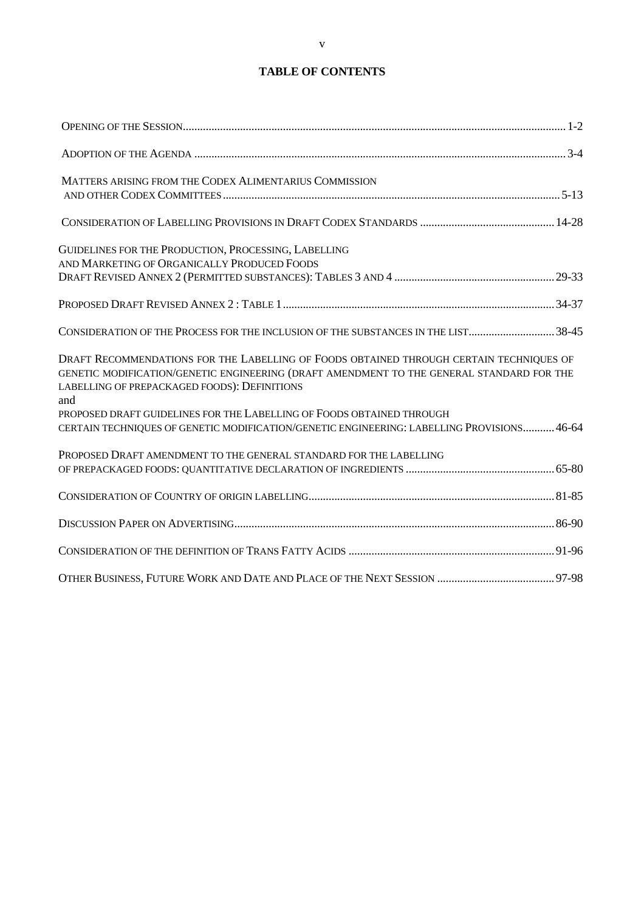# TABLE OF CONTENTS

| | |
|---|---|
| OPENING OF THE SESSION | 1-2 |
| ADOPTION OF THE AGENDA | 3-4 |
| MATTERS ARISING FROM THE CODEX ALIMENTARIUS COMMISSION AND OTHER CODEX COMMITTEES | 5-13 |
| CONSIDERATION OF LABELLING PROVISIONS IN DRAFT CODEX STANDARDS | 14-28 |
| GUIDELINES FOR THE PRODUCTION, PROCESSING, LABELLING AND MARKETING OF ORGANICALLY PRODUCED FOODS DRAFT REVISED ANNEX 2 (PERMITTED SUBSTANCES): TABLES 3 AND 4 | 29-33 |
| PROPOSED DRAFT REVISED ANNEX 2 : TABLE 1 | 34-37 |
| CONSIDERATION OF THE PROCESS FOR THE INCLUSION OF THE SUBSTANCES IN THE LIST | 38-45 |
| DRAFT RECOMMENDATIONS FOR THE LABELLING OF FOODS OBTAINED THROUGH CERTAIN TECHNIQUES OF GENETIC MODIFICATION/GENETIC ENGINEERING (DRAFT AMENDMENT TO THE GENERAL STANDARD FOR THE LABELLING OF PREPACKAGED FOODS): DEFINITIONS and PROPOSED DRAFT GUIDELINES FOR THE LABELLING OF FOODS OBTAINED THROUGH CERTAIN TECHNIQUES OF GENETIC MODIFICATION/GENETIC ENGINEERING: LABELLING PROVISIONS | 46-64 |
| PROPOSED DRAFT AMENDMENT TO THE GENERAL STANDARD FOR THE LABELLING OF PREPACKAGED FOODS: QUANTITATIVE DECLARATION OF INGREDIENTS | 65-80 |
| CONSIDERATION OF COUNTRY OF ORIGIN LABELLING | 81-85 |
| DISCUSSION PAPER ON ADVERTISING | 86-90 |
| CONSIDERATION OF THE DEFINITION OF TRANS FATTY ACIDS | 91-96 |
| OTHER BUSINESS, FUTURE WORK AND DATE AND PLACE OF THE NEXT SESSION | 97-98 |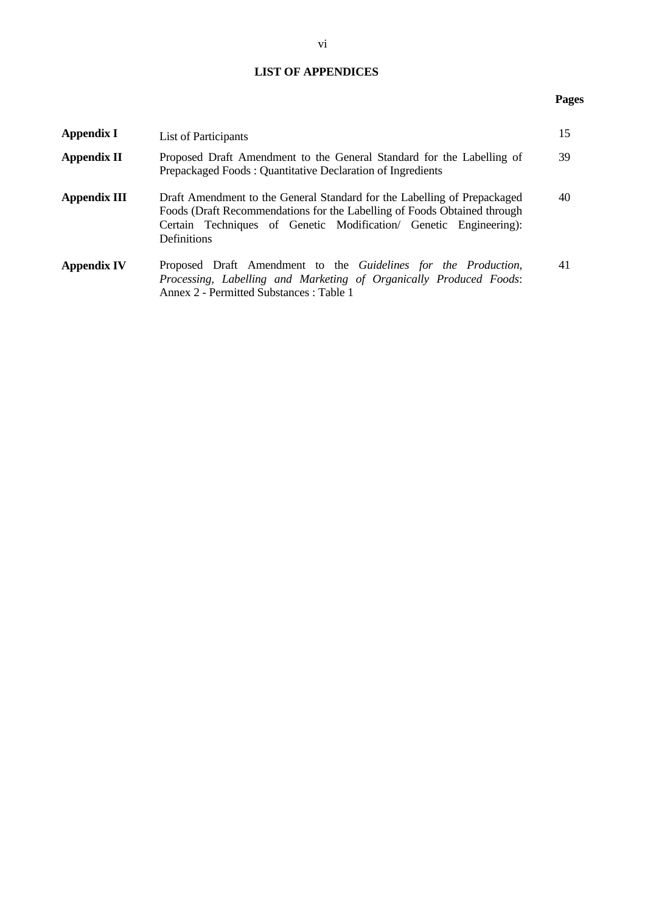## LIST OF APPENDICES

| | | Pages |
|---|---|---|
| **Appendix I** | List of Participants | 15 |
| **Appendix II** | Proposed Draft Amendment to the General Standard for the Labelling of Prepackaged Foods : Quantitative Declaration of Ingredients | 39 |
| **Appendix III** | Draft Amendment to the General Standard for the Labelling of Prepackaged Foods (Draft Recommendations for the Labelling of Foods Obtained through Certain Techniques of Genetic Modification/ Genetic Engineering): Definitions | 40 |
| **Appendix IV** | Proposed Draft Amendment to the *Guidelines for the Production, Processing, Labelling and Marketing of Organically Produced Foods*: Annex 2 - Permitted Substances : Table 1 | 41 |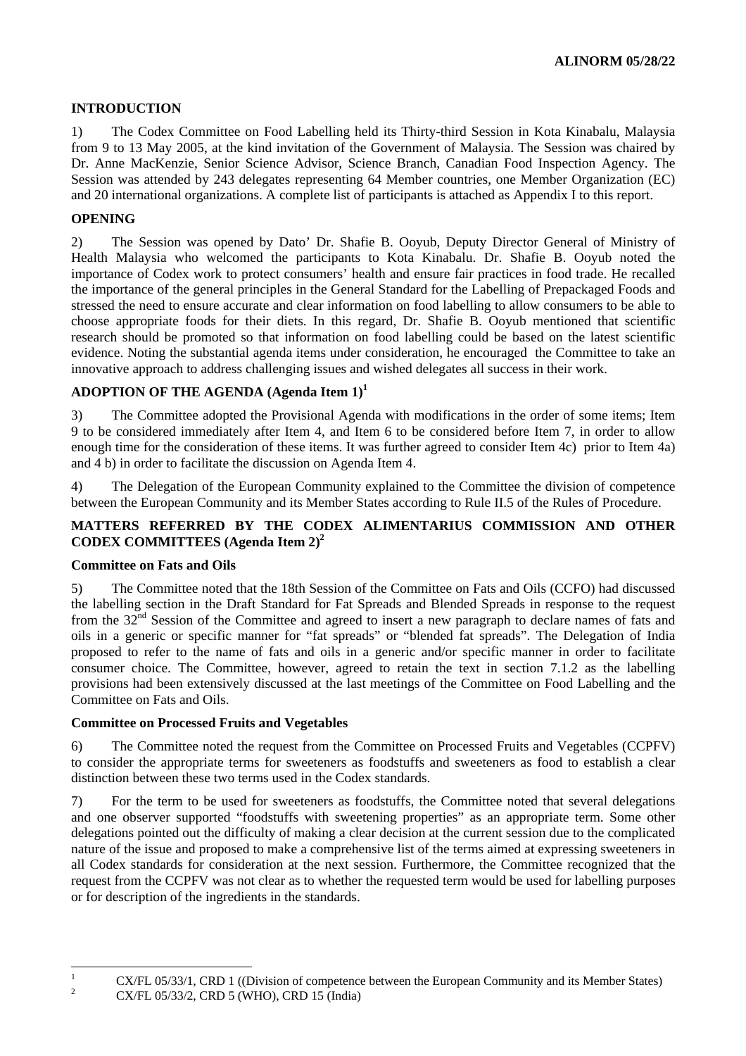## INTRODUCTION

1) The Codex Committee on Food Labelling held its Thirty-third Session in Kota Kinabalu, Malaysia from 9 to 13 May 2005, at the kind invitation of the Government of Malaysia. The Session was chaired by Dr. Anne MacKenzie, Senior Science Advisor, Science Branch, Canadian Food Inspection Agency. The Session was attended by 243 delegates representing 64 Member countries, one Member Organization (EC) and 20 international organizations. A complete list of participants is attached as Appendix I to this report.

## OPENING

2) The Session was opened by Dato' Dr. Shafie B. Ooyub, Deputy Director General of Ministry of Health Malaysia who welcomed the participants to Kota Kinabalu. Dr. Shafie B. Ooyub noted the importance of Codex work to protect consumers' health and ensure fair practices in food trade. He recalled the importance of the general principles in the General Standard for the Labelling of Prepackaged Foods and stressed the need to ensure accurate and clear information on food labelling to allow consumers to be able to choose appropriate foods for their diets. In this regard, Dr. Shafie B. Ooyub mentioned that scientific research should be promoted so that information on food labelling could be based on the latest scientific evidence. Noting the substantial agenda items under consideration, he encouraged the Committee to take an innovative approach to address challenging issues and wished delegates all success in their work.

## ADOPTION OF THE AGENDA (Agenda Item 1)[1]

3) The Committee adopted the Provisional Agenda with modifications in the order of some items; Item 9 to be considered immediately after Item 4, and Item 6 to be considered before Item 7, in order to allow enough time for the consideration of these items. It was further agreed to consider Item 4c) prior to Item 4a) and 4 b) in order to facilitate the discussion on Agenda Item 4.

4) The Delegation of the European Community explained to the Committee the division of competence between the European Community and its Member States according to Rule II.5 of the Rules of Procedure.

## MATTERS REFERRED BY THE CODEX ALIMENTARIUS COMMISSION AND OTHER CODEX COMMITTEES (Agenda Item 2)[2]

### Committee on Fats and Oils

5) The Committee noted that the 18th Session of the Committee on Fats and Oils (CCFO) had discussed the labelling section in the Draft Standard for Fat Spreads and Blended Spreads in response to the request from the 32nd Session of the Committee and agreed to insert a new paragraph to declare names of fats and oils in a generic or specific manner for "fat spreads" or "blended fat spreads". The Delegation of India proposed to refer to the name of fats and oils in a generic and/or specific manner in order to facilitate consumer choice. The Committee, however, agreed to retain the text in section 7.1.2 as the labelling provisions had been extensively discussed at the last meetings of the Committee on Food Labelling and the Committee on Fats and Oils.

### Committee on Processed Fruits and Vegetables

6) The Committee noted the request from the Committee on Processed Fruits and Vegetables (CCPFV) to consider the appropriate terms for sweeteners as foodstuffs and sweeteners as food to establish a clear distinction between these two terms used in the Codex standards.

7) For the term to be used for sweeteners as foodstuffs, the Committee noted that several delegations and one observer supported "foodstuffs with sweetening properties" as an appropriate term. Some other delegations pointed out the difficulty of making a clear decision at the current session due to the complicated nature of the issue and proposed to make a comprehensive list of the terms aimed at expressing sweeteners in all Codex standards for consideration at the next session. Furthermore, the Committee recognized that the request from the CCPFV was not clear as to whether the requested term would be used for labelling purposes or for description of the ingredients in the standards.

---

[1] CX/FL 05/33/1, CRD 1 ((Division of competence between the European Community and its Member States)

[2] CX/FL 05/33/2, CRD 5 (WHO), CRD 15 (India)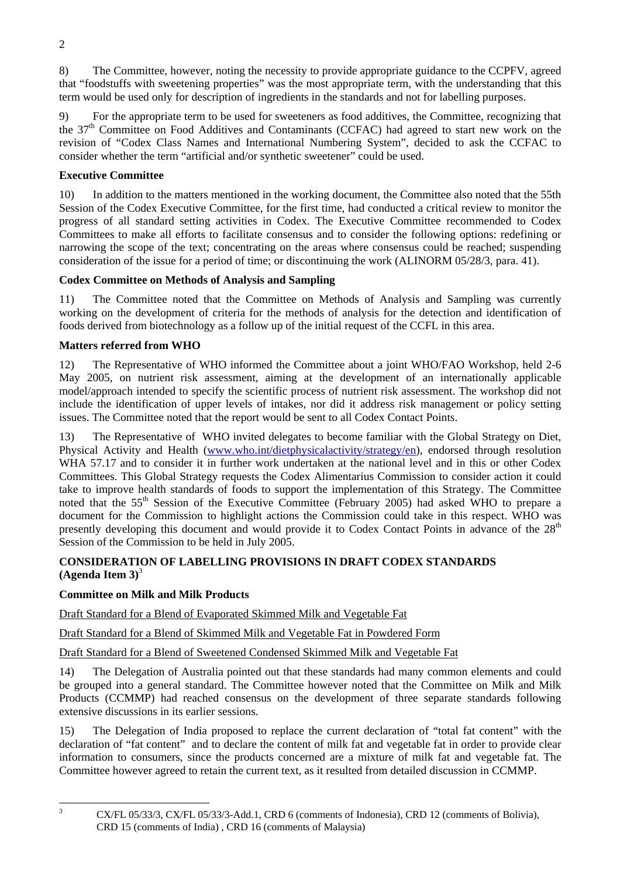8) The Committee, however, noting the necessity to provide appropriate guidance to the CCPFV, agreed that "foodstuffs with sweetening properties" was the most appropriate term, with the understanding that this term would be used only for description of ingredients in the standards and not for labelling purposes.

9) For the appropriate term to be used for sweeteners as food additives, the Committee, recognizing that the 37th Committee on Food Additives and Contaminants (CCFAC) had agreed to start new work on the revision of "Codex Class Names and International Numbering System", decided to ask the CCFAC to consider whether the term "artificial and/or synthetic sweetener" could be used.

**Executive Committee**

10) In addition to the matters mentioned in the working document, the Committee also noted that the 55th Session of the Codex Executive Committee, for the first time, had conducted a critical review to monitor the progress of all standard setting activities in Codex. The Executive Committee recommended to Codex Committees to make all efforts to facilitate consensus and to consider the following options: redefining or narrowing the scope of the text; concentrating on the areas where consensus could be reached; suspending consideration of the issue for a period of time; or discontinuing the work (ALINORM 05/28/3, para. 41).

**Codex Committee on Methods of Analysis and Sampling**

11) The Committee noted that the Committee on Methods of Analysis and Sampling was currently working on the development of criteria for the methods of analysis for the detection and identification of foods derived from biotechnology as a follow up of the initial request of the CCFL in this area.

**Matters referred from WHO**

12) The Representative of WHO informed the Committee about a joint WHO/FAO Workshop, held 2-6 May 2005, on nutrient risk assessment, aiming at the development of an internationally applicable model/approach intended to specify the scientific process of nutrient risk assessment. The workshop did not include the identification of upper levels of intakes, nor did it address risk management or policy setting issues. The Committee noted that the report would be sent to all Codex Contact Points.

13) The Representative of WHO invited delegates to become familiar with the Global Strategy on Diet, Physical Activity and Health (www.who.int/dietphysicalactivity/strategy/en), endorsed through resolution WHA 57.17 and to consider it in further work undertaken at the national level and in this or other Codex Committees. This Global Strategy requests the Codex Alimentarius Commission to consider action it could take to improve health standards of foods to support the implementation of this Strategy. The Committee noted that the 55th Session of the Executive Committee (February 2005) had asked WHO to prepare a document for the Commission to highlight actions the Commission could take in this respect. WHO was presently developing this document and would provide it to Codex Contact Points in advance of the 28th Session of the Commission to be held in July 2005.

## CONSIDERATION OF LABELLING PROVISIONS IN DRAFT CODEX STANDARDS (Agenda Item 3)[3]

**Committee on Milk and Milk Products**

Draft Standard for a Blend of Evaporated Skimmed Milk and Vegetable Fat

Draft Standard for a Blend of Skimmed Milk and Vegetable Fat in Powdered Form

Draft Standard for a Blend of Sweetened Condensed Skimmed Milk and Vegetable Fat

14) The Delegation of Australia pointed out that these standards had many common elements and could be grouped into a general standard. The Committee however noted that the Committee on Milk and Milk Products (CCMMP) had reached consensus on the development of three separate standards following extensive discussions in its earlier sessions.

15) The Delegation of India proposed to replace the current declaration of "total fat content" with the declaration of "fat content" and to declare the content of milk fat and vegetable fat in order to provide clear information to consumers, since the products concerned are a mixture of milk fat and vegetable fat. The Committee however agreed to retain the current text, as it resulted from detailed discussion in CCMMP.

---

[3] CX/FL 05/33/3, CX/FL 05/33/3-Add.1, CRD 6 (comments of Indonesia), CRD 12 (comments of Bolivia), CRD 15 (comments of India) , CRD 16 (comments of Malaysia)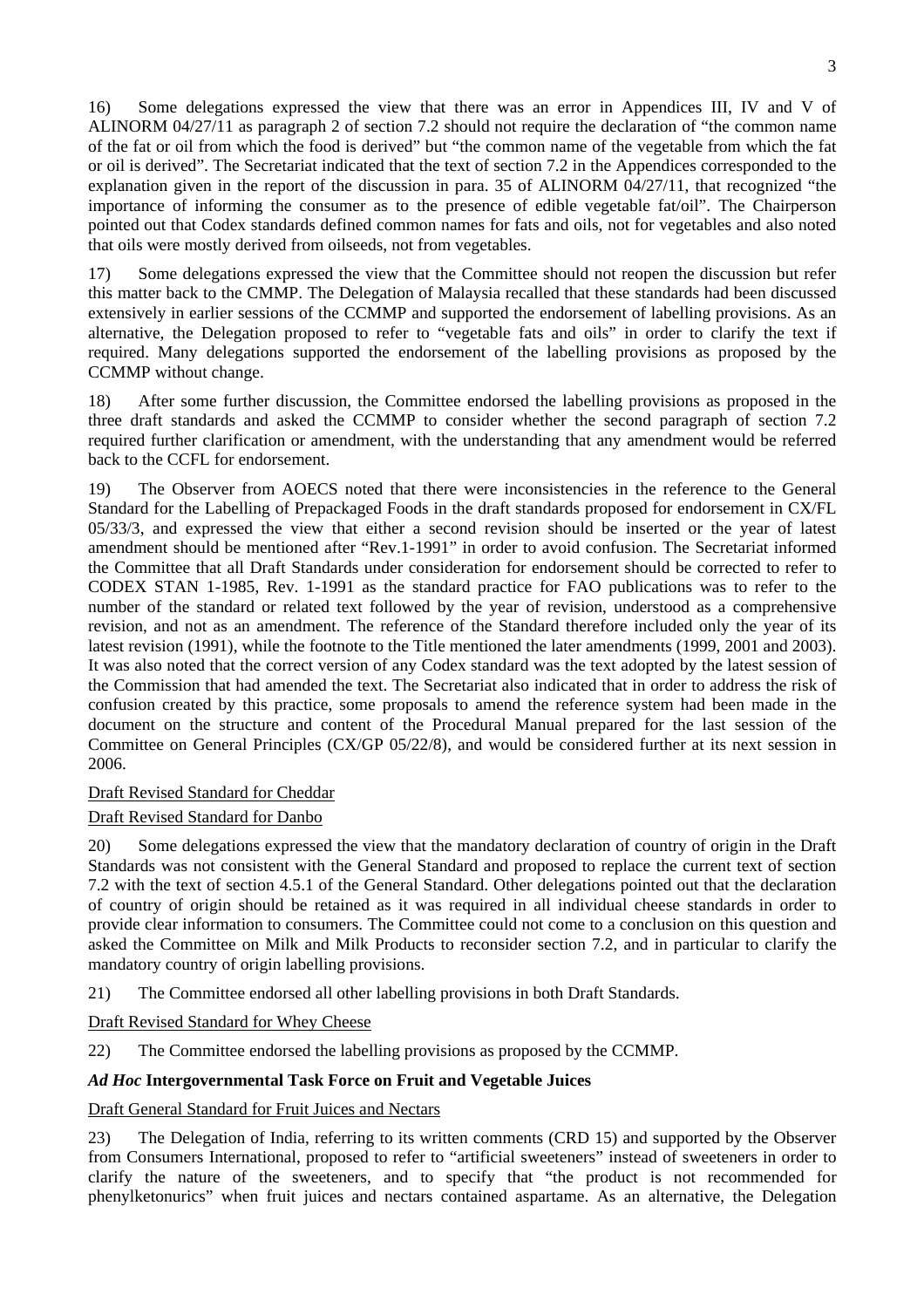16) Some delegations expressed the view that there was an error in Appendices III, IV and V of ALINORM 04/27/11 as paragraph 2 of section 7.2 should not require the declaration of "the common name of the fat or oil from which the food is derived" but "the common name of the vegetable from which the fat or oil is derived". The Secretariat indicated that the text of section 7.2 in the Appendices corresponded to the explanation given in the report of the discussion in para. 35 of ALINORM 04/27/11, that recognized "the importance of informing the consumer as to the presence of edible vegetable fat/oil". The Chairperson pointed out that Codex standards defined common names for fats and oils, not for vegetables and also noted that oils were mostly derived from oilseeds, not from vegetables.

17) Some delegations expressed the view that the Committee should not reopen the discussion but refer this matter back to the CMMP. The Delegation of Malaysia recalled that these standards had been discussed extensively in earlier sessions of the CCMMP and supported the endorsement of labelling provisions. As an alternative, the Delegation proposed to refer to "vegetable fats and oils" in order to clarify the text if required. Many delegations supported the endorsement of the labelling provisions as proposed by the CCMMP without change.

18) After some further discussion, the Committee endorsed the labelling provisions as proposed in the three draft standards and asked the CCMMP to consider whether the second paragraph of section 7.2 required further clarification or amendment, with the understanding that any amendment would be referred back to the CCFL for endorsement.

19) The Observer from AOECS noted that there were inconsistencies in the reference to the General Standard for the Labelling of Prepackaged Foods in the draft standards proposed for endorsement in CX/FL 05/33/3, and expressed the view that either a second revision should be inserted or the year of latest amendment should be mentioned after "Rev.1-1991" in order to avoid confusion. The Secretariat informed the Committee that all Draft Standards under consideration for endorsement should be corrected to refer to CODEX STAN 1-1985, Rev. 1-1991 as the standard practice for FAO publications was to refer to the number of the standard or related text followed by the year of revision, understood as a comprehensive revision, and not as an amendment. The reference of the Standard therefore included only the year of its latest revision (1991), while the footnote to the Title mentioned the later amendments (1999, 2001 and 2003). It was also noted that the correct version of any Codex standard was the text adopted by the latest session of the Commission that had amended the text. The Secretariat also indicated that in order to address the risk of confusion created by this practice, some proposals to amend the reference system had been made in the document on the structure and content of the Procedural Manual prepared for the last session of the Committee on General Principles (CX/GP 05/22/8), and would be considered further at its next session in 2006.

Draft Revised Standard for Cheddar

Draft Revised Standard for Danbo

20) Some delegations expressed the view that the mandatory declaration of country of origin in the Draft Standards was not consistent with the General Standard and proposed to replace the current text of section 7.2 with the text of section 4.5.1 of the General Standard. Other delegations pointed out that the declaration of country of origin should be retained as it was required in all individual cheese standards in order to provide clear information to consumers. The Committee could not come to a conclusion on this question and asked the Committee on Milk and Milk Products to reconsider section 7.2, and in particular to clarify the mandatory country of origin labelling provisions.

21) The Committee endorsed all other labelling provisions in both Draft Standards.

Draft Revised Standard for Whey Cheese

22) The Committee endorsed the labelling provisions as proposed by the CCMMP.

### *Ad Hoc* Intergovernmental Task Force on Fruit and Vegetable Juices

Draft General Standard for Fruit Juices and Nectars

23) The Delegation of India, referring to its written comments (CRD 15) and supported by the Observer from Consumers International, proposed to refer to "artificial sweeteners" instead of sweeteners in order to clarify the nature of the sweeteners, and to specify that "the product is not recommended for phenylketonurics" when fruit juices and nectars contained aspartame. As an alternative, the Delegation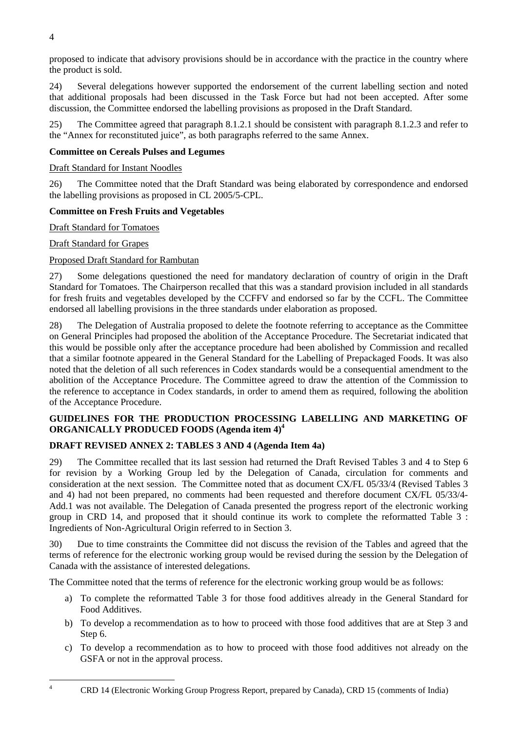proposed to indicate that advisory provisions should be in accordance with the practice in the country where the product is sold.

24) Several delegations however supported the endorsement of the current labelling section and noted that additional proposals had been discussed in the Task Force but had not been accepted. After some discussion, the Committee endorsed the labelling provisions as proposed in the Draft Standard.

25) The Committee agreed that paragraph 8.1.2.1 should be consistent with paragraph 8.1.2.3 and refer to the "Annex for reconstituted juice", as both paragraphs referred to the same Annex.

**Committee on Cereals Pulses and Legumes**

Draft Standard for Instant Noodles

26) The Committee noted that the Draft Standard was being elaborated by correspondence and endorsed the labelling provisions as proposed in CL 2005/5-CPL.

**Committee on Fresh Fruits and Vegetables**

Draft Standard for Tomatoes

Draft Standard for Grapes

Proposed Draft Standard for Rambutan

27) Some delegations questioned the need for mandatory declaration of country of origin in the Draft Standard for Tomatoes. The Chairperson recalled that this was a standard provision included in all standards for fresh fruits and vegetables developed by the CCFFV and endorsed so far by the CCFL. The Committee endorsed all labelling provisions in the three standards under elaboration as proposed.

28) The Delegation of Australia proposed to delete the footnote referring to acceptance as the Committee on General Principles had proposed the abolition of the Acceptance Procedure. The Secretariat indicated that this would be possible only after the acceptance procedure had been abolished by Commission and recalled that a similar footnote appeared in the General Standard for the Labelling of Prepackaged Foods. It was also noted that the deletion of all such references in Codex standards would be a consequential amendment to the abolition of the Acceptance Procedure. The Committee agreed to draw the attention of the Commission to the reference to acceptance in Codex standards, in order to amend them as required, following the abolition of the Acceptance Procedure.

## GUIDELINES FOR THE PRODUCTION PROCESSING LABELLING AND MARKETING OF ORGANICALLY PRODUCED FOODS (Agenda item 4)[4]

### DRAFT REVISED ANNEX 2: TABLES 3 AND 4 (Agenda Item 4a)

29) The Committee recalled that its last session had returned the Draft Revised Tables 3 and 4 to Step 6 for revision by a Working Group led by the Delegation of Canada, circulation for comments and consideration at the next session. The Committee noted that as document CX/FL 05/33/4 (Revised Tables 3 and 4) had not been prepared, no comments had been requested and therefore document CX/FL 05/33/4-Add.1 was not available. The Delegation of Canada presented the progress report of the electronic working group in CRD 14, and proposed that it should continue its work to complete the reformatted Table 3 : Ingredients of Non-Agricultural Origin referred to in Section 3.

30) Due to time constraints the Committee did not discuss the revision of the Tables and agreed that the terms of reference for the electronic working group would be revised during the session by the Delegation of Canada with the assistance of interested delegations.

The Committee noted that the terms of reference for the electronic working group would be as follows:

a) To complete the reformatted Table 3 for those food additives already in the General Standard for Food Additives.

b) To develop a recommendation as to how to proceed with those food additives that are at Step 3 and Step 6.

c) To develop a recommendation as to how to proceed with those food additives not already on the GSFA or not in the approval process.

[4] CRD 14 (Electronic Working Group Progress Report, prepared by Canada), CRD 15 (comments of India)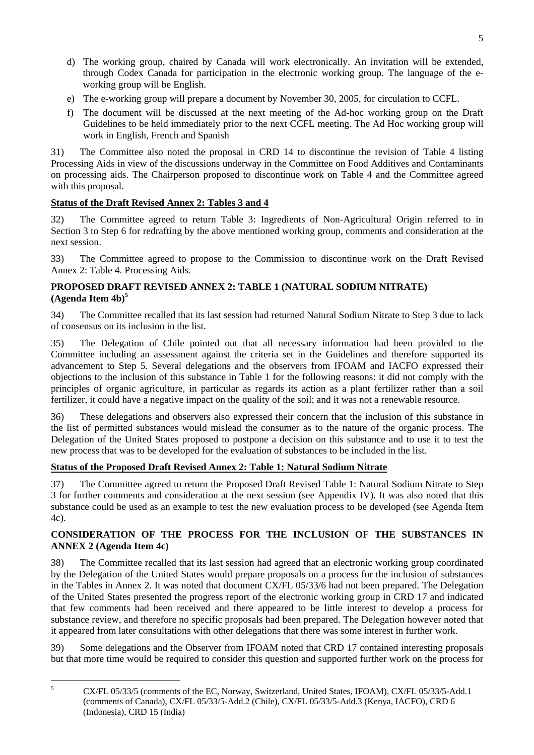d) The working group, chaired by Canada will work electronically. An invitation will be extended, through Codex Canada for participation in the electronic working group. The language of the e-working group will be English.

e) The e-working group will prepare a document by November 30, 2005, for circulation to CCFL.

f) The document will be discussed at the next meeting of the Ad-hoc working group on the Draft Guidelines to be held immediately prior to the next CCFL meeting. The Ad Hoc working group will work in English, French and Spanish

31) The Committee also noted the proposal in CRD 14 to discontinue the revision of Table 4 listing Processing Aids in view of the discussions underway in the Committee on Food Additives and Contaminants on processing aids. The Chairperson proposed to discontinue work on Table 4 and the Committee agreed with this proposal.

**Status of the Draft Revised Annex 2: Tables 3 and 4**

32) The Committee agreed to return Table 3: Ingredients of Non-Agricultural Origin referred to in Section 3 to Step 6 for redrafting by the above mentioned working group, comments and consideration at the next session.

33) The Committee agreed to propose to the Commission to discontinue work on the Draft Revised Annex 2: Table 4. Processing Aids.

## PROPOSED DRAFT REVISED ANNEX 2: TABLE 1 (NATURAL SODIUM NITRATE) (Agenda Item 4b)[5]

34) The Committee recalled that its last session had returned Natural Sodium Nitrate to Step 3 due to lack of consensus on its inclusion in the list.

35) The Delegation of Chile pointed out that all necessary information had been provided to the Committee including an assessment against the criteria set in the Guidelines and therefore supported its advancement to Step 5. Several delegations and the observers from IFOAM and IACFO expressed their objections to the inclusion of this substance in Table 1 for the following reasons: it did not comply with the principles of organic agriculture, in particular as regards its action as a plant fertilizer rather than a soil fertilizer, it could have a negative impact on the quality of the soil; and it was not a renewable resource.

36) These delegations and observers also expressed their concern that the inclusion of this substance in the list of permitted substances would mislead the consumer as to the nature of the organic process. The Delegation of the United States proposed to postpone a decision on this substance and to use it to test the new process that was to be developed for the evaluation of substances to be included in the list.

**Status of the Proposed Draft Revised Annex 2: Table 1: Natural Sodium Nitrate**

37) The Committee agreed to return the Proposed Draft Revised Table 1: Natural Sodium Nitrate to Step 3 for further comments and consideration at the next session (see Appendix IV). It was also noted that this substance could be used as an example to test the new evaluation process to be developed (see Agenda Item 4c).

## CONSIDERATION OF THE PROCESS FOR THE INCLUSION OF THE SUBSTANCES IN ANNEX 2 (Agenda Item 4c)

38) The Committee recalled that its last session had agreed that an electronic working group coordinated by the Delegation of the United States would prepare proposals on a process for the inclusion of substances in the Tables in Annex 2. It was noted that document CX/FL 05/33/6 had not been prepared. The Delegation of the United States presented the progress report of the electronic working group in CRD 17 and indicated that few comments had been received and there appeared to be little interest to develop a process for substance review, and therefore no specific proposals had been prepared. The Delegation however noted that it appeared from later consultations with other delegations that there was some interest in further work.

39) Some delegations and the Observer from IFOAM noted that CRD 17 contained interesting proposals but that more time would be required to consider this question and supported further work on the process for

---

[5] CX/FL 05/33/5 (comments of the EC, Norway, Switzerland, United States, IFOAM), CX/FL 05/33/5-Add.1 (comments of Canada), CX/FL 05/33/5-Add.2 (Chile), CX/FL 05/33/5-Add.3 (Kenya, IACFO), CRD 6 (Indonesia), CRD 15 (India)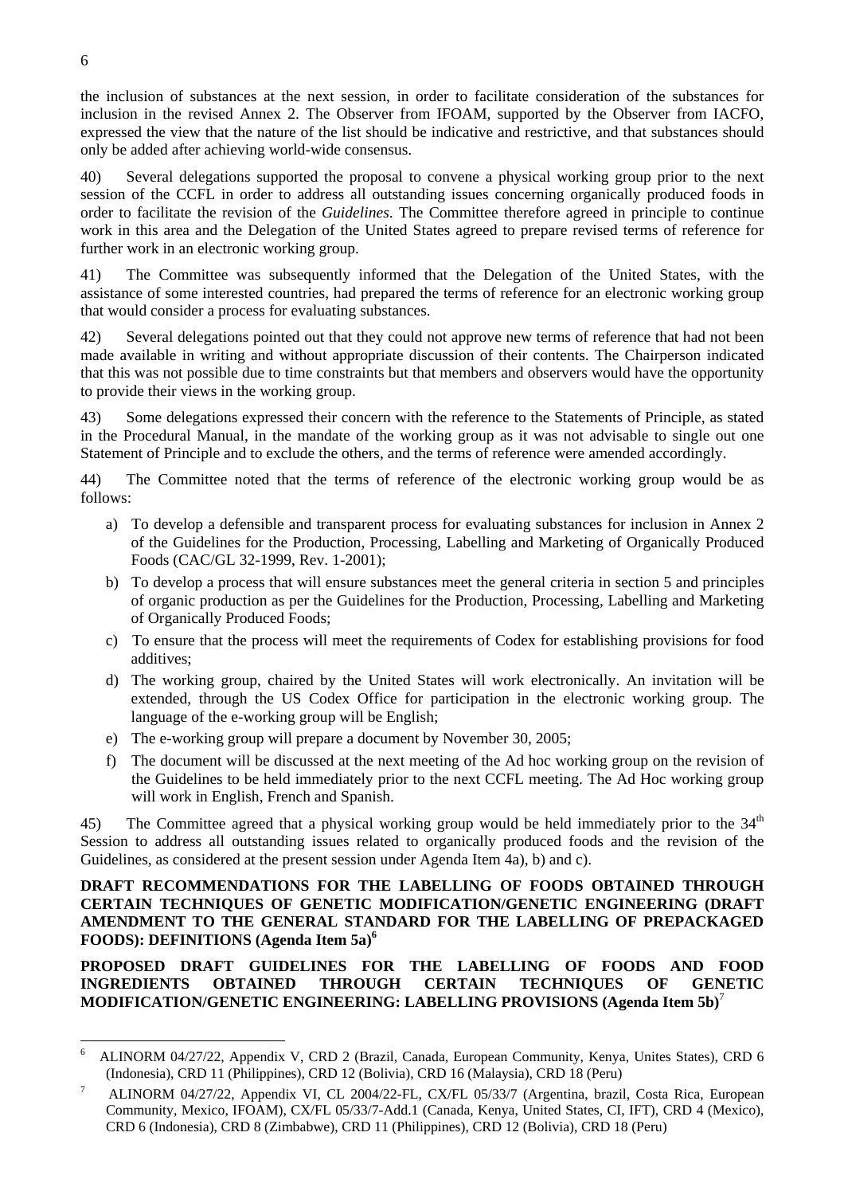the inclusion of substances at the next session, in order to facilitate consideration of the substances for inclusion in the revised Annex 2. The Observer from IFOAM, supported by the Observer from IACFO, expressed the view that the nature of the list should be indicative and restrictive, and that substances should only be added after achieving world-wide consensus.

40) Several delegations supported the proposal to convene a physical working group prior to the next session of the CCFL in order to address all outstanding issues concerning organically produced foods in order to facilitate the revision of the *Guidelines*. The Committee therefore agreed in principle to continue work in this area and the Delegation of the United States agreed to prepare revised terms of reference for further work in an electronic working group.

41) The Committee was subsequently informed that the Delegation of the United States, with the assistance of some interested countries, had prepared the terms of reference for an electronic working group that would consider a process for evaluating substances.

42) Several delegations pointed out that they could not approve new terms of reference that had not been made available in writing and without appropriate discussion of their contents. The Chairperson indicated that this was not possible due to time constraints but that members and observers would have the opportunity to provide their views in the working group.

43) Some delegations expressed their concern with the reference to the Statements of Principle, as stated in the Procedural Manual, in the mandate of the working group as it was not advisable to single out one Statement of Principle and to exclude the others, and the terms of reference were amended accordingly.

44) The Committee noted that the terms of reference of the electronic working group would be as follows:

a) To develop a defensible and transparent process for evaluating substances for inclusion in Annex 2 of the Guidelines for the Production, Processing, Labelling and Marketing of Organically Produced Foods (CAC/GL 32-1999, Rev. 1-2001);

b) To develop a process that will ensure substances meet the general criteria in section 5 and principles of organic production as per the Guidelines for the Production, Processing, Labelling and Marketing of Organically Produced Foods;

c) To ensure that the process will meet the requirements of Codex for establishing provisions for food additives;

d) The working group, chaired by the United States will work electronically. An invitation will be extended, through the US Codex Office for participation in the electronic working group. The language of the e-working group will be English;

e) The e-working group will prepare a document by November 30, 2005;

f) The document will be discussed at the next meeting of the Ad hoc working group on the revision of the Guidelines to be held immediately prior to the next CCFL meeting. The Ad Hoc working group will work in English, French and Spanish.

45) The Committee agreed that a physical working group would be held immediately prior to the 34th Session to address all outstanding issues related to organically produced foods and the revision of the Guidelines, as considered at the present session under Agenda Item 4a), b) and c).

**DRAFT RECOMMENDATIONS FOR THE LABELLING OF FOODS OBTAINED THROUGH CERTAIN TECHNIQUES OF GENETIC MODIFICATION/GENETIC ENGINEERING (DRAFT AMENDMENT TO THE GENERAL STANDARD FOR THE LABELLING OF PREPACKAGED FOODS): DEFINITIONS (Agenda Item 5a)[6]**

**PROPOSED DRAFT GUIDELINES FOR THE LABELLING OF FOODS AND FOOD INGREDIENTS OBTAINED THROUGH CERTAIN TECHNIQUES OF GENETIC MODIFICATION/GENETIC ENGINEERING: LABELLING PROVISIONS (Agenda Item 5b)[7]**

---

[6] ALINORM 04/27/22, Appendix V, CRD 2 (Brazil, Canada, European Community, Kenya, Unites States), CRD 6 (Indonesia), CRD 11 (Philippines), CRD 12 (Bolivia), CRD 16 (Malaysia), CRD 18 (Peru)

[7] ALINORM 04/27/22, Appendix VI, CL 2004/22-FL, CX/FL 05/33/7 (Argentina, brazil, Costa Rica, European Community, Mexico, IFOAM), CX/FL 05/33/7-Add.1 (Canada, Kenya, United States, CI, IFT), CRD 4 (Mexico), CRD 6 (Indonesia), CRD 8 (Zimbabwe), CRD 11 (Philippines), CRD 12 (Bolivia), CRD 18 (Peru)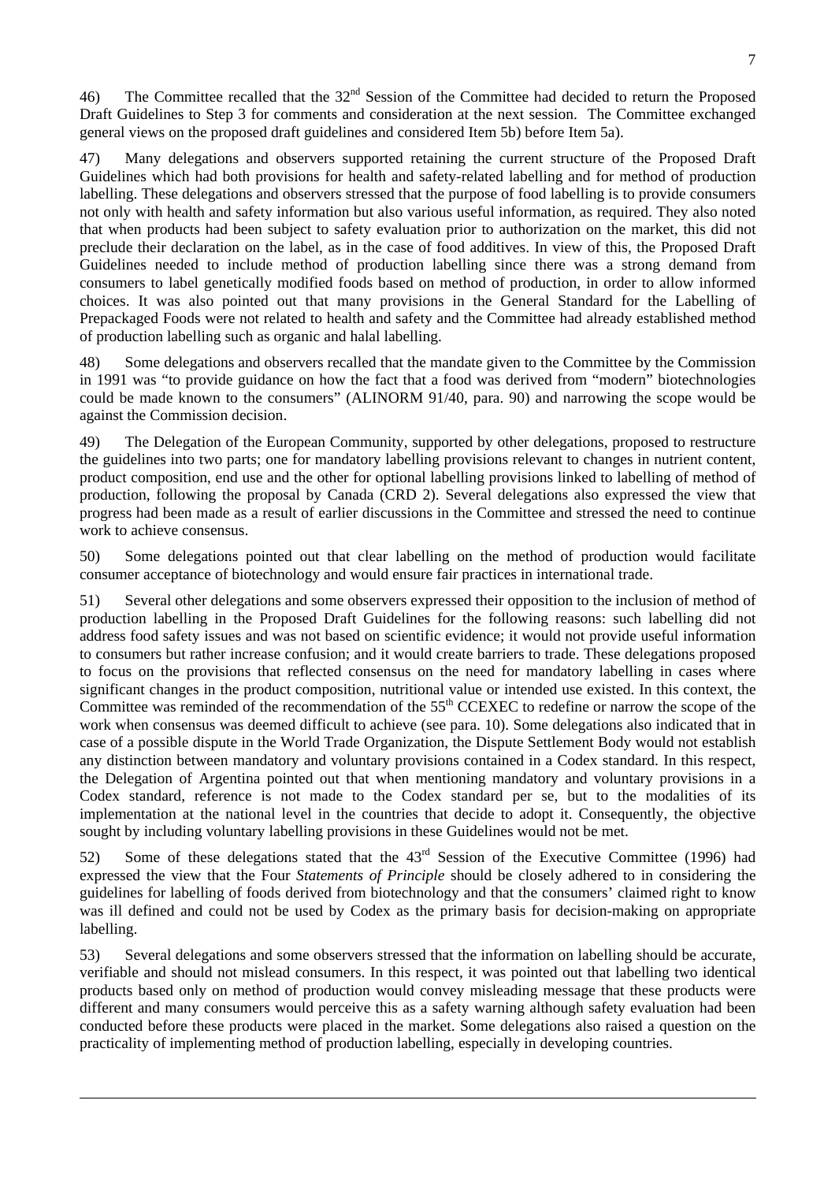46) The Committee recalled that the 32nd Session of the Committee had decided to return the Proposed Draft Guidelines to Step 3 for comments and consideration at the next session. The Committee exchanged general views on the proposed draft guidelines and considered Item 5b) before Item 5a).

47) Many delegations and observers supported retaining the current structure of the Proposed Draft Guidelines which had both provisions for health and safety-related labelling and for method of production labelling. These delegations and observers stressed that the purpose of food labelling is to provide consumers not only with health and safety information but also various useful information, as required. They also noted that when products had been subject to safety evaluation prior to authorization on the market, this did not preclude their declaration on the label, as in the case of food additives. In view of this, the Proposed Draft Guidelines needed to include method of production labelling since there was a strong demand from consumers to label genetically modified foods based on method of production, in order to allow informed choices. It was also pointed out that many provisions in the General Standard for the Labelling of Prepackaged Foods were not related to health and safety and the Committee had already established method of production labelling such as organic and halal labelling.

48) Some delegations and observers recalled that the mandate given to the Committee by the Commission in 1991 was "to provide guidance on how the fact that a food was derived from "modern" biotechnologies could be made known to the consumers" (ALINORM 91/40, para. 90) and narrowing the scope would be against the Commission decision.

49) The Delegation of the European Community, supported by other delegations, proposed to restructure the guidelines into two parts; one for mandatory labelling provisions relevant to changes in nutrient content, product composition, end use and the other for optional labelling provisions linked to labelling of method of production, following the proposal by Canada (CRD 2). Several delegations also expressed the view that progress had been made as a result of earlier discussions in the Committee and stressed the need to continue work to achieve consensus.

50) Some delegations pointed out that clear labelling on the method of production would facilitate consumer acceptance of biotechnology and would ensure fair practices in international trade.

51) Several other delegations and some observers expressed their opposition to the inclusion of method of production labelling in the Proposed Draft Guidelines for the following reasons: such labelling did not address food safety issues and was not based on scientific evidence; it would not provide useful information to consumers but rather increase confusion; and it would create barriers to trade. These delegations proposed to focus on the provisions that reflected consensus on the need for mandatory labelling in cases where significant changes in the product composition, nutritional value or intended use existed. In this context, the Committee was reminded of the recommendation of the 55th CCEXEC to redefine or narrow the scope of the work when consensus was deemed difficult to achieve (see para. 10). Some delegations also indicated that in case of a possible dispute in the World Trade Organization, the Dispute Settlement Body would not establish any distinction between mandatory and voluntary provisions contained in a Codex standard. In this respect, the Delegation of Argentina pointed out that when mentioning mandatory and voluntary provisions in a Codex standard, reference is not made to the Codex standard per se, but to the modalities of its implementation at the national level in the countries that decide to adopt it. Consequently, the objective sought by including voluntary labelling provisions in these Guidelines would not be met.

52) Some of these delegations stated that the 43rd Session of the Executive Committee (1996) had expressed the view that the Four *Statements of Principle* should be closely adhered to in considering the guidelines for labelling of foods derived from biotechnology and that the consumers' claimed right to know was ill defined and could not be used by Codex as the primary basis for decision-making on appropriate labelling.

53) Several delegations and some observers stressed that the information on labelling should be accurate, verifiable and should not mislead consumers. In this respect, it was pointed out that labelling two identical products based only on method of production would convey misleading message that these products were different and many consumers would perceive this as a safety warning although safety evaluation had been conducted before these products were placed in the market. Some delegations also raised a question on the practicality of implementing method of production labelling, especially in developing countries.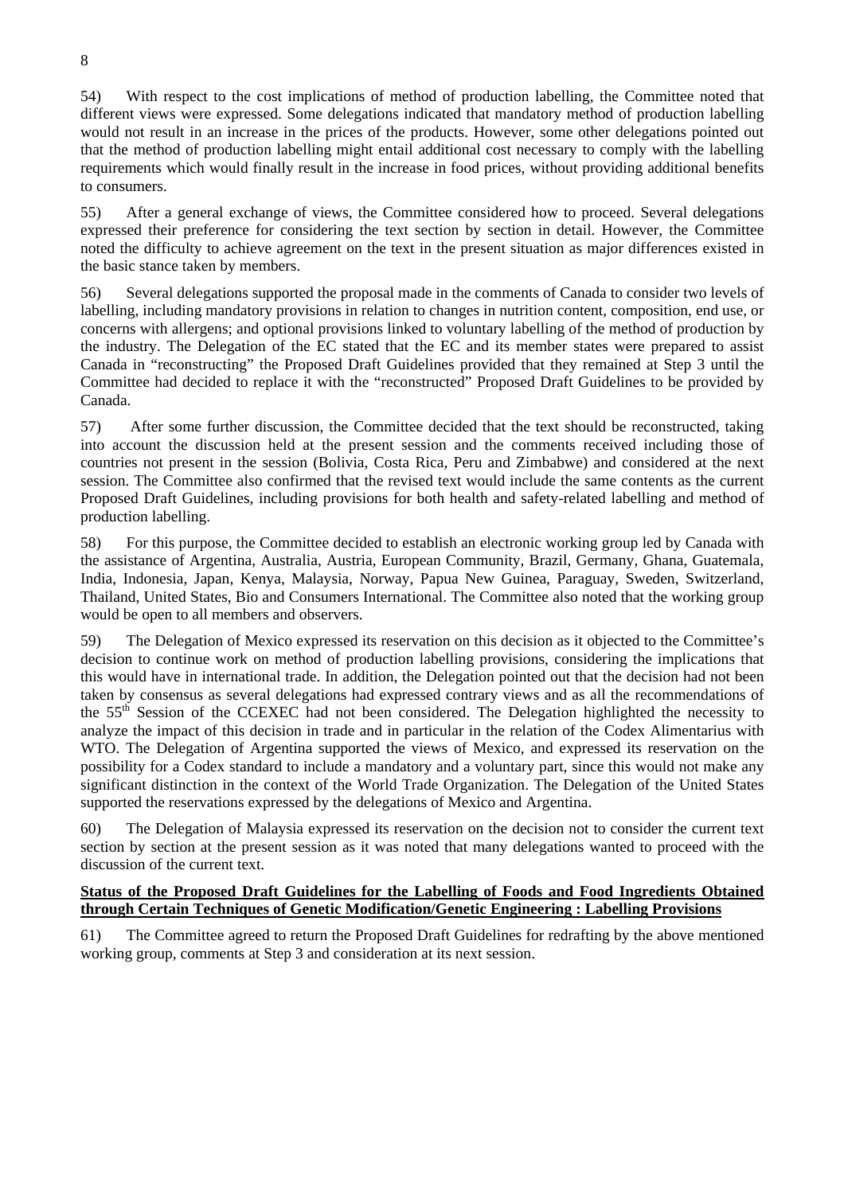54) With respect to the cost implications of method of production labelling, the Committee noted that different views were expressed. Some delegations indicated that mandatory method of production labelling would not result in an increase in the prices of the products. However, some other delegations pointed out that the method of production labelling might entail additional cost necessary to comply with the labelling requirements which would finally result in the increase in food prices, without providing additional benefits to consumers.

55) After a general exchange of views, the Committee considered how to proceed. Several delegations expressed their preference for considering the text section by section in detail. However, the Committee noted the difficulty to achieve agreement on the text in the present situation as major differences existed in the basic stance taken by members.

56) Several delegations supported the proposal made in the comments of Canada to consider two levels of labelling, including mandatory provisions in relation to changes in nutrition content, composition, end use, or concerns with allergens; and optional provisions linked to voluntary labelling of the method of production by the industry. The Delegation of the EC stated that the EC and its member states were prepared to assist Canada in "reconstructing" the Proposed Draft Guidelines provided that they remained at Step 3 until the Committee had decided to replace it with the "reconstructed" Proposed Draft Guidelines to be provided by Canada.

57) After some further discussion, the Committee decided that the text should be reconstructed, taking into account the discussion held at the present session and the comments received including those of countries not present in the session (Bolivia, Costa Rica, Peru and Zimbabwe) and considered at the next session. The Committee also confirmed that the revised text would include the same contents as the current Proposed Draft Guidelines, including provisions for both health and safety-related labelling and method of production labelling.

58) For this purpose, the Committee decided to establish an electronic working group led by Canada with the assistance of Argentina, Australia, Austria, European Community, Brazil, Germany, Ghana, Guatemala, India, Indonesia, Japan, Kenya, Malaysia, Norway, Papua New Guinea, Paraguay, Sweden, Switzerland, Thailand, United States, Bio and Consumers International. The Committee also noted that the working group would be open to all members and observers.

59) The Delegation of Mexico expressed its reservation on this decision as it objected to the Committee's decision to continue work on method of production labelling provisions, considering the implications that this would have in international trade. In addition, the Delegation pointed out that the decision had not been taken by consensus as several delegations had expressed contrary views and as all the recommendations of the 55th Session of the CCEXEC had not been considered. The Delegation highlighted the necessity to analyze the impact of this decision in trade and in particular in the relation of the Codex Alimentarius with WTO. The Delegation of Argentina supported the views of Mexico, and expressed its reservation on the possibility for a Codex standard to include a mandatory and a voluntary part, since this would not make any significant distinction in the context of the World Trade Organization. The Delegation of the United States supported the reservations expressed by the delegations of Mexico and Argentina.

60) The Delegation of Malaysia expressed its reservation on the decision not to consider the current text section by section at the present session as it was noted that many delegations wanted to proceed with the discussion of the current text.

**Status of the Proposed Draft Guidelines for the Labelling of Foods and Food Ingredients Obtained through Certain Techniques of Genetic Modification/Genetic Engineering : Labelling Provisions**

61) The Committee agreed to return the Proposed Draft Guidelines for redrafting by the above mentioned working group, comments at Step 3 and consideration at its next session.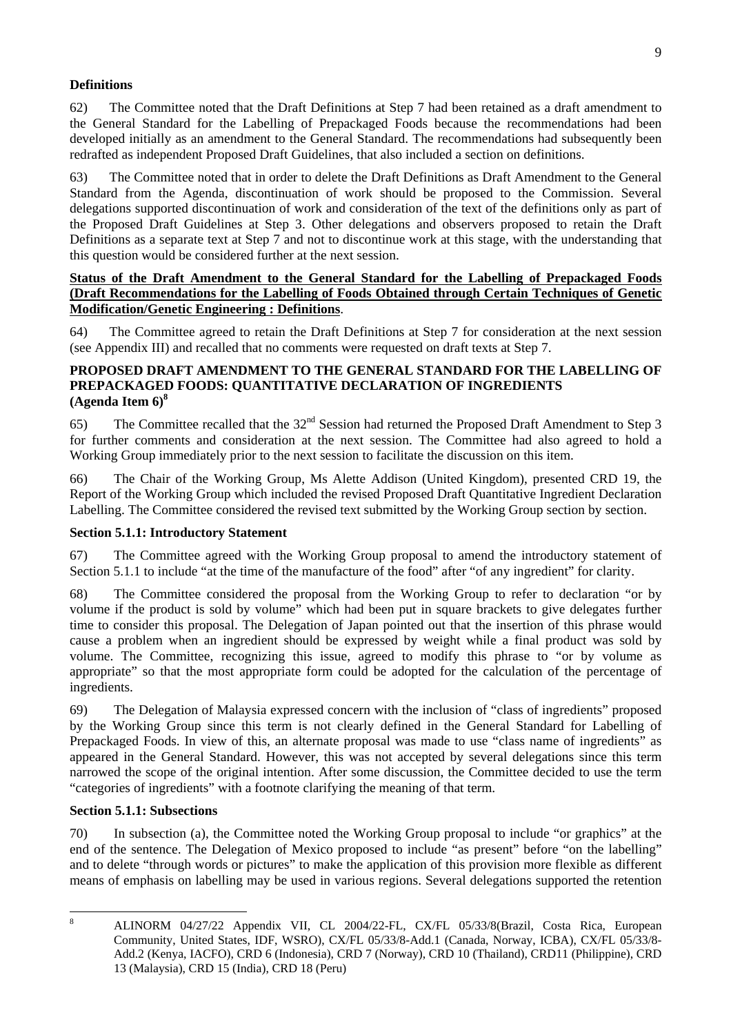**Definitions**

62) The Committee noted that the Draft Definitions at Step 7 had been retained as a draft amendment to the General Standard for the Labelling of Prepackaged Foods because the recommendations had been developed initially as an amendment to the General Standard. The recommendations had subsequently been redrafted as independent Proposed Draft Guidelines, that also included a section on definitions.

63) The Committee noted that in order to delete the Draft Definitions as Draft Amendment to the General Standard from the Agenda, discontinuation of work should be proposed to the Commission. Several delegations supported discontinuation of work and consideration of the text of the definitions only as part of the Proposed Draft Guidelines at Step 3. Other delegations and observers proposed to retain the Draft Definitions as a separate text at Step 7 and not to discontinue work at this stage, with the understanding that this question would be considered further at the next session.

**Status of the Draft Amendment to the General Standard for the Labelling of Prepackaged Foods (Draft Recommendations for the Labelling of Foods Obtained through Certain Techniques of Genetic Modification/Genetic Engineering : Definitions**.

64) The Committee agreed to retain the Draft Definitions at Step 7 for consideration at the next session (see Appendix III) and recalled that no comments were requested on draft texts at Step 7.

## PROPOSED DRAFT AMENDMENT TO THE GENERAL STANDARD FOR THE LABELLING OF PREPACKAGED FOODS: QUANTITATIVE DECLARATION OF INGREDIENTS (Agenda Item 6)[8]

65) The Committee recalled that the 32nd Session had returned the Proposed Draft Amendment to Step 3 for further comments and consideration at the next session. The Committee had also agreed to hold a Working Group immediately prior to the next session to facilitate the discussion on this item.

66) The Chair of the Working Group, Ms Alette Addison (United Kingdom), presented CRD 19, the Report of the Working Group which included the revised Proposed Draft Quantitative Ingredient Declaration Labelling. The Committee considered the revised text submitted by the Working Group section by section.

**Section 5.1.1: Introductory Statement**

67) The Committee agreed with the Working Group proposal to amend the introductory statement of Section 5.1.1 to include "at the time of the manufacture of the food" after "of any ingredient" for clarity.

68) The Committee considered the proposal from the Working Group to refer to declaration "or by volume if the product is sold by volume" which had been put in square brackets to give delegates further time to consider this proposal. The Delegation of Japan pointed out that the insertion of this phrase would cause a problem when an ingredient should be expressed by weight while a final product was sold by volume. The Committee, recognizing this issue, agreed to modify this phrase to "or by volume as appropriate" so that the most appropriate form could be adopted for the calculation of the percentage of ingredients.

69) The Delegation of Malaysia expressed concern with the inclusion of "class of ingredients" proposed by the Working Group since this term is not clearly defined in the General Standard for Labelling of Prepackaged Foods. In view of this, an alternate proposal was made to use "class name of ingredients" as appeared in the General Standard. However, this was not accepted by several delegations since this term narrowed the scope of the original intention. After some discussion, the Committee decided to use the term "categories of ingredients" with a footnote clarifying the meaning of that term.

**Section 5.1.1: Subsections**

70) In subsection (a), the Committee noted the Working Group proposal to include "or graphics" at the end of the sentence. The Delegation of Mexico proposed to include "as present" before "on the labelling" and to delete "through words or pictures" to make the application of this provision more flexible as different means of emphasis on labelling may be used in various regions. Several delegations supported the retention

---

[8] ALINORM 04/27/22 Appendix VII, CL 2004/22-FL, CX/FL 05/33/8(Brazil, Costa Rica, European Community, United States, IDF, WSRO), CX/FL 05/33/8-Add.1 (Canada, Norway, ICBA), CX/FL 05/33/8-Add.2 (Kenya, IACFO), CRD 6 (Indonesia), CRD 7 (Norway), CRD 10 (Thailand), CRD11 (Philippine), CRD 13 (Malaysia), CRD 15 (India), CRD 18 (Peru)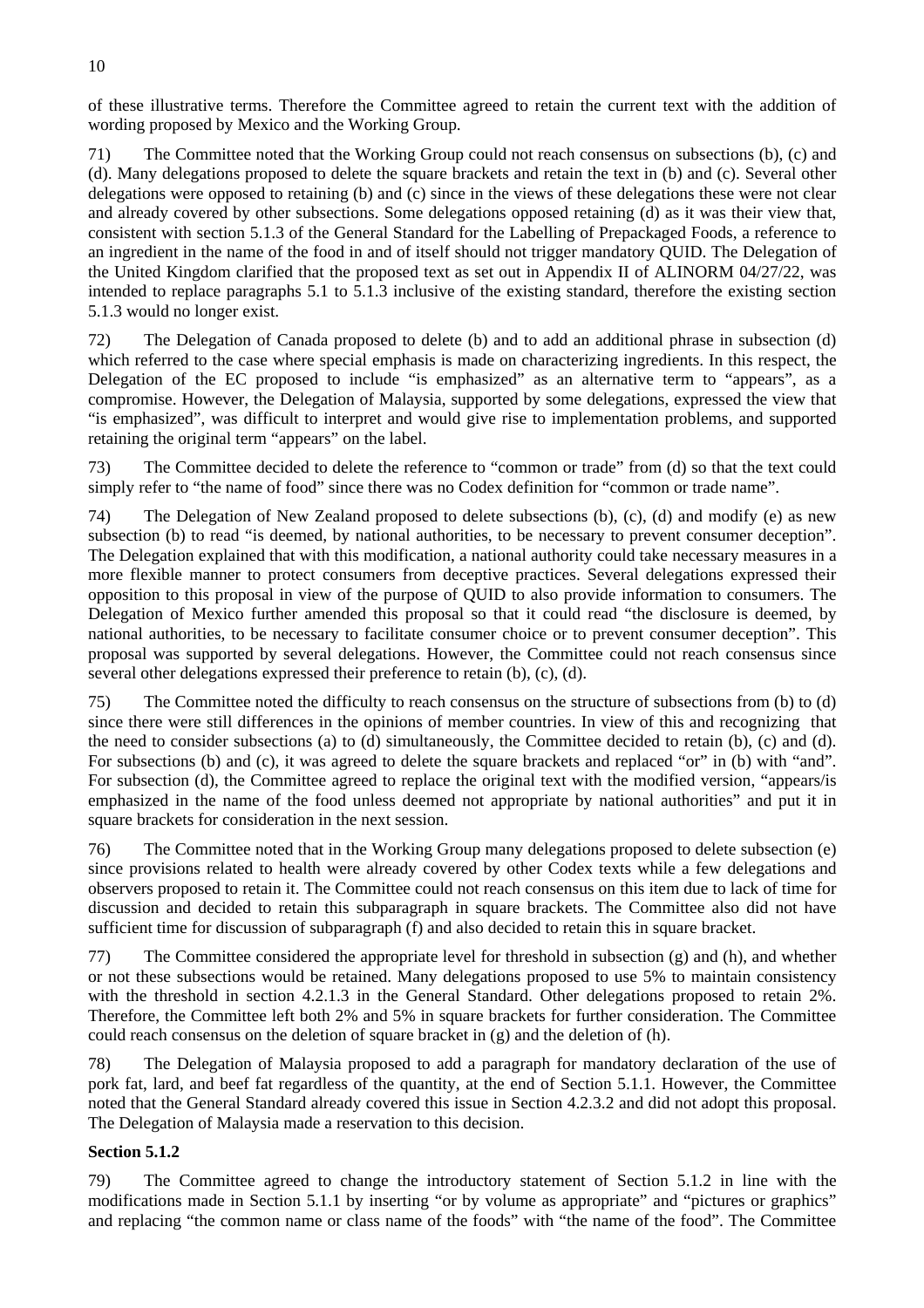of these illustrative terms. Therefore the Committee agreed to retain the current text with the addition of wording proposed by Mexico and the Working Group.

71) The Committee noted that the Working Group could not reach consensus on subsections (b), (c) and (d). Many delegations proposed to delete the square brackets and retain the text in (b) and (c). Several other delegations were opposed to retaining (b) and (c) since in the views of these delegations these were not clear and already covered by other subsections. Some delegations opposed retaining (d) as it was their view that, consistent with section 5.1.3 of the General Standard for the Labelling of Prepackaged Foods, a reference to an ingredient in the name of the food in and of itself should not trigger mandatory QUID. The Delegation of the United Kingdom clarified that the proposed text as set out in Appendix II of ALINORM 04/27/22, was intended to replace paragraphs 5.1 to 5.1.3 inclusive of the existing standard, therefore the existing section 5.1.3 would no longer exist.

72) The Delegation of Canada proposed to delete (b) and to add an additional phrase in subsection (d) which referred to the case where special emphasis is made on characterizing ingredients. In this respect, the Delegation of the EC proposed to include "is emphasized" as an alternative term to "appears", as a compromise. However, the Delegation of Malaysia, supported by some delegations, expressed the view that "is emphasized", was difficult to interpret and would give rise to implementation problems, and supported retaining the original term "appears" on the label.

73) The Committee decided to delete the reference to "common or trade" from (d) so that the text could simply refer to "the name of food" since there was no Codex definition for "common or trade name".

74) The Delegation of New Zealand proposed to delete subsections (b), (c), (d) and modify (e) as new subsection (b) to read "is deemed, by national authorities, to be necessary to prevent consumer deception". The Delegation explained that with this modification, a national authority could take necessary measures in a more flexible manner to protect consumers from deceptive practices. Several delegations expressed their opposition to this proposal in view of the purpose of QUID to also provide information to consumers. The Delegation of Mexico further amended this proposal so that it could read "the disclosure is deemed, by national authorities, to be necessary to facilitate consumer choice or to prevent consumer deception". This proposal was supported by several delegations. However, the Committee could not reach consensus since several other delegations expressed their preference to retain (b), (c), (d).

75) The Committee noted the difficulty to reach consensus on the structure of subsections from (b) to (d) since there were still differences in the opinions of member countries. In view of this and recognizing that the need to consider subsections (a) to (d) simultaneously, the Committee decided to retain (b), (c) and (d). For subsections (b) and (c), it was agreed to delete the square brackets and replaced "or" in (b) with "and". For subsection (d), the Committee agreed to replace the original text with the modified version, "appears/is emphasized in the name of the food unless deemed not appropriate by national authorities" and put it in square brackets for consideration in the next session.

76) The Committee noted that in the Working Group many delegations proposed to delete subsection (e) since provisions related to health were already covered by other Codex texts while a few delegations and observers proposed to retain it. The Committee could not reach consensus on this item due to lack of time for discussion and decided to retain this subparagraph in square brackets. The Committee also did not have sufficient time for discussion of subparagraph (f) and also decided to retain this in square bracket.

77) The Committee considered the appropriate level for threshold in subsection (g) and (h), and whether or not these subsections would be retained. Many delegations proposed to use 5% to maintain consistency with the threshold in section 4.2.1.3 in the General Standard. Other delegations proposed to retain 2%. Therefore, the Committee left both 2% and 5% in square brackets for further consideration. The Committee could reach consensus on the deletion of square bracket in (g) and the deletion of (h).

78) The Delegation of Malaysia proposed to add a paragraph for mandatory declaration of the use of pork fat, lard, and beef fat regardless of the quantity, at the end of Section 5.1.1. However, the Committee noted that the General Standard already covered this issue in Section 4.2.3.2 and did not adopt this proposal. The Delegation of Malaysia made a reservation to this decision.

**Section 5.1.2**

79) The Committee agreed to change the introductory statement of Section 5.1.2 in line with the modifications made in Section 5.1.1 by inserting "or by volume as appropriate" and "pictures or graphics" and replacing "the common name or class name of the foods" with "the name of the food". The Committee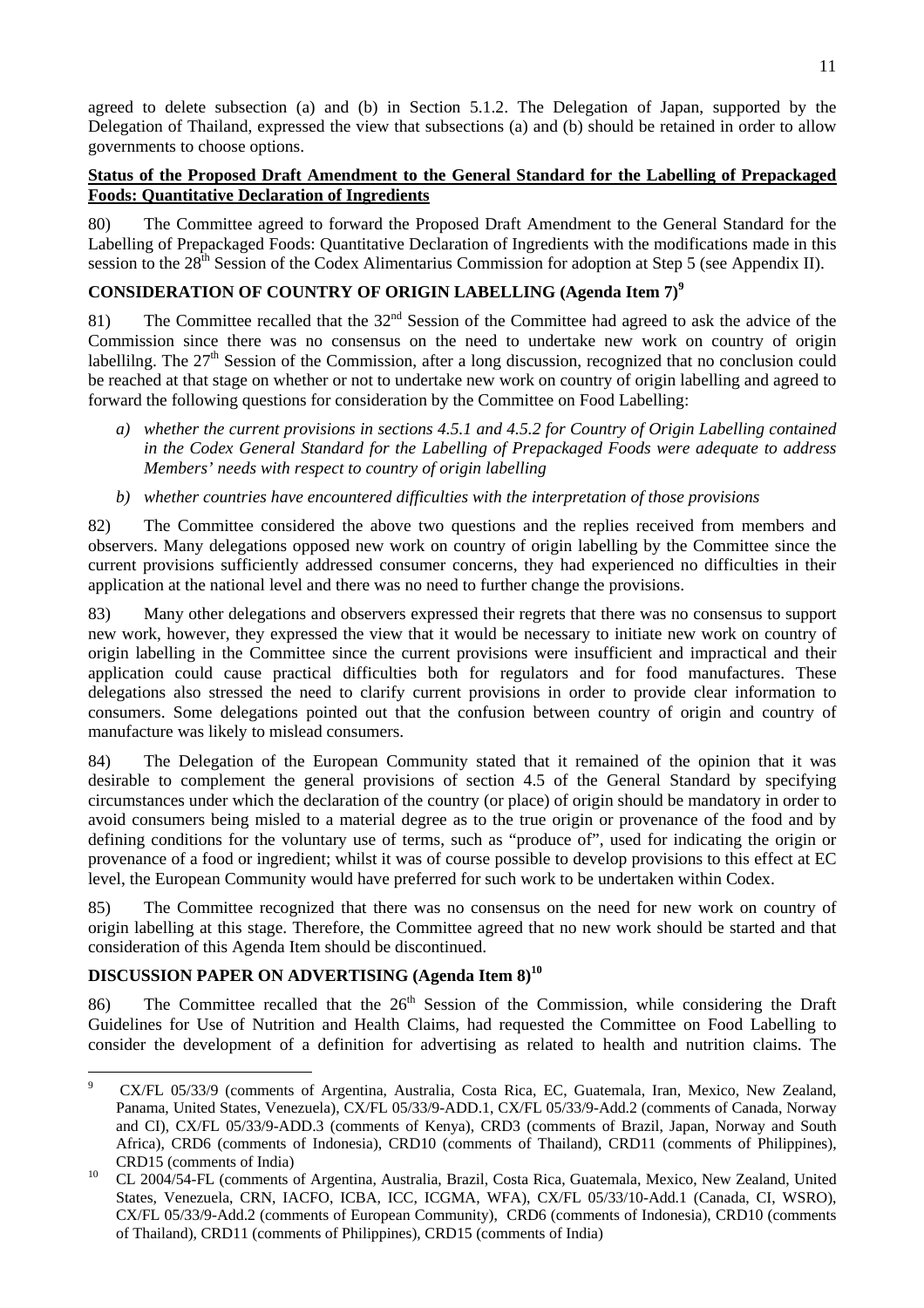agreed to delete subsection (a) and (b) in Section 5.1.2. The Delegation of Japan, supported by the Delegation of Thailand, expressed the view that subsections (a) and (b) should be retained in order to allow governments to choose options.

**Status of the Proposed Draft Amendment to the General Standard for the Labelling of Prepackaged Foods: Quantitative Declaration of Ingredients**

80) The Committee agreed to forward the Proposed Draft Amendment to the General Standard for the Labelling of Prepackaged Foods: Quantitative Declaration of Ingredients with the modifications made in this session to the 28th Session of the Codex Alimentarius Commission for adoption at Step 5 (see Appendix II).

## CONSIDERATION OF COUNTRY OF ORIGIN LABELLING (Agenda Item 7)[9]

81) The Committee recalled that the 32nd Session of the Committee had agreed to ask the advice of the Commission since there was no consensus on the need to undertake new work on country of origin labelliing. The 27th Session of the Commission, after a long discussion, recognized that no conclusion could be reached at that stage on whether or not to undertake new work on country of origin labelling and agreed to forward the following questions for consideration by the Committee on Food Labelling:

*a) whether the current provisions in sections 4.5.1 and 4.5.2 for Country of Origin Labelling contained in the Codex General Standard for the Labelling of Prepackaged Foods were adequate to address Members' needs with respect to country of origin labelling*

*b) whether countries have encountered difficulties with the interpretation of those provisions*

82) The Committee considered the above two questions and the replies received from members and observers. Many delegations opposed new work on country of origin labelling by the Committee since the current provisions sufficiently addressed consumer concerns, they had experienced no difficulties in their application at the national level and there was no need to further change the provisions.

83) Many other delegations and observers expressed their regrets that there was no consensus to support new work, however, they expressed the view that it would be necessary to initiate new work on country of origin labelling in the Committee since the current provisions were insufficient and impractical and their application could cause practical difficulties both for regulators and for food manufactures. These delegations also stressed the need to clarify current provisions in order to provide clear information to consumers. Some delegations pointed out that the confusion between country of origin and country of manufacture was likely to mislead consumers.

84) The Delegation of the European Community stated that it remained of the opinion that it was desirable to complement the general provisions of section 4.5 of the General Standard by specifying circumstances under which the declaration of the country (or place) of origin should be mandatory in order to avoid consumers being misled to a material degree as to the true origin or provenance of the food and by defining conditions for the voluntary use of terms, such as "produce of", used for indicating the origin or provenance of a food or ingredient; whilst it was of course possible to develop provisions to this effect at EC level, the European Community would have preferred for such work to be undertaken within Codex.

85) The Committee recognized that there was no consensus on the need for new work on country of origin labelling at this stage. Therefore, the Committee agreed that no new work should be started and that consideration of this Agenda Item should be discontinued.

## DISCUSSION PAPER ON ADVERTISING (Agenda Item 8)[10]

86) The Committee recalled that the 26th Session of the Commission, while considering the Draft Guidelines for Use of Nutrition and Health Claims, had requested the Committee on Food Labelling to consider the development of a definition for advertising as related to health and nutrition claims. The

---

[9] CX/FL 05/33/9 (comments of Argentina, Australia, Costa Rica, EC, Guatemala, Iran, Mexico, New Zealand, Panama, United States, Venezuela), CX/FL 05/33/9-ADD.1, CX/FL 05/33/9-Add.2 (comments of Canada, Norway and CI), CX/FL 05/33/9-ADD.3 (comments of Kenya), CRD3 (comments of Brazil, Japan, Norway and South Africa), CRD6 (comments of Indonesia), CRD10 (comments of Thailand), CRD11 (comments of Philippines), CRD15 (comments of India)

[10] CL 2004/54-FL (comments of Argentina, Australia, Brazil, Costa Rica, Guatemala, Mexico, New Zealand, United States, Venezuela, CRN, IACFO, ICBA, ICC, ICGMA, WFA), CX/FL 05/33/10-Add.1 (Canada, CI, WSRO), CX/FL 05/33/9-Add.2 (comments of European Community), CRD6 (comments of Indonesia), CRD10 (comments of Thailand), CRD11 (comments of Philippines), CRD15 (comments of India)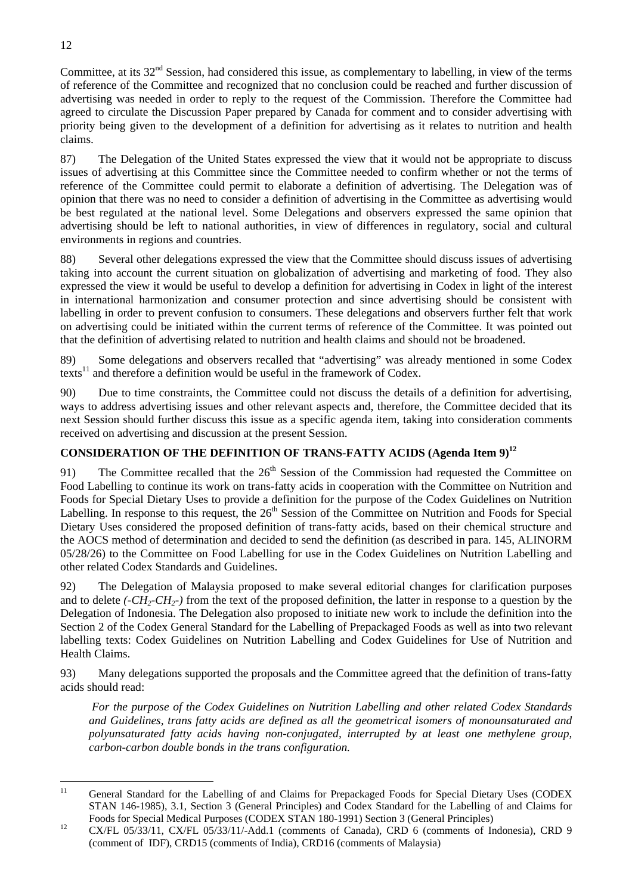Committee, at its 32nd Session, had considered this issue, as complementary to labelling, in view of the terms of reference of the Committee and recognized that no conclusion could be reached and further discussion of advertising was needed in order to reply to the request of the Commission. Therefore the Committee had agreed to circulate the Discussion Paper prepared by Canada for comment and to consider advertising with priority being given to the development of a definition for advertising as it relates to nutrition and health claims.

87) The Delegation of the United States expressed the view that it would not be appropriate to discuss issues of advertising at this Committee since the Committee needed to confirm whether or not the terms of reference of the Committee could permit to elaborate a definition of advertising. The Delegation was of opinion that there was no need to consider a definition of advertising in the Committee as advertising would be best regulated at the national level. Some Delegations and observers expressed the same opinion that advertising should be left to national authorities, in view of differences in regulatory, social and cultural environments in regions and countries.

88) Several other delegations expressed the view that the Committee should discuss issues of advertising taking into account the current situation on globalization of advertising and marketing of food. They also expressed the view it would be useful to develop a definition for advertising in Codex in light of the interest in international harmonization and consumer protection and since advertising should be consistent with labelling in order to prevent confusion to consumers. These delegations and observers further felt that work on advertising could be initiated within the current terms of reference of the Committee. It was pointed out that the definition of advertising related to nutrition and health claims and should not be broadened.

89) Some delegations and observers recalled that "advertising" was already mentioned in some Codex texts[11] and therefore a definition would be useful in the framework of Codex.

90) Due to time constraints, the Committee could not discuss the details of a definition for advertising, ways to address advertising issues and other relevant aspects and, therefore, the Committee decided that its next Session should further discuss this issue as a specific agenda item, taking into consideration comments received on advertising and discussion at the present Session.

## CONSIDERATION OF THE DEFINITION OF TRANS-FATTY ACIDS (Agenda Item 9)[12]

91) The Committee recalled that the 26th Session of the Commission had requested the Committee on Food Labelling to continue its work on trans-fatty acids in cooperation with the Committee on Nutrition and Foods for Special Dietary Uses to provide a definition for the purpose of the Codex Guidelines on Nutrition Labelling. In response to this request, the 26th Session of the Committee on Nutrition and Foods for Special Dietary Uses considered the proposed definition of trans-fatty acids, based on their chemical structure and the AOCS method of determination and decided to send the definition (as described in para. 145, ALINORM 05/28/26) to the Committee on Food Labelling for use in the Codex Guidelines on Nutrition Labelling and other related Codex Standards and Guidelines.

92) The Delegation of Malaysia proposed to make several editorial changes for clarification purposes and to delete *($-CH_2-CH_2-$)* from the text of the proposed definition, the latter in response to a question by the Delegation of Indonesia. The Delegation also proposed to initiate new work to include the definition into the Section 2 of the Codex General Standard for the Labelling of Prepackaged Foods as well as into two relevant labelling texts: Codex Guidelines on Nutrition Labelling and Codex Guidelines for Use of Nutrition and Health Claims.

93) Many delegations supported the proposals and the Committee agreed that the definition of trans-fatty acids should read:

*For the purpose of the Codex Guidelines on Nutrition Labelling and other related Codex Standards and Guidelines, trans fatty acids are defined as all the geometrical isomers of monounsaturated and polyunsaturated fatty acids having non-conjugated, interrupted by at least one methylene group, carbon-carbon double bonds in the trans configuration.*

---

[11] General Standard for the Labelling of and Claims for Prepackaged Foods for Special Dietary Uses (CODEX STAN 146-1985), 3.1, Section 3 (General Principles) and Codex Standard for the Labelling of and Claims for Foods for Special Medical Purposes (CODEX STAN 180-1991) Section 3 (General Principles)

[12] CX/FL 05/33/11, CX/FL 05/33/11/-Add.1 (comments of Canada), CRD 6 (comments of Indonesia), CRD 9 (comment of IDF), CRD15 (comments of India), CRD16 (comments of Malaysia)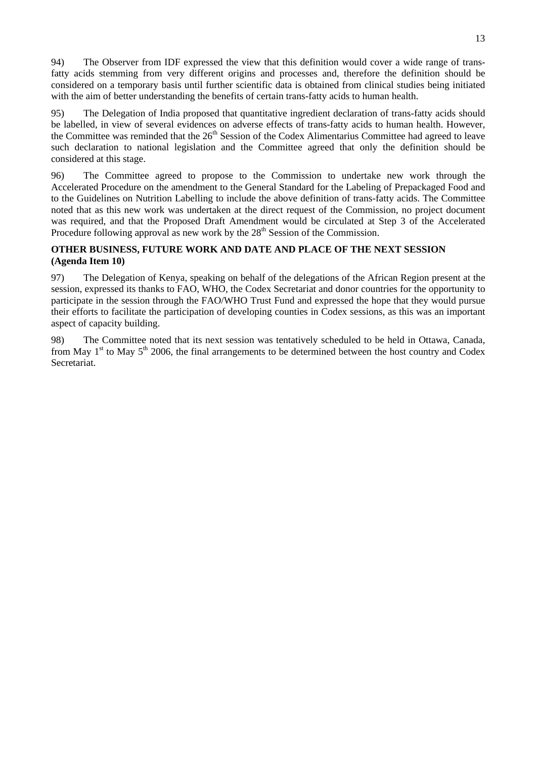94) The Observer from IDF expressed the view that this definition would cover a wide range of trans-fatty acids stemming from very different origins and processes and, therefore the definition should be considered on a temporary basis until further scientific data is obtained from clinical studies being initiated with the aim of better understanding the benefits of certain trans-fatty acids to human health.

95) The Delegation of India proposed that quantitative ingredient declaration of trans-fatty acids should be labelled, in view of several evidences on adverse effects of trans-fatty acids to human health. However, the Committee was reminded that the 26th Session of the Codex Alimentarius Committee had agreed to leave such declaration to national legislation and the Committee agreed that only the definition should be considered at this stage.

96) The Committee agreed to propose to the Commission to undertake new work through the Accelerated Procedure on the amendment to the General Standard for the Labeling of Prepackaged Food and to the Guidelines on Nutrition Labelling to include the above definition of trans-fatty acids. The Committee noted that as this new work was undertaken at the direct request of the Commission, no project document was required, and that the Proposed Draft Amendment would be circulated at Step 3 of the Accelerated Procedure following approval as new work by the 28th Session of the Commission.

**OTHER BUSINESS, FUTURE WORK AND DATE AND PLACE OF THE NEXT SESSION (Agenda Item 10)**

97) The Delegation of Kenya, speaking on behalf of the delegations of the African Region present at the session, expressed its thanks to FAO, WHO, the Codex Secretariat and donor countries for the opportunity to participate in the session through the FAO/WHO Trust Fund and expressed the hope that they would pursue their efforts to facilitate the participation of developing counties in Codex sessions, as this was an important aspect of capacity building.

98) The Committee noted that its next session was tentatively scheduled to be held in Ottawa, Canada, from May 1st to May 5th 2006, the final arrangements to be determined between the host country and Codex Secretariat.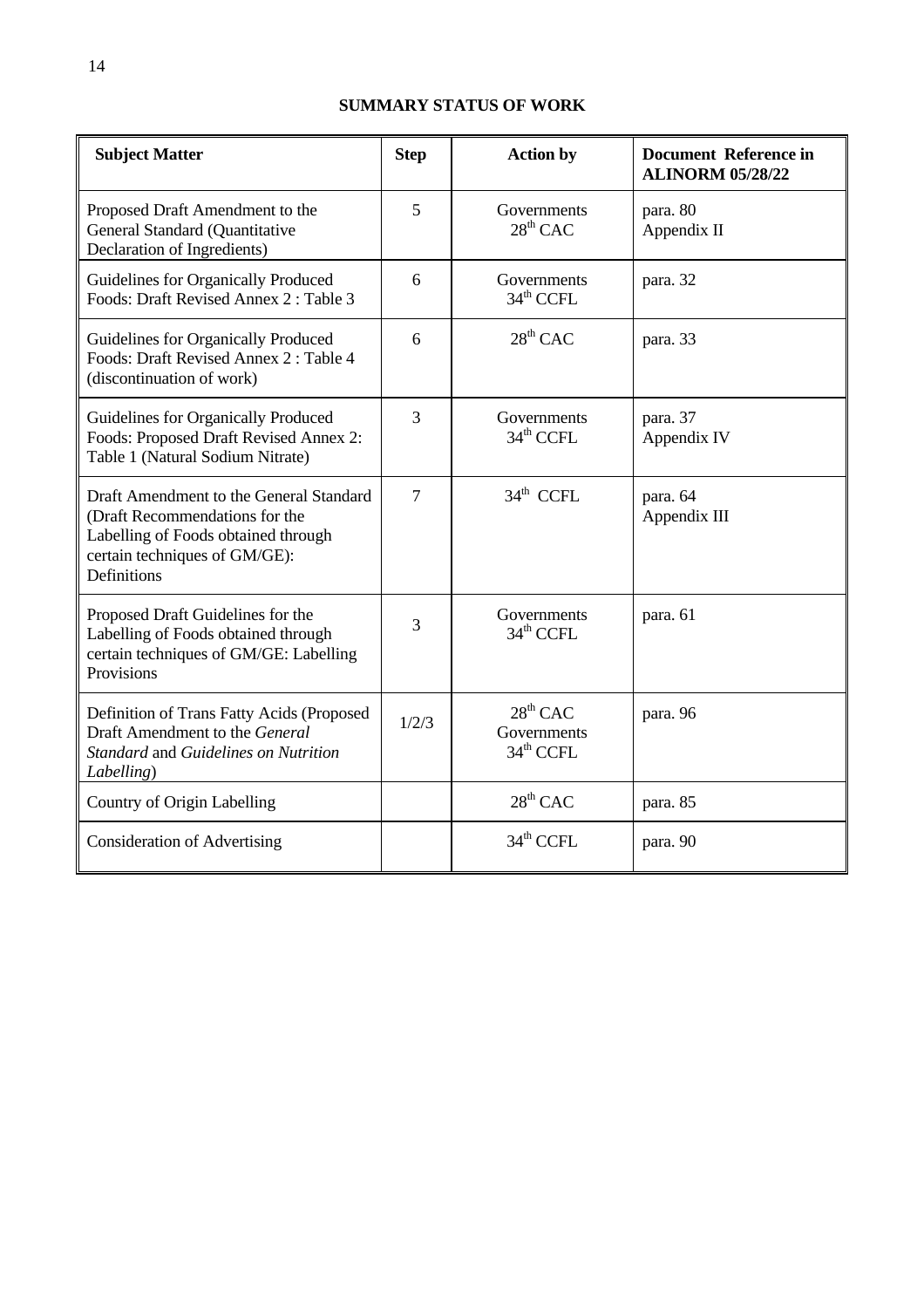**SUMMARY STATUS OF WORK**

| Subject Matter | Step | Action by | Document Reference in ALINORM 05/28/22 |
|---|---|---|---|
| Proposed Draft Amendment to the General Standard (Quantitative Declaration of Ingredients) | 5 | Governments<br>28th CAC | para. 80<br>Appendix II |
| Guidelines for Organically Produced Foods: Draft Revised Annex 2 : Table 3 | 6 | Governments<br>34th CCFL | para. 32 |
| Guidelines for Organically Produced Foods: Draft Revised Annex 2 : Table 4 (discontinuation of work) | 6 | 28th CAC | para. 33 |
| Guidelines for Organically Produced Foods: Proposed Draft Revised Annex 2: Table 1 (Natural Sodium Nitrate) | 3 | Governments<br>34th CCFL | para. 37<br>Appendix IV |
| Draft Amendment to the General Standard (Draft Recommendations for the Labelling of Foods obtained through certain techniques of GM/GE): Definitions | 7 | 34th CCFL | para. 64<br>Appendix III |
| Proposed Draft Guidelines for the Labelling of Foods obtained through certain techniques of GM/GE: Labelling Provisions | 3 | Governments<br>34th CCFL | para. 61 |
| Definition of Trans Fatty Acids (Proposed Draft Amendment to the *General Standard* and *Guidelines on Nutrition Labelling*) | 1/2/3 | 28th CAC<br>Governments<br>34th CCFL | para. 96 |
| Country of Origin Labelling | | 28th CAC | para. 85 |
| Consideration of Advertising | | 34th CCFL | para. 90 |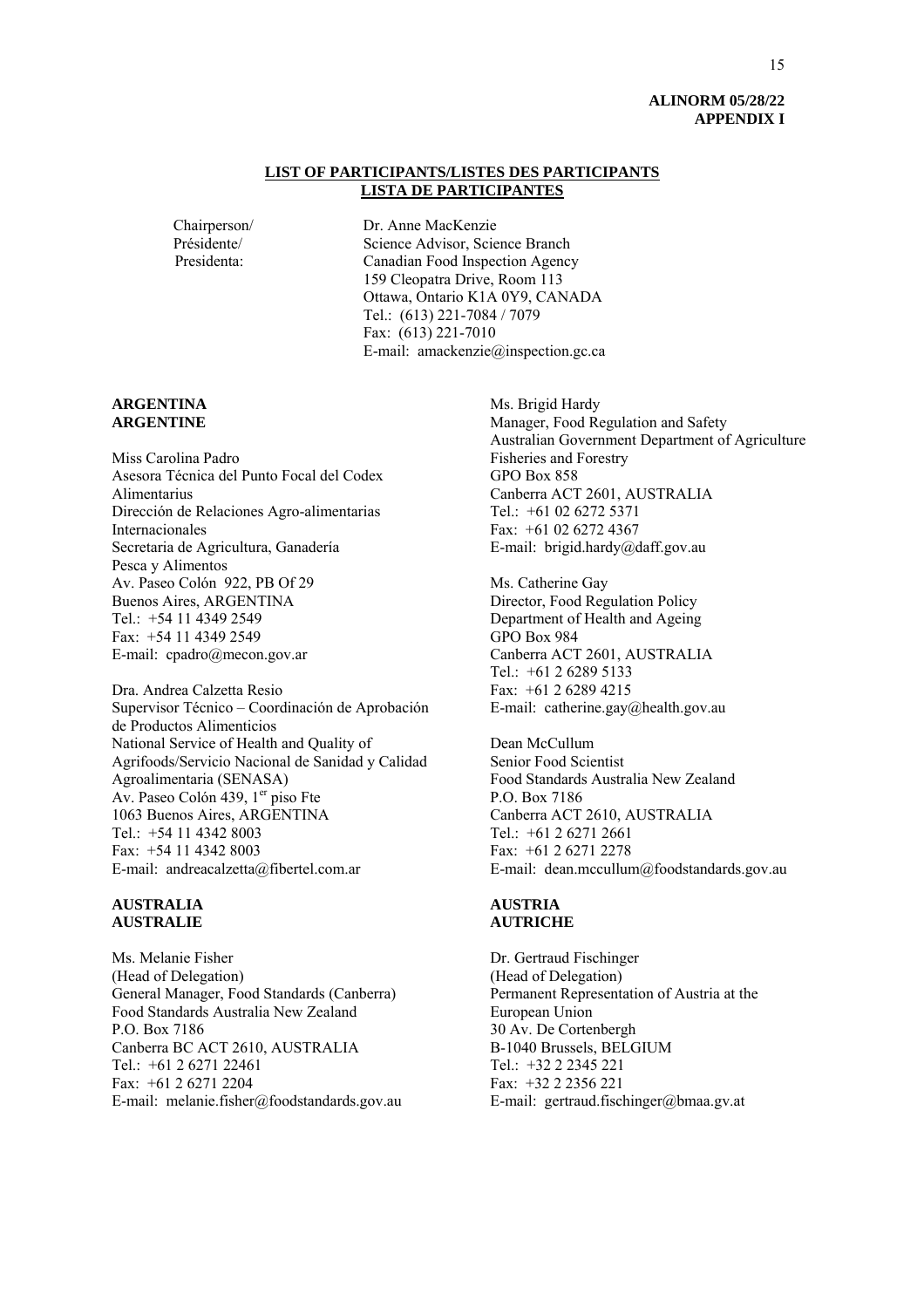**ALINORM 05/28/22**
**APPENDIX I**

## LIST OF PARTICIPANTS/LISTES DES PARTICIPANTS
## LISTA DE PARTICIPANTES

Chairperson/
Présidente/
Presidenta:

Dr. Anne MacKenzie
Science Advisor, Science Branch
Canadian Food Inspection Agency
159 Cleopatra Drive, Room 113
Ottawa, Ontario K1A 0Y9, CANADA
Tel.: (613) 221-7084 / 7079
Fax: (613) 221-7010
E-mail: amackenzie@inspection.gc.ca

### ARGENTINA
### ARGENTINE

Miss Carolina Padro
Asesora Técnica del Punto Focal del Codex Alimentarius
Dirección de Relaciones Agro-alimentarias Internacionales
Secretaria de Agricultura, Ganadería Pesca y Alimentos
Av. Paseo Colón 922, PB Of 29
Buenos Aires, ARGENTINA
Tel.: +54 11 4349 2549
Fax: +54 11 4349 2549
E-mail: cpadro@mecon.gov.ar

Dra. Andrea Calzetta Resio
Supervisor Técnico – Coordinación de Aprobación de Productos Alimenticios
National Service of Health and Quality of Agrifoods/Servicio Nacional de Sanidad y Calidad Agroalimentaria (SENASA)
Av. Paseo Colón 439, 1[er] piso Fte
1063 Buenos Aires, ARGENTINA
Tel.: +54 11 4342 8003
Fax: +54 11 4342 8003
E-mail: andreacalzetta@fibertel.com.ar

### AUSTRALIA
### AUSTRALIE

Ms. Melanie Fisher
(Head of Delegation)
General Manager, Food Standards (Canberra)
Food Standards Australia New Zealand
P.O. Box 7186
Canberra BC ACT 2610, AUSTRALIA
Tel.: +61 2 6271 22461
Fax: +61 2 6271 2204
E-mail: melanie.fisher@foodstandards.gov.au

Ms. Brigid Hardy
Manager, Food Regulation and Safety
Australian Government Department of Agriculture Fisheries and Forestry
GPO Box 858
Canberra ACT 2601, AUSTRALIA
Tel.: +61 02 6272 5371
Fax: +61 02 6272 4367
E-mail: brigid.hardy@daff.gov.au

Ms. Catherine Gay
Director, Food Regulation Policy
Department of Health and Ageing
GPO Box 984
Canberra ACT 2601, AUSTRALIA
Tel.: +61 2 6289 5133
Fax: +61 2 6289 4215
E-mail: catherine.gay@health.gov.au

Dean McCullum
Senior Food Scientist
Food Standards Australia New Zealand
P.O. Box 7186
Canberra ACT 2610, AUSTRALIA
Tel.: +61 2 6271 2661
Fax: +61 2 6271 2278
E-mail: dean.mccullum@foodstandards.gov.au

### AUSTRIA
### AUTRICHE

Dr. Gertraud Fischinger
(Head of Delegation)
Permanent Representation of Austria at the European Union
30 Av. De Cortenbergh
B-1040 Brussels, BELGIUM
Tel.: +32 2 2345 221
Fax: +32 2 2356 221
E-mail: gertraud.fischinger@bmaa.gv.at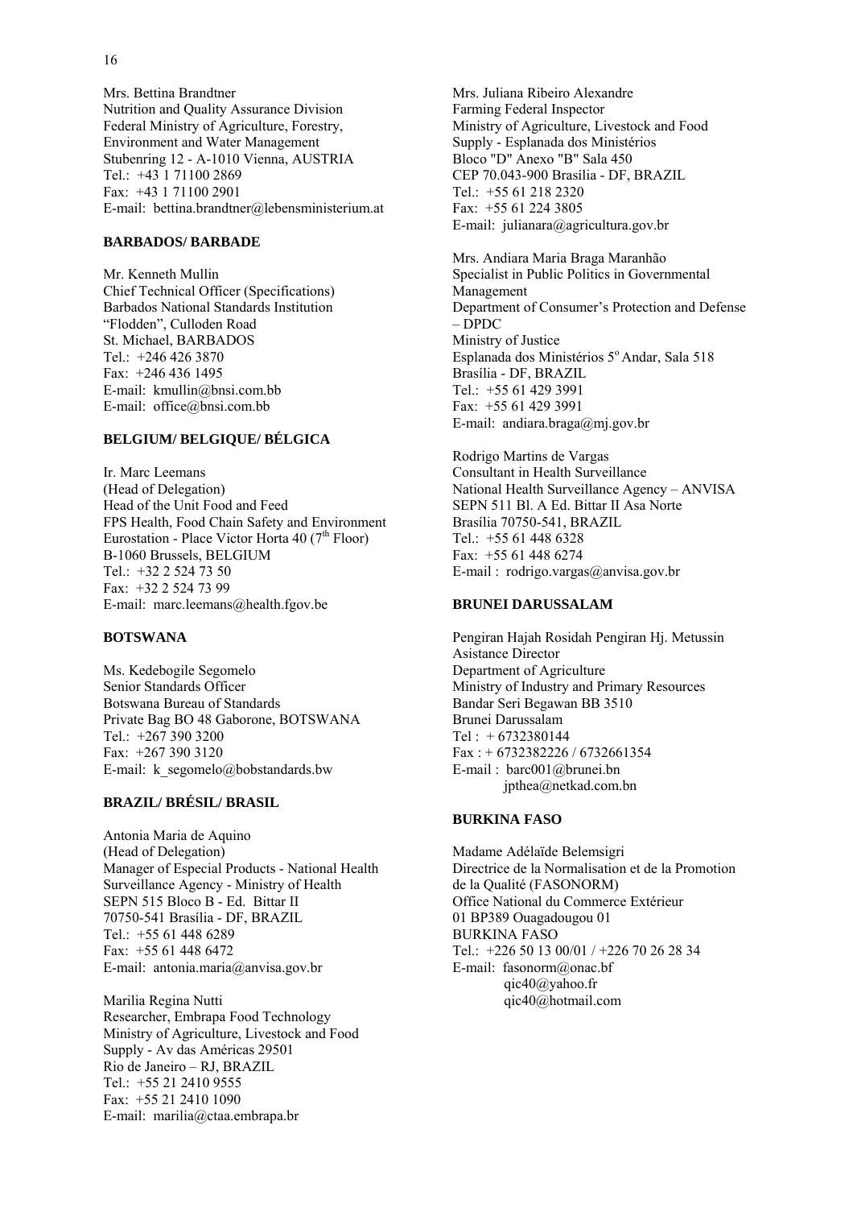Mrs. Bettina Brandtner
Nutrition and Quality Assurance Division
Federal Ministry of Agriculture, Forestry, Environment and Water Management
Stubenring 12 - A-1010 Vienna, AUSTRIA
Tel.: +43 1 71100 2869
Fax: +43 1 71100 2901
E-mail: bettina.brandtner@lebensministerium.at

**BARBADOS/ BARBADE**

Mr. Kenneth Mullin
Chief Technical Officer (Specifications)
Barbados National Standards Institution
"Flodden", Culloden Road
St. Michael, BARBADOS
Tel.: +246 426 3870
Fax: +246 436 1495
E-mail: kmullin@bnsi.com.bb
E-mail: office@bnsi.com.bb

**BELGIUM/ BELGIQUE/ BÉLGICA**

Ir. Marc Leemans
(Head of Delegation)
Head of the Unit Food and Feed
FPS Health, Food Chain Safety and Environment
Eurostation - Place Victor Horta 40 (7th Floor)
B-1060 Brussels, BELGIUM
Tel.: +32 2 524 73 50
Fax: +32 2 524 73 99
E-mail: marc.leemans@health.fgov.be

**BOTSWANA**

Ms. Kedebogile Segomelo
Senior Standards Officer
Botswana Bureau of Standards
Private Bag BO 48 Gaborone, BOTSWANA
Tel.: +267 390 3200
Fax: +267 390 3120
E-mail: k_segomelo@bobstandards.bw

**BRAZIL/ BRÉSIL/ BRASIL**

Antonia Maria de Aquino
(Head of Delegation)
Manager of Especial Products - National Health Surveillance Agency - Ministry of Health
SEPN 515 Bloco B - Ed. Bittar II
70750-541 Brasília - DF, BRAZIL
Tel.: +55 61 448 6289
Fax: +55 61 448 6472
E-mail: antonia.maria@anvisa.gov.br

Marilia Regina Nutti
Researcher, Embrapa Food Technology
Ministry of Agriculture, Livestock and Food Supply - Av das Américas 29501
Rio de Janeiro – RJ, BRAZIL
Tel.: +55 21 2410 9555
Fax: +55 21 2410 1090
E-mail: marilia@ctaa.embrapa.br

Mrs. Juliana Ribeiro Alexandre
Farming Federal Inspector
Ministry of Agriculture, Livestock and Food Supply - Esplanada dos Ministérios
Bloco "D" Anexo "B" Sala 450
CEP 70.043-900 Brasília - DF, BRAZIL
Tel.: +55 61 218 2320
Fax: +55 61 224 3805
E-mail: julianara@agricultura.gov.br

Mrs. Andiara Maria Braga Maranhão
Specialist in Public Politics in Governmental Management
Department of Consumer's Protection and Defense – DPDC
Ministry of Justice
Esplanada dos Ministérios 5º Andar, Sala 518
Brasília - DF, BRAZIL
Tel.: +55 61 429 3991
Fax: +55 61 429 3991
E-mail: andiara.braga@mj.gov.br

Rodrigo Martins de Vargas
Consultant in Health Surveillance
National Health Surveillance Agency – ANVISA
SEPN 511 Bl. A Ed. Bittar II Asa Norte
Brasília 70750-541, BRAZIL
Tel.: +55 61 448 6328
Fax: +55 61 448 6274
E-mail : rodrigo.vargas@anvisa.gov.br

**BRUNEI DARUSSALAM**

Pengiran Hajah Rosidah Pengiran Hj. Metussin
Asistance Director
Department of Agriculture
Ministry of Industry and Primary Resources
Bandar Seri Begawan BB 3510
Brunei Darussalam
Tel : + 6732380144
Fax : + 6732382226 / 6732661354
E-mail : barc001@brunei.bn
jpthea@netkad.com.bn

**BURKINA FASO**

Madame Adélaïde Belemsigri
Directrice de la Normalisation et de la Promotion de la Qualité (FASONORM)
Office National du Commerce Extérieur
01 BP389 Ouagadougou 01
BURKINA FASO
Tel.: +226 50 13 00/01 / +226 70 26 28 34
E-mail: fasonorm@onac.bf
qic40@yahoo.fr
qic40@hotmail.com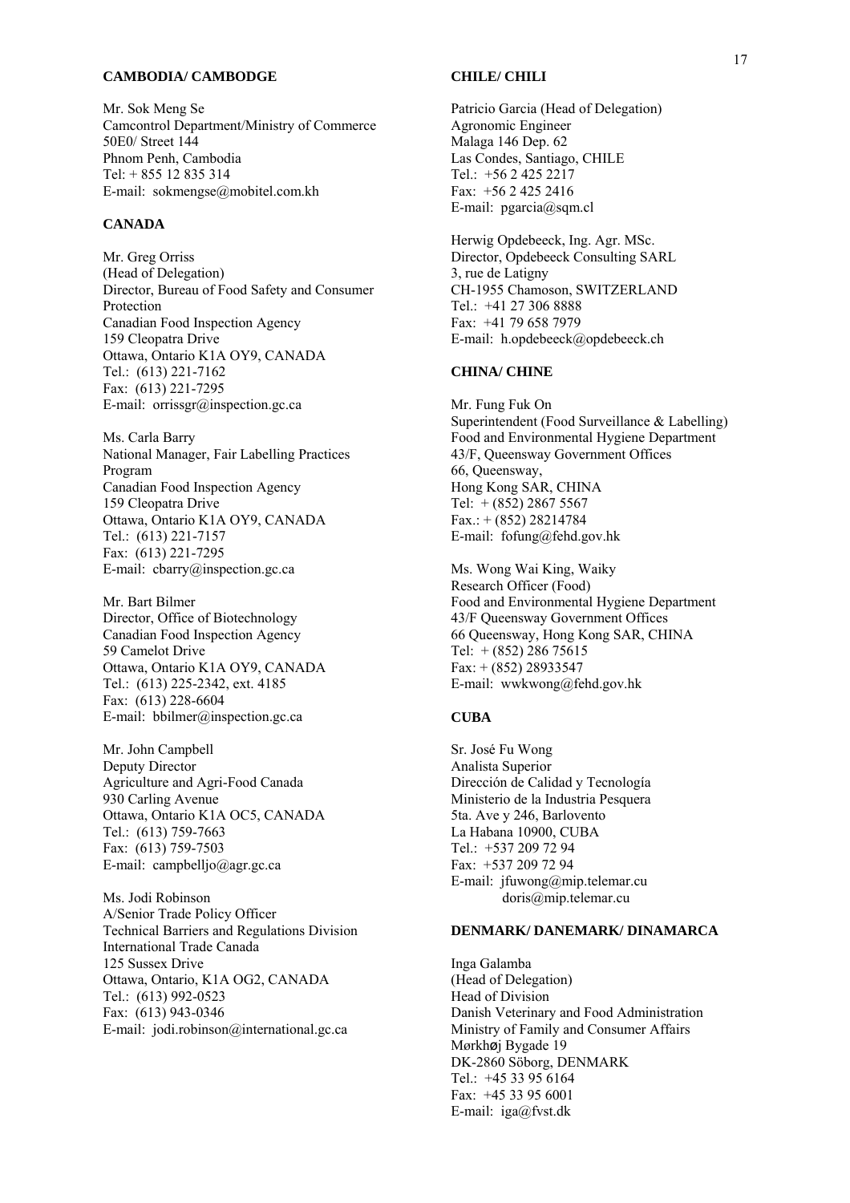**CAMBODIA/ CAMBODGE**

Mr. Sok Meng Se
Camcontrol Department/Ministry of Commerce
50E0/ Street 144
Phnom Penh, Cambodia
Tel: + 855 12 835 314
E-mail: sokmengse@mobitel.com.kh

**CANADA**

Mr. Greg Orriss
(Head of Delegation)
Director, Bureau of Food Safety and Consumer Protection
Canadian Food Inspection Agency
159 Cleopatra Drive
Ottawa, Ontario K1A OY9, CANADA
Tel.: (613) 221-7162
Fax: (613) 221-7295
E-mail: orrissgr@inspection.gc.ca

Ms. Carla Barry
National Manager, Fair Labelling Practices Program
Canadian Food Inspection Agency
159 Cleopatra Drive
Ottawa, Ontario K1A OY9, CANADA
Tel.: (613) 221-7157
Fax: (613) 221-7295
E-mail: cbarry@inspection.gc.ca

Mr. Bart Bilmer
Director, Office of Biotechnology
Canadian Food Inspection Agency
59 Camelot Drive
Ottawa, Ontario K1A OY9, CANADA
Tel.: (613) 225-2342, ext. 4185
Fax: (613) 228-6604
E-mail: bbilmer@inspection.gc.ca

Mr. John Campbell
Deputy Director
Agriculture and Agri-Food Canada
930 Carling Avenue
Ottawa, Ontario K1A OC5, CANADA
Tel.: (613) 759-7663
Fax: (613) 759-7503
E-mail: campbelljo@agr.gc.ca

Ms. Jodi Robinson
A/Senior Trade Policy Officer
Technical Barriers and Regulations Division
International Trade Canada
125 Sussex Drive
Ottawa, Ontario, K1A OG2, CANADA
Tel.: (613) 992-0523
Fax: (613) 943-0346
E-mail: jodi.robinson@international.gc.ca

**CHILE/ CHILI**

Patricio Garcia (Head of Delegation)
Agronomic Engineer
Malaga 146 Dep. 62
Las Condes, Santiago, CHILE
Tel.: +56 2 425 2217
Fax: +56 2 425 2416
E-mail: pgarcia@sqm.cl

Herwig Opdebeeck, Ing. Agr. MSc.
Director, Opdebeeck Consulting SARL
3, rue de Latigny
CH-1955 Chamoson, SWITZERLAND
Tel.: +41 27 306 8888
Fax: +41 79 658 7979
E-mail: h.opdebeeck@opdebeeck.ch

**CHINA/ CHINE**

Mr. Fung Fuk On
Superintendent (Food Surveillance & Labelling)
Food and Environmental Hygiene Department
43/F, Queensway Government Offices
66, Queensway,
Hong Kong SAR, CHINA
Tel: + (852) 2867 5567
Fax.: + (852) 28214784
E-mail: fofung@fehd.gov.hk

Ms. Wong Wai King, Waiky
Research Officer (Food)
Food and Environmental Hygiene Department
43/F Queensway Government Offices
66 Queensway, Hong Kong SAR, CHINA
Tel: + (852) 286 75615
Fax: + (852) 28933547
E-mail: wwkwong@fehd.gov.hk

**CUBA**

Sr. José Fu Wong
Analista Superior
Dirección de Calidad y Tecnología
Ministerio de la Industria Pesquera
5ta. Ave y 246, Barlovento
La Habana 10900, CUBA
Tel.: +537 209 72 94
Fax: +537 209 72 94
E-mail: jfuwong@mip.telemar.cu
doris@mip.telemar.cu

**DENMARK/ DANEMARK/ DINAMARCA**

Inga Galamba
(Head of Delegation)
Head of Division
Danish Veterinary and Food Administration
Ministry of Family and Consumer Affairs
Mørkhøj Bygade 19
DK-2860 Söborg, DENMARK
Tel.: +45 33 95 6164
Fax: +45 33 95 6001
E-mail: iga@fvst.dk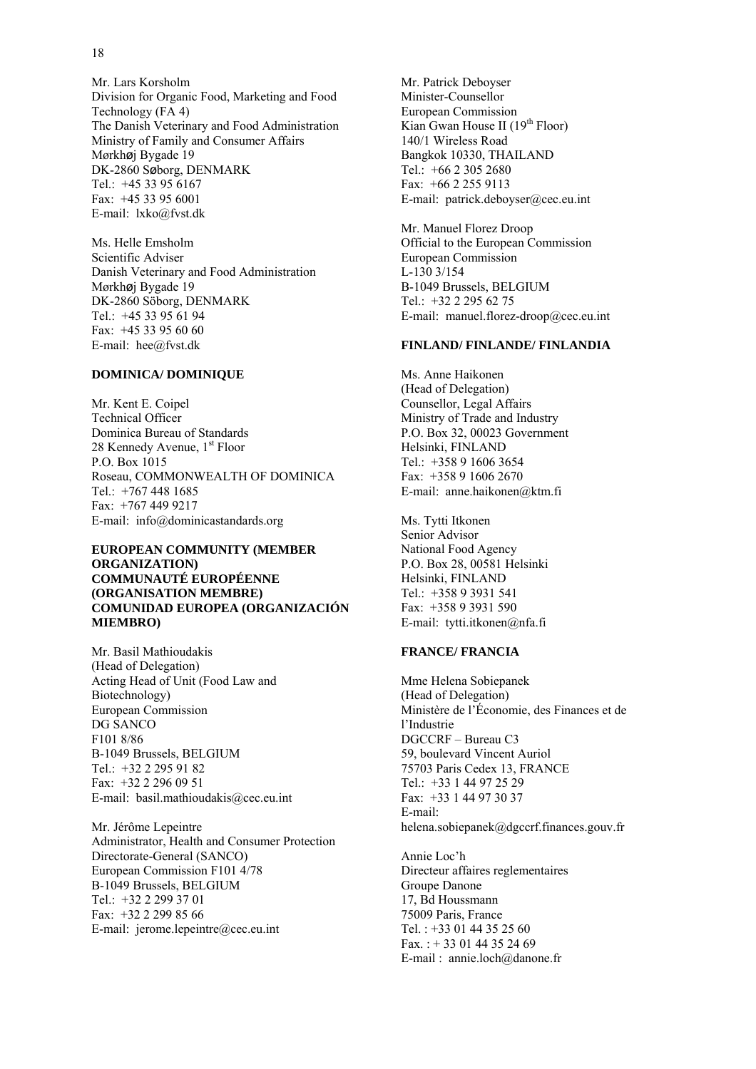Mr. Lars Korsholm
Division for Organic Food, Marketing and Food Technology (FA 4)
The Danish Veterinary and Food Administration
Ministry of Family and Consumer Affairs
Mørkhøj Bygade 19
DK-2860 Søborg, DENMARK
Tel.: +45 33 95 6167
Fax: +45 33 95 6001
E-mail: lxko@fvst.dk

Ms. Helle Emsholm
Scientific Adviser
Danish Veterinary and Food Administration
Mørkhøj Bygade 19
DK-2860 Söborg, DENMARK
Tel.: +45 33 95 61 94
Fax: +45 33 95 60 60
E-mail: hee@fvst.dk

**DOMINICA/ DOMINIQUE**

Mr. Kent E. Coipel
Technical Officer
Dominica Bureau of Standards
28 Kennedy Avenue, 1st Floor
P.O. Box 1015
Roseau, COMMONWEALTH OF DOMINICA
Tel.: +767 448 1685
Fax: +767 449 9217
E-mail: info@dominicastandards.org

**EUROPEAN COMMUNITY (MEMBER ORGANIZATION)**
**COMMUNAUTÉ EUROPÉENNE (ORGANISATION MEMBRE)**
**COMUNIDAD EUROPEA (ORGANIZACIÓN MIEMBRO)**

Mr. Basil Mathioudakis
(Head of Delegation)
Acting Head of Unit (Food Law and Biotechnology)
European Commission
DG SANCO
F101 8/86
B-1049 Brussels, BELGIUM
Tel.: +32 2 295 91 82
Fax: +32 2 296 09 51
E-mail: basil.mathioudakis@cec.eu.int

Mr. Jérôme Lepeintre
Administrator, Health and Consumer Protection Directorate-General (SANCO)
European Commission F101 4/78
B-1049 Brussels, BELGIUM
Tel.: +32 2 299 37 01
Fax: +32 2 299 85 66
E-mail: jerome.lepeintre@cec.eu.int

Mr. Patrick Deboyser
Minister-Counsellor
European Commission
Kian Gwan House II (19th Floor)
140/1 Wireless Road
Bangkok 10330, THAILAND
Tel.: +66 2 305 2680
Fax: +66 2 255 9113
E-mail: patrick.deboyser@cec.eu.int

Mr. Manuel Florez Droop
Official to the European Commission
European Commission
L-130 3/154
B-1049 Brussels, BELGIUM
Tel.: +32 2 295 62 75
E-mail: manuel.florez-droop@cec.eu.int

**FINLAND/ FINLANDE/ FINLANDIA**

Ms. Anne Haikonen
(Head of Delegation)
Counsellor, Legal Affairs
Ministry of Trade and Industry
P.O. Box 32, 00023 Government
Helsinki, FINLAND
Tel.: +358 9 1606 3654
Fax: +358 9 1606 2670
E-mail: anne.haikonen@ktm.fi

Ms. Tytti Itkonen
Senior Advisor
National Food Agency
P.O. Box 28, 00581 Helsinki
Helsinki, FINLAND
Tel.: +358 9 3931 541
Fax: +358 9 3931 590
E-mail: tytti.itkonen@nfa.fi

**FRANCE/ FRANCIA**

Mme Helena Sobiepanek
(Head of Delegation)
Ministère de l'Économie, des Finances et de l'Industrie
DGCCRF – Bureau C3
59, boulevard Vincent Auriol
75703 Paris Cedex 13, FRANCE
Tel.: +33 1 44 97 25 29
Fax: +33 1 44 97 30 37
E-mail: helena.sobiepanek@dgccrf.finances.gouv.fr

Annie Loc'h
Directeur affaires reglementaires
Groupe Danone
17, Bd Houssmann
75009 Paris, France
Tel. : +33 01 44 35 25 60
Fax. : + 33 01 44 35 24 69
E-mail : annie.loch@danone.fr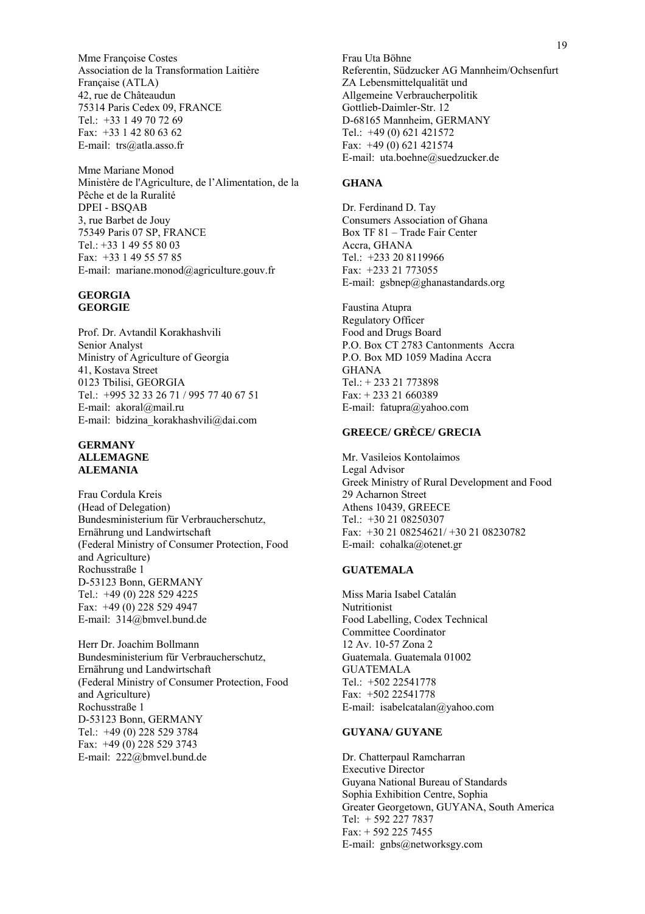Mme Françoise Costes
Association de la Transformation Laitière Française (ATLA)
42, rue de Châteaudun
75314 Paris Cedex 09, FRANCE
Tel.: +33 1 49 70 72 69
Fax: +33 1 42 80 63 62
E-mail: trs@atla.asso.fr

Mme Mariane Monod
Ministère de l'Agriculture, de l'Alimentation, de la Pêche et de la Ruralité
DPEI - BSQAB
3, rue Barbet de Jouy
75349 Paris 07 SP, FRANCE
Tel.: +33 1 49 55 80 03
Fax: +33 1 49 55 57 85
E-mail: mariane.monod@agriculture.gouv.fr

**GEORGIA**
**GEORGIE**

Prof. Dr. Avtandil Korakhashvili
Senior Analyst
Ministry of Agriculture of Georgia
41, Kostava Street
0123 Tbilisi, GEORGIA
Tel.: +995 32 33 26 71 / 995 77 40 67 51
E-mail: akoral@mail.ru
E-mail: bidzina_korakhashvili@dai.com

**GERMANY**
**ALLEMAGNE**
**ALEMANIA**

Frau Cordula Kreis
(Head of Delegation)
Bundesministerium für Verbraucherschutz, Ernährung und Landwirtschaft
(Federal Ministry of Consumer Protection, Food and Agriculture)
Rochusstraße 1
D-53123 Bonn, GERMANY
Tel.: +49 (0) 228 529 4225
Fax: +49 (0) 228 529 4947
E-mail: 314@bmvel.bund.de

Herr Dr. Joachim Bollmann
Bundesministerium für Verbraucherschutz, Ernährung und Landwirtschaft
(Federal Ministry of Consumer Protection, Food and Agriculture)
Rochusstraße 1
D-53123 Bonn, GERMANY
Tel.: +49 (0) 228 529 3784
Fax: +49 (0) 228 529 3743
E-mail: 222@bmvel.bund.de

Frau Uta Böhne
Referentin, Südzucker AG Mannheim/Ochsenfurt
ZA Lebensmittelqualität und Allgemeine Verbraucherpolitik
Gottlieb-Daimler-Str. 12
D-68165 Mannheim, GERMANY
Tel.: +49 (0) 621 421572
Fax: +49 (0) 621 421574
E-mail: uta.boehne@suedzucker.de

**GHANA**

Dr. Ferdinand D. Tay
Consumers Association of Ghana
Box TF 81 – Trade Fair Center
Accra, GHANA
Tel.: +233 20 8119966
Fax: +233 21 773055
E-mail: gsbnep@ghanastandards.org

Faustina Atupra
Regulatory Officer
Food and Drugs Board
P.O. Box CT 2783 Cantonments Accra
P.O. Box MD 1059 Madina Accra
GHANA
Tel.: + 233 21 773898
Fax: + 233 21 660389
E-mail: fatupra@yahoo.com

**GREECE/ GRÈCE/ GRECIA**

Mr. Vasileios Kontolaimos
Legal Advisor
Greek Ministry of Rural Development and Food
29 Acharnon Street
Athens 10439, GREECE
Tel.: +30 21 08250307
Fax: +30 21 08254621/ +30 21 08230782
E-mail: cohalka@otenet.gr

**GUATEMALA**

Miss Maria Isabel Catalán
Nutritionist
Food Labelling, Codex Technical Committee Coordinator
12 Av. 10-57 Zona 2
Guatemala. Guatemala 01002
GUATEMALA
Tel.: +502 22541778
Fax: +502 22541778
E-mail: isabelcatalan@yahoo.com

**GUYANA/ GUYANE**

Dr. Chatterpaul Ramcharran
Executive Director
Guyana National Bureau of Standards
Sophia Exhibition Centre, Sophia
Greater Georgetown, GUYANA, South America
Tel: + 592 227 7837
Fax: + 592 225 7455
E-mail: gnbs@networksgy.com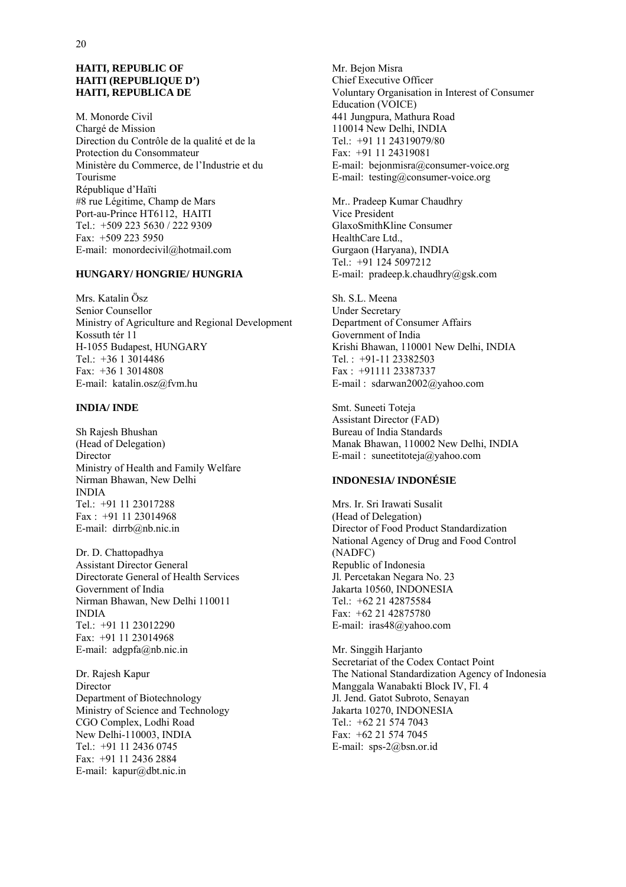**HAITI, REPUBLIC OF**
**HAITI (REPUBLIQUE D')**
**HAITI, REPUBLICA DE**

M. Monorde Civil
Chargé de Mission
Direction du Contrôle de la qualité et de la Protection du Consommateur
Ministère du Commerce, de l'Industrie et du Tourisme
République d'Haïti
#8 rue Légitime, Champ de Mars
Port-au-Prince HT6112, HAITI
Tel.: +509 223 5630 / 222 9309
Fax: +509 223 5950
E-mail: monordecivil@hotmail.com

**HUNGARY/ HONGRIE/ HUNGRIA**

Mrs. Katalin Ösz
Senior Counsellor
Ministry of Agriculture and Regional Development
Kossuth tér 11
H-1055 Budapest, HUNGARY
Tel.: +36 1 3014486
Fax: +36 1 3014808
E-mail: katalin.osz@fvm.hu

**INDIA/ INDE**

Sh Rajesh Bhushan
(Head of Delegation)
Director
Ministry of Health and Family Welfare
Nirman Bhawan, New Delhi
INDIA
Tel.: +91 11 23017288
Fax : +91 11 23014968
E-mail: dirrb@nb.nic.in

Dr. D. Chattopadhya
Assistant Director General
Directorate General of Health Services
Government of India
Nirman Bhawan, New Delhi 110011
INDIA
Tel.: +91 11 23012290
Fax: +91 11 23014968
E-mail: adgpfa@nb.nic.in

Dr. Rajesh Kapur
Director
Department of Biotechnology
Ministry of Science and Technology
CGO Complex, Lodhi Road
New Delhi-110003, INDIA
Tel.: +91 11 2436 0745
Fax: +91 11 2436 2884
E-mail: kapur@dbt.nic.in

Mr. Bejon Misra
Chief Executive Officer
Voluntary Organisation in Interest of Consumer Education (VOICE)
441 Jungpura, Mathura Road
110014 New Delhi, INDIA
Tel.: +91 11 24319079/80
Fax: +91 11 24319081
E-mail: bejonmisra@consumer-voice.org
E-mail: testing@consumer-voice.org

Mr.. Pradeep Kumar Chaudhry
Vice President
GlaxoSmithKline Consumer HealthCare Ltd.,
Gurgaon (Haryana), INDIA
Tel.: +91 124 5097212
E-mail: pradeep.k.chaudhry@gsk.com

Sh. S.L. Meena
Under Secretary
Department of Consumer Affairs
Government of India
Krishi Bhawan, 110001 New Delhi, INDIA
Tel. : +91-11 23382503
Fax : +91111 23387337
E-mail : sdarwan2002@yahoo.com

Smt. Suneeti Toteja
Assistant Director (FAD)
Bureau of India Standards
Manak Bhawan, 110002 New Delhi, INDIA
E-mail : suneetitoteja@yahoo.com

**INDONESIA/ INDONÉSIE**

Mrs. Ir. Sri Irawati Susalit
(Head of Delegation)
Director of Food Product Standardization
National Agency of Drug and Food Control (NADFC)
Republic of Indonesia
Jl. Percetakan Negara No. 23
Jakarta 10560, INDONESIA
Tel.: +62 21 42875584
Fax: +62 21 42875780
E-mail: iras48@yahoo.com

Mr. Singgih Harjanto
Secretariat of the Codex Contact Point
The National Standardization Agency of Indonesia
Manggala Wanabakti Block IV, Fl. 4
Jl. Jend. Gatot Subroto, Senayan
Jakarta 10270, INDONESIA
Tel.: +62 21 574 7043
Fax: +62 21 574 7045
E-mail: sps-2@bsn.or.id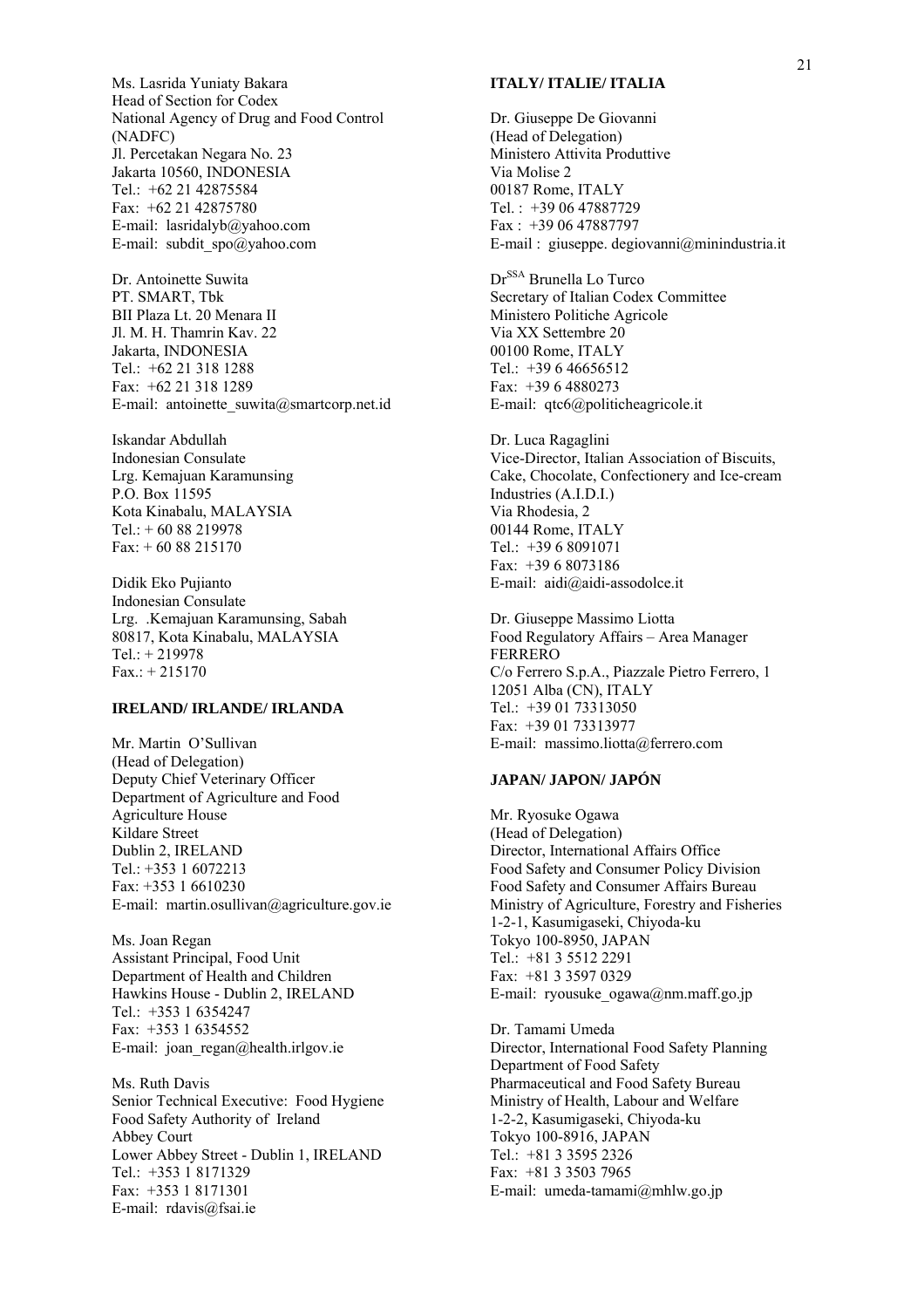Ms. Lasrida Yuniaty Bakara
Head of Section for Codex
National Agency of Drug and Food Control (NADFC)
Jl. Percetakan Negara No. 23
Jakarta 10560, INDONESIA
Tel.: +62 21 42875584
Fax: +62 21 42875780
E-mail: lasridalyb@yahoo.com
E-mail: subdit_spo@yahoo.com

Dr. Antoinette Suwita
PT. SMART, Tbk
BII Plaza Lt. 20 Menara II
Jl. M. H. Thamrin Kav. 22
Jakarta, INDONESIA
Tel.: +62 21 318 1288
Fax: +62 21 318 1289
E-mail: antoinette_suwita@smartcorp.net.id

Iskandar Abdullah
Indonesian Consulate
Lrg. Kemajuan Karamunsing
P.O. Box 11595
Kota Kinabalu, MALAYSIA
Tel.: + 60 88 219978
Fax: + 60 88 215170

Didik Eko Pujianto
Indonesian Consulate
Lrg. .Kemajuan Karamunsing, Sabah
80817, Kota Kinabalu, MALAYSIA
Tel.: + 219978
Fax.: + 215170

**IRELAND/ IRLANDE/ IRLANDA**

Mr. Martin O'Sullivan
(Head of Delegation)
Deputy Chief Veterinary Officer
Department of Agriculture and Food
Agriculture House
Kildare Street
Dublin 2, IRELAND
Tel.: +353 1 6072213
Fax: +353 1 6610230
E-mail: martin.osullivan@agriculture.gov.ie

Ms. Joan Regan
Assistant Principal, Food Unit
Department of Health and Children
Hawkins House - Dublin 2, IRELAND
Tel.: +353 1 6354247
Fax: +353 1 6354552
E-mail: joan_regan@health.irlgov.ie

Ms. Ruth Davis
Senior Technical Executive: Food Hygiene
Food Safety Authority of Ireland
Abbey Court
Lower Abbey Street - Dublin 1, IRELAND
Tel.: +353 1 8171329
Fax: +353 1 8171301
E-mail: rdavis@fsai.ie

**ITALY/ ITALIE/ ITALIA**

Dr. Giuseppe De Giovanni
(Head of Delegation)
Ministero Attivita Produttive
Via Molise 2
00187 Rome, ITALY
Tel. : +39 06 47887729
Fax : +39 06 47887797
E-mail : giuseppe. degiovanni@minindustria.it

Dr[SSA] Brunella Lo Turco
Secretary of Italian Codex Committee
Ministero Politiche Agricole
Via XX Settembre 20
00100 Rome, ITALY
Tel.: +39 6 46656512
Fax: +39 6 4880273
E-mail: qtc6@politicheagricole.it

Dr. Luca Ragaglini
Vice-Director, Italian Association of Biscuits, Cake, Chocolate, Confectionery and Ice-cream Industries (A.I.D.I.)
Via Rhodesia, 2
00144 Rome, ITALY
Tel.: +39 6 8091071
Fax: +39 6 8073186
E-mail: aidi@aidi-assodolce.it

Dr. Giuseppe Massimo Liotta
Food Regulatory Affairs – Area Manager
FERRERO
C/o Ferrero S.p.A., Piazzale Pietro Ferrero, 1
12051 Alba (CN), ITALY
Tel.: +39 01 73313050
Fax: +39 01 73313977
E-mail: massimo.liotta@ferrero.com

**JAPAN/ JAPON/ JAPÓN**

Mr. Ryosuke Ogawa
(Head of Delegation)
Director, International Affairs Office
Food Safety and Consumer Policy Division
Food Safety and Consumer Affairs Bureau
Ministry of Agriculture, Forestry and Fisheries
1-2-1, Kasumigaseki, Chiyoda-ku
Tokyo 100-8950, JAPAN
Tel.: +81 3 5512 2291
Fax: +81 3 3597 0329
E-mail: ryousuke_ogawa@nm.maff.go.jp

Dr. Tamami Umeda
Director, International Food Safety Planning
Department of Food Safety
Pharmaceutical and Food Safety Bureau
Ministry of Health, Labour and Welfare
1-2-2, Kasumigaseki, Chiyoda-ku
Tokyo 100-8916, JAPAN
Tel.: +81 3 3595 2326
Fax: +81 3 3503 7965
E-mail: umeda-tamami@mhlw.go.jp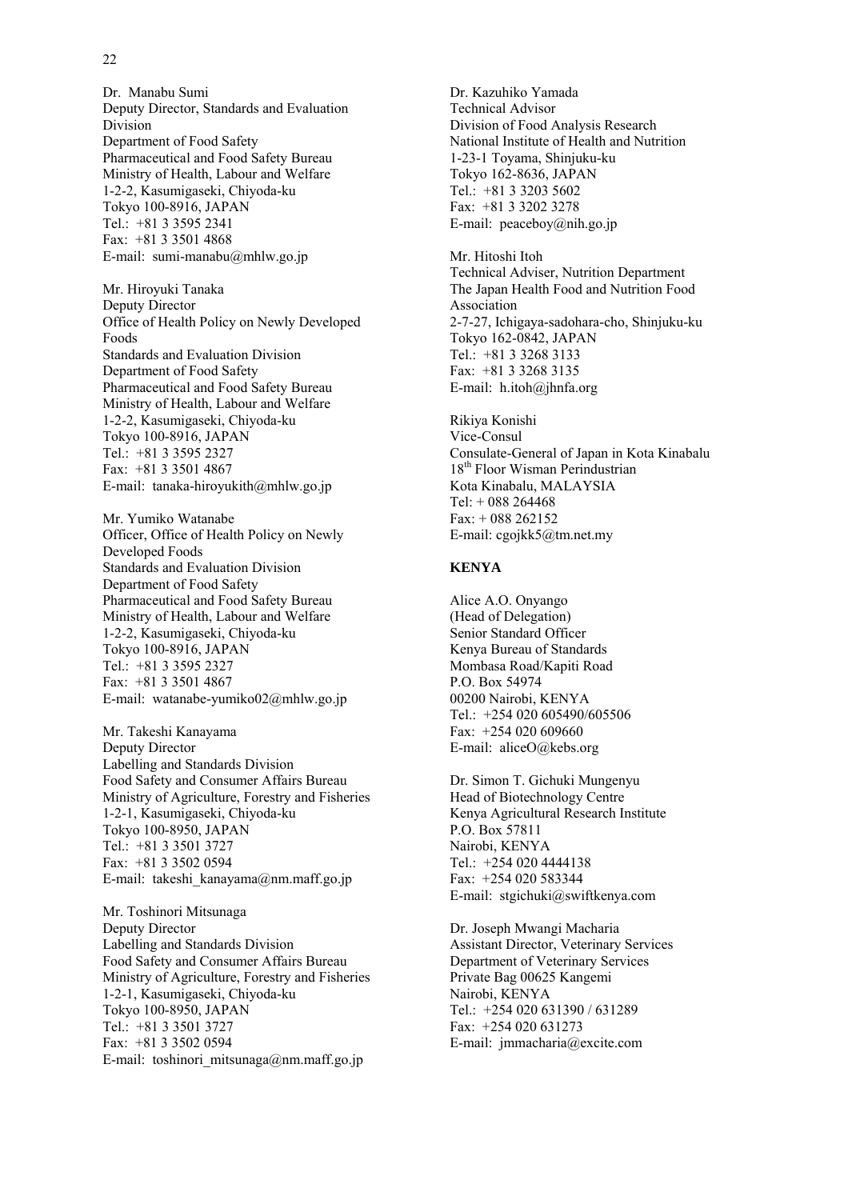Dr. Manabu Sumi
Deputy Director, Standards and Evaluation Division
Department of Food Safety
Pharmaceutical and Food Safety Bureau
Ministry of Health, Labour and Welfare
1-2-2, Kasumigaseki, Chiyoda-ku
Tokyo 100-8916, JAPAN
Tel.: +81 3 3595 2341
Fax: +81 3 3501 4868
E-mail: sumi-manabu@mhlw.go.jp

Mr. Hiroyuki Tanaka
Deputy Director
Office of Health Policy on Newly Developed Foods
Standards and Evaluation Division
Department of Food Safety
Pharmaceutical and Food Safety Bureau
Ministry of Health, Labour and Welfare
1-2-2, Kasumigaseki, Chiyoda-ku
Tokyo 100-8916, JAPAN
Tel.: +81 3 3595 2327
Fax: +81 3 3501 4867
E-mail: tanaka-hiroyukith@mhlw.go.jp

Mr. Yumiko Watanabe
Officer, Office of Health Policy on Newly Developed Foods
Standards and Evaluation Division
Department of Food Safety
Pharmaceutical and Food Safety Bureau
Ministry of Health, Labour and Welfare
1-2-2, Kasumigaseki, Chiyoda-ku
Tokyo 100-8916, JAPAN
Tel.: +81 3 3595 2327
Fax: +81 3 3501 4867
E-mail: watanabe-yumiko02@mhlw.go.jp

Mr. Takeshi Kanayama
Deputy Director
Labelling and Standards Division
Food Safety and Consumer Affairs Bureau
Ministry of Agriculture, Forestry and Fisheries
1-2-1, Kasumigaseki, Chiyoda-ku
Tokyo 100-8950, JAPAN
Tel.: +81 3 3501 3727
Fax: +81 3 3502 0594
E-mail: takeshi_kanayama@nm.maff.go.jp

Mr. Toshinori Mitsunaga
Deputy Director
Labelling and Standards Division
Food Safety and Consumer Affairs Bureau
Ministry of Agriculture, Forestry and Fisheries
1-2-1, Kasumigaseki, Chiyoda-ku
Tokyo 100-8950, JAPAN
Tel.: +81 3 3501 3727
Fax: +81 3 3502 0594
E-mail: toshinori_mitsunaga@nm.maff.go.jp

Dr. Kazuhiko Yamada
Technical Advisor
Division of Food Analysis Research
National Institute of Health and Nutrition
1-23-1 Toyama, Shinjuku-ku
Tokyo 162-8636, JAPAN
Tel.: +81 3 3203 5602
Fax: +81 3 3202 3278
E-mail: peaceboy@nih.go.jp

Mr. Hitoshi Itoh
Technical Adviser, Nutrition Department
The Japan Health Food and Nutrition Food Association
2-7-27, Ichigaya-sadohara-cho, Shinjuku-ku
Tokyo 162-0842, JAPAN
Tel.: +81 3 3268 3133
Fax: +81 3 3268 3135
E-mail: h.itoh@jhnfa.org

Rikiya Konishi
Vice-Consul
Consulate-General of Japan in Kota Kinabalu
18th Floor Wisman Perindustrian
Kota Kinabalu, MALAYSIA
Tel: + 088 264468
Fax: + 088 262152
E-mail: cgojkk5@tm.net.my

**KENYA**

Alice A.O. Onyango
(Head of Delegation)
Senior Standard Officer
Kenya Bureau of Standards
Mombasa Road/Kapiti Road
P.O. Box 54974
00200 Nairobi, KENYA
Tel.: +254 020 605490/605506
Fax: +254 020 609660
E-mail: aliceO@kebs.org

Dr. Simon T. Gichuki Mungenyu
Head of Biotechnology Centre
Kenya Agricultural Research Institute
P.O. Box 57811
Nairobi, KENYA
Tel.: +254 020 4444138
Fax: +254 020 583344
E-mail: stgichuki@swiftkenya.com

Dr. Joseph Mwangi Macharia
Assistant Director, Veterinary Services
Department of Veterinary Services
Private Bag 00625 Kangemi
Nairobi, KENYA
Tel.: +254 020 631390 / 631289
Fax: +254 020 631273
E-mail: jmmacharia@excite.com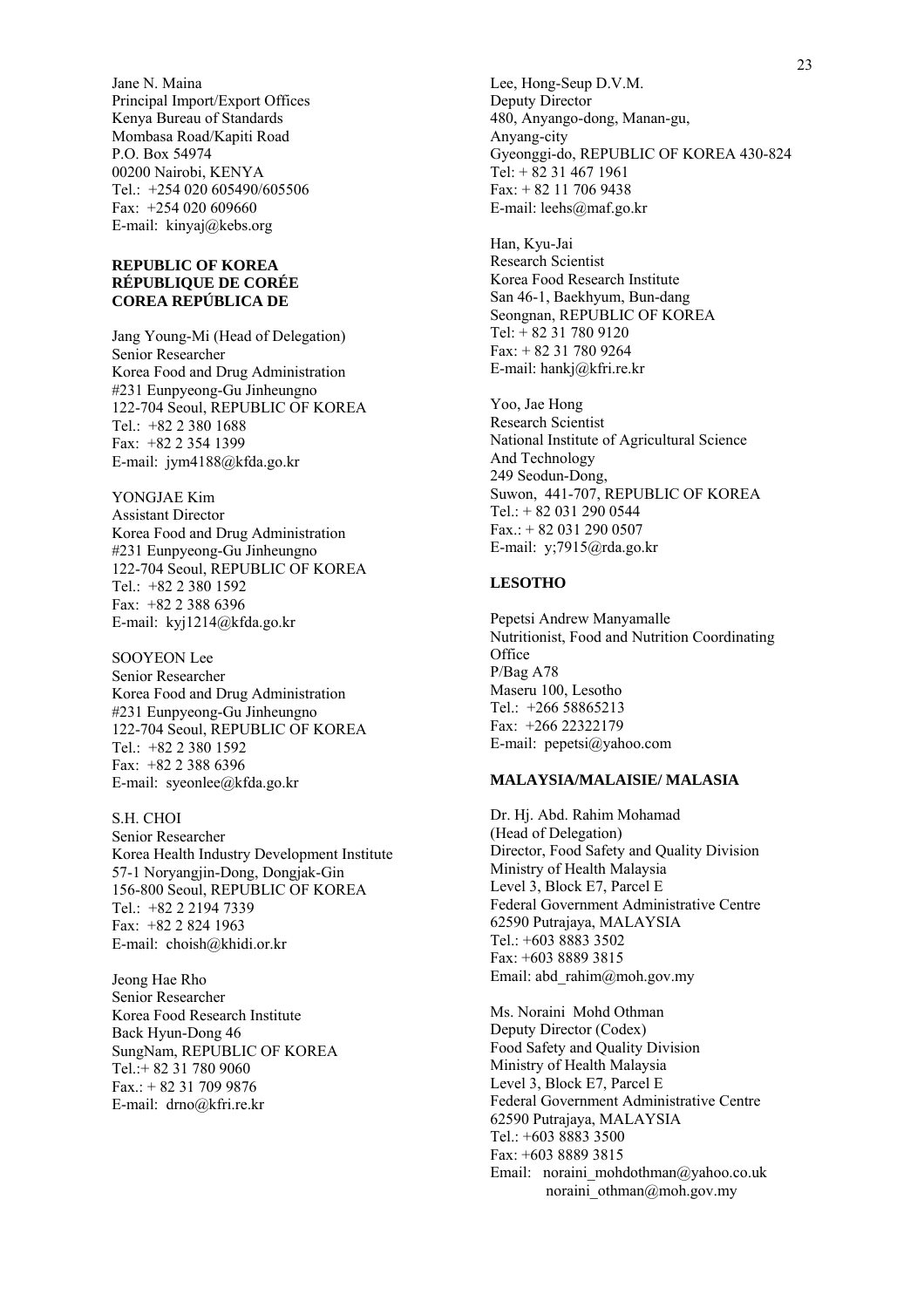Jane N. Maina
Principal Import/Export Offices
Kenya Bureau of Standards
Mombasa Road/Kapiti Road
P.O. Box 54974
00200 Nairobi, KENYA
Tel.: +254 020 605490/605506
Fax: +254 020 609660
E-mail: kinyaj@kebs.org

**REPUBLIC OF KOREA**
**RÉPUBLIQUE DE CORÉE**
**COREA REPÚBLICA DE**

Jang Young-Mi (Head of Delegation)
Senior Researcher
Korea Food and Drug Administration
#231 Eunpyeong-Gu Jinheungno
122-704 Seoul, REPUBLIC OF KOREA
Tel.: +82 2 380 1688
Fax: +82 2 354 1399
E-mail: jym4188@kfda.go.kr

YONGJAE Kim
Assistant Director
Korea Food and Drug Administration
#231 Eunpyeong-Gu Jinheungno
122-704 Seoul, REPUBLIC OF KOREA
Tel.: +82 2 380 1592
Fax: +82 2 388 6396
E-mail: kyj1214@kfda.go.kr

SOOYEON Lee
Senior Researcher
Korea Food and Drug Administration
#231 Eunpyeong-Gu Jinheungno
122-704 Seoul, REPUBLIC OF KOREA
Tel.: +82 2 380 1592
Fax: +82 2 388 6396
E-mail: syeonlee@kfda.go.kr

S.H. CHOI
Senior Researcher
Korea Health Industry Development Institute
57-1 Noryangjin-Dong, Dongjak-Gin
156-800 Seoul, REPUBLIC OF KOREA
Tel.: +82 2 2194 7339
Fax: +82 2 824 1963
E-mail: choish@khidi.or.kr

Jeong Hae Rho
Senior Researcher
Korea Food Research Institute
Back Hyun-Dong 46
SungNam, REPUBLIC OF KOREA
Tel.:+ 82 31 780 9060
Fax.: + 82 31 709 9876
E-mail: drno@kfri.re.kr

Lee, Hong-Seup D.V.M.
Deputy Director
480, Anyango-dong, Manan-gu,
Anyang-city
Gyeonggi-do, REPUBLIC OF KOREA 430-824
Tel: + 82 31 467 1961
Fax: + 82 11 706 9438
E-mail: leehs@maf.go.kr

Han, Kyu-Jai
Research Scientist
Korea Food Research Institute
San 46-1, Baekhyum, Bun-dang
Seongnan, REPUBLIC OF KOREA
Tel: + 82 31 780 9120
Fax: + 82 31 780 9264
E-mail: hankj@kfri.re.kr

Yoo, Jae Hong
Research Scientist
National Institute of Agricultural Science
And Technology
249 Seodun-Dong,
Suwon, 441-707, REPUBLIC OF KOREA
Tel.: + 82 031 290 0544
Fax.: + 82 031 290 0507
E-mail: y;7915@rda.go.kr

**LESOTHO**

Pepetsi Andrew Manyamalle
Nutritionist, Food and Nutrition Coordinating Office
P/Bag A78
Maseru 100, Lesotho
Tel.: +266 58865213
Fax: +266 22322179
E-mail: pepetsi@yahoo.com

**MALAYSIA/MALAISIE/ MALASIA**

Dr. Hj. Abd. Rahim Mohamad
(Head of Delegation)
Director, Food Safety and Quality Division
Ministry of Health Malaysia
Level 3, Block E7, Parcel E
Federal Government Administrative Centre
62590 Putrajaya, MALAYSIA
Tel.: +603 8883 3502
Fax: +603 8889 3815
Email: abd_rahim@moh.gov.my

Ms. Noraini Mohd Othman
Deputy Director (Codex)
Food Safety and Quality Division
Ministry of Health Malaysia
Level 3, Block E7, Parcel E
Federal Government Administrative Centre
62590 Putrajaya, MALAYSIA
Tel.: +603 8883 3500
Fax: +603 8889 3815
Email: noraini_mohdothman@yahoo.co.uk
noraini_othman@moh.gov.my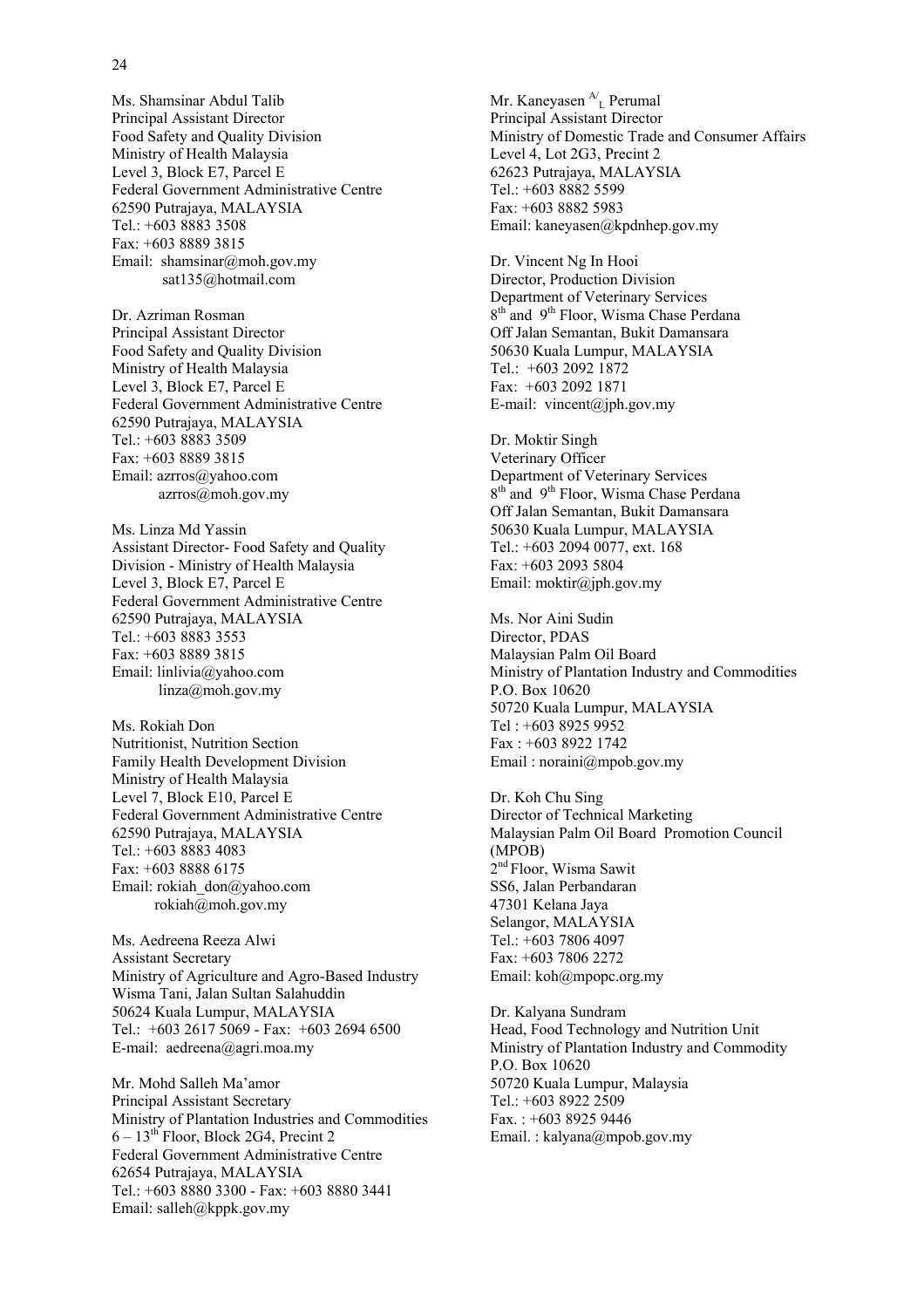Ms. Shamsinar Abdul Talib
Principal Assistant Director
Food Safety and Quality Division
Ministry of Health Malaysia
Level 3, Block E7, Parcel E
Federal Government Administrative Centre
62590 Putrajaya, MALAYSIA
Tel.: +603 8883 3508
Fax: +603 8889 3815
Email: shamsinar@moh.gov.my
sat135@hotmail.com

Dr. Azriman Rosman
Principal Assistant Director
Food Safety and Quality Division
Ministry of Health Malaysia
Level 3, Block E7, Parcel E
Federal Government Administrative Centre
62590 Putrajaya, MALAYSIA
Tel.: +603 8883 3509
Fax: +603 8889 3815
Email: azrros@yahoo.com
azrros@moh.gov.my

Ms. Linza Md Yassin
Assistant Director- Food Safety and Quality Division - Ministry of Health Malaysia
Level 3, Block E7, Parcel E
Federal Government Administrative Centre
62590 Putrajaya, MALAYSIA
Tel.: +603 8883 3553
Fax: +603 8889 3815
Email: linlivia@yahoo.com
linza@moh.gov.my

Ms. Rokiah Don
Nutritionist, Nutrition Section
Family Health Development Division
Ministry of Health Malaysia
Level 7, Block E10, Parcel E
Federal Government Administrative Centre
62590 Putrajaya, MALAYSIA
Tel.: +603 8883 4083
Fax: +603 8888 6175
Email: rokiah_don@yahoo.com
rokiah@moh.gov.my

Ms. Aedreena Reeza Alwi
Assistant Secretary
Ministry of Agriculture and Agro-Based Industry
Wisma Tani, Jalan Sultan Salahuddin
50624 Kuala Lumpur, MALAYSIA
Tel.: +603 2617 5069 - Fax: +603 2694 6500
E-mail: aedreena@agri.moa.my

Mr. Mohd Salleh Ma'amor
Principal Assistant Secretary
Ministry of Plantation Industries and Commodities
6 – 13th Floor, Block 2G4, Precint 2
Federal Government Administrative Centre
62654 Putrajaya, MALAYSIA
Tel.: +603 8880 3300 - Fax: +603 8880 3441
Email: salleh@kppk.gov.my

Mr. Kaneyasen A/L Perumal
Principal Assistant Director
Ministry of Domestic Trade and Consumer Affairs
Level 4, Lot 2G3, Precint 2
62623 Putrajaya, MALAYSIA
Tel.: +603 8882 5599
Fax: +603 8882 5983
Email: kaneyasen@kpdnhep.gov.my

Dr. Vincent Ng In Hooi
Director, Production Division
Department of Veterinary Services
8th and 9th Floor, Wisma Chase Perdana
Off Jalan Semantan, Bukit Damansara
50630 Kuala Lumpur, MALAYSIA
Tel.: +603 2092 1872
Fax: +603 2092 1871
E-mail: vincent@jph.gov.my

Dr. Moktir Singh
Veterinary Officer
Department of Veterinary Services
8th and 9th Floor, Wisma Chase Perdana
Off Jalan Semantan, Bukit Damansara
50630 Kuala Lumpur, MALAYSIA
Tel.: +603 2094 0077, ext. 168
Fax: +603 2093 5804
Email: moktir@jph.gov.my

Ms. Nor Aini Sudin
Director, PDAS
Malaysian Palm Oil Board
Ministry of Plantation Industry and Commodities
P.O. Box 10620
50720 Kuala Lumpur, MALAYSIA
Tel : +603 8925 9952
Fax : +603 8922 1742
Email : noraini@mpob.gov.my

Dr. Koh Chu Sing
Director of Technical Marketing
Malaysian Palm Oil Board Promotion Council (MPOB)
2nd Floor, Wisma Sawit
SS6, Jalan Perbandaran
47301 Kelana Jaya
Selangor, MALAYSIA
Tel.: +603 7806 4097
Fax: +603 7806 2272
Email: koh@mpopc.org.my

Dr. Kalyana Sundram
Head, Food Technology and Nutrition Unit
Ministry of Plantation Industry and Commodity
P.O. Box 10620
50720 Kuala Lumpur, Malaysia
Tel.: +603 8922 2509
Fax. : +603 8925 9446
Email. : kalyana@mpob.gov.my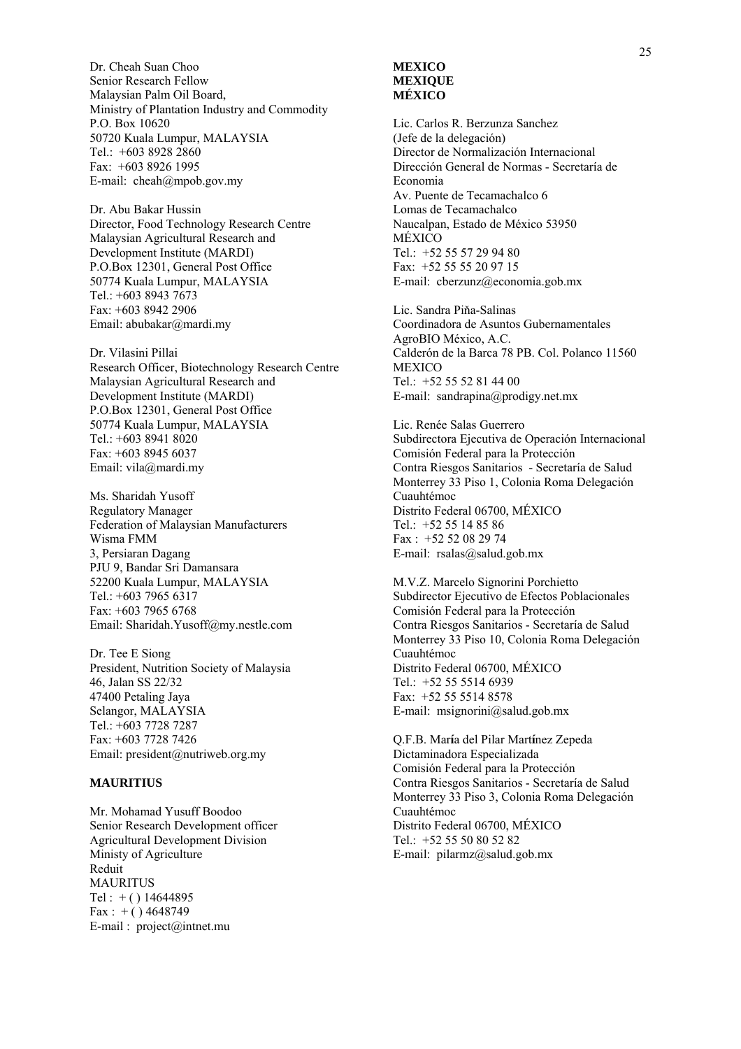Dr. Cheah Suan Choo
Senior Research Fellow
Malaysian Palm Oil Board,
Ministry of Plantation Industry and Commodity
P.O. Box 10620
50720 Kuala Lumpur, MALAYSIA
Tel.: +603 8928 2860
Fax: +603 8926 1995
E-mail: cheah@mpob.gov.my

Dr. Abu Bakar Hussin
Director, Food Technology Research Centre
Malaysian Agricultural Research and
Development Institute (MARDI)
P.O.Box 12301, General Post Office
50774 Kuala Lumpur, MALAYSIA
Tel.: +603 8943 7673
Fax: +603 8942 2906
Email: abubakar@mardi.my

Dr. Vilasini Pillai
Research Officer, Biotechnology Research Centre
Malaysian Agricultural Research and
Development Institute (MARDI)
P.O.Box 12301, General Post Office
50774 Kuala Lumpur, MALAYSIA
Tel.: +603 8941 8020
Fax: +603 8945 6037
Email: vila@mardi.my

Ms. Sharidah Yusoff
Regulatory Manager
Federation of Malaysian Manufacturers
Wisma FMM
3, Persiaran Dagang
PJU 9, Bandar Sri Damansara
52200 Kuala Lumpur, MALAYSIA
Tel.: +603 7965 6317
Fax: +603 7965 6768
Email: Sharidah.Yusoff@my.nestle.com

Dr. Tee E Siong
President, Nutrition Society of Malaysia
46, Jalan SS 22/32
47400 Petaling Jaya
Selangor, MALAYSIA
Tel.: +603 7728 7287
Fax: +603 7728 7426
Email: president@nutriweb.org.my

**MAURITIUS**

Mr. Mohamad Yusuff Boodoo
Senior Research Development officer
Agricultural Development Division
Ministy of Agriculture
Reduit
MAURITUS
Tel : + ( ) 14644895
Fax : + ( ) 4648749
E-mail : project@intnet.mu

**MEXICO**
**MEXIQUE**
**MÉXICO**

Lic. Carlos R. Berzunza Sanchez
(Jefe de la delegación)
Director de Normalización Internacional
Dirección General de Normas - Secretaría de Economia
Av. Puente de Tecamachalco 6
Lomas de Tecamachalco
Naucalpan, Estado de México 53950
MÉXICO
Tel.: +52 55 57 29 94 80
Fax: +52 55 55 20 97 15
E-mail: cberzunz@economia.gob.mx

Lic. Sandra Piňa-Salinas
Coordinadora de Asuntos Gubernamentales
AgroBIO México, A.C.
Calderón de la Barca 78 PB. Col. Polanco 11560
MEXICO
Tel.: +52 55 52 81 44 00
E-mail: sandrapina@prodigy.net.mx

Lic. Renée Salas Guerrero
Subdirectora Ejecutiva de Operación Internacional
Comisión Federal para la Protección
Contra Riesgos Sanitarios - Secretaría de Salud
Monterrey 33 Piso 1, Colonia Roma Delegación
Cuauhtémoc
Distrito Federal 06700, MÉXICO
Tel.: +52 55 14 85 86
Fax : +52 52 08 29 74
E-mail: rsalas@salud.gob.mx

M.V.Z. Marcelo Signorini Porchietto
Subdirector Ejecutivo de Efectos Poblacionales
Comisión Federal para la Protección
Contra Riesgos Sanitarios - Secretaría de Salud
Monterrey 33 Piso 10, Colonia Roma Delegación
Cuauhtémoc
Distrito Federal 06700, MÉXICO
Tel.: +52 55 5514 6939
Fax: +52 55 5514 8578
E-mail: msignorini@salud.gob.mx

Q.F.B. María del Pilar Martínez Zepeda
Dictaminadora Especializada
Comisión Federal para la Protección
Contra Riesgos Sanitarios - Secretaría de Salud
Monterrey 33 Piso 3, Colonia Roma Delegación
Cuauhtémoc
Distrito Federal 06700, MÉXICO
Tel.: +52 55 50 80 52 82
E-mail: pilarmz@salud.gob.mx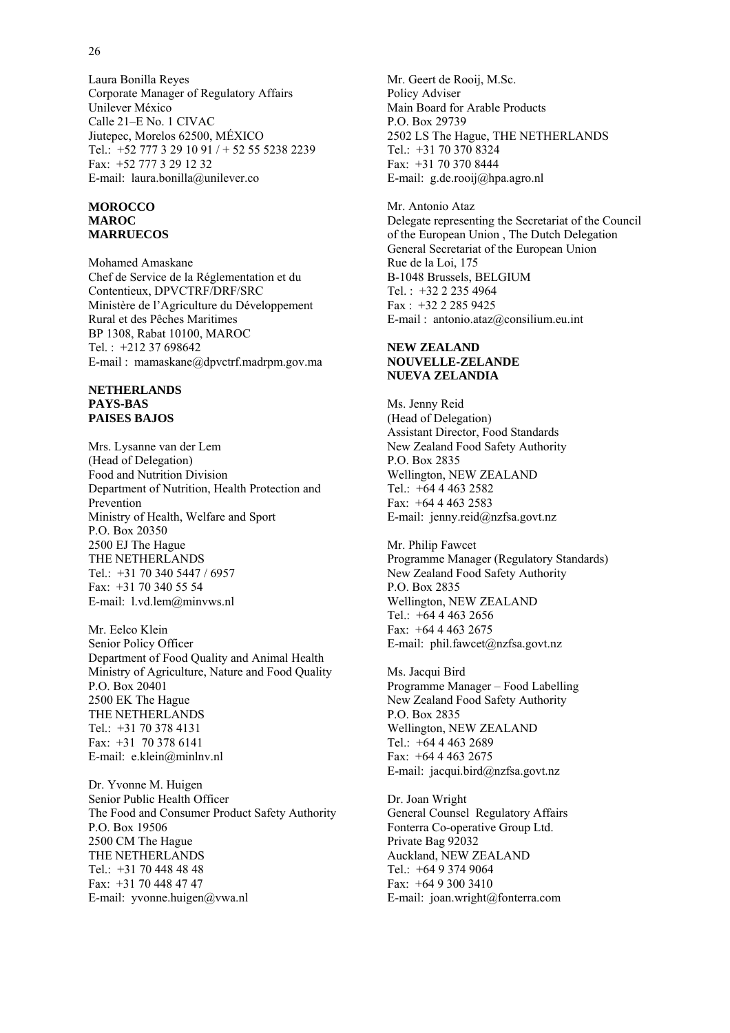Laura Bonilla Reyes
Corporate Manager of Regulatory Affairs
Unilever México
Calle 21–E No. 1 CIVAC
Jiutepec, Morelos 62500, MÉXICO
Tel.: +52 777 3 29 10 91 / + 52 55 5238 2239
Fax: +52 777 3 29 12 32
E-mail: laura.bonilla@unilever.co

**MOROCCO**
**MAROC**
**MARRUECOS**

Mohamed Amaskane
Chef de Service de la Réglementation et du Contentieux, DPVCTRF/DRF/SRC
Ministère de l'Agriculture du Développement Rural et des Pêches Maritimes
BP 1308, Rabat 10100, MAROC
Tel. : +212 37 698642
E-mail : mamaskane@dpvctrf.madrpm.gov.ma

**NETHERLANDS**
**PAYS-BAS**
**PAISES BAJOS**

Mrs. Lysanne van der Lem
(Head of Delegation)
Food and Nutrition Division
Department of Nutrition, Health Protection and Prevention
Ministry of Health, Welfare and Sport
P.O. Box 20350
2500 EJ The Hague
THE NETHERLANDS
Tel.: +31 70 340 5447 / 6957
Fax: +31 70 340 55 54
E-mail: l.vd.lem@minvws.nl

Mr. Eelco Klein
Senior Policy Officer
Department of Food Quality and Animal Health
Ministry of Agriculture, Nature and Food Quality
P.O. Box 20401
2500 EK The Hague
THE NETHERLANDS
Tel.: +31 70 378 4131
Fax: +31 70 378 6141
E-mail: e.klein@minlnv.nl

Dr. Yvonne M. Huigen
Senior Public Health Officer
The Food and Consumer Product Safety Authority
P.O. Box 19506
2500 CM The Hague
THE NETHERLANDS
Tel.: +31 70 448 48 48
Fax: +31 70 448 47 47
E-mail: yvonne.huigen@vwa.nl

Mr. Geert de Rooij, M.Sc.
Policy Adviser
Main Board for Arable Products
P.O. Box 29739
2502 LS The Hague, THE NETHERLANDS
Tel.: +31 70 370 8324
Fax: +31 70 370 8444
E-mail: g.de.rooij@hpa.agro.nl

Mr. Antonio Ataz
Delegate representing the Secretariat of the Council of the European Union , The Dutch Delegation
General Secretariat of the European Union
Rue de la Loi, 175
B-1048 Brussels, BELGIUM
Tel. : +32 2 235 4964
Fax : +32 2 285 9425
E-mail : antonio.ataz@consilium.eu.int

**NEW ZEALAND**
**NOUVELLE-ZELANDE**
**NUEVA ZELANDIA**

Ms. Jenny Reid
(Head of Delegation)
Assistant Director, Food Standards
New Zealand Food Safety Authority
P.O. Box 2835
Wellington, NEW ZEALAND
Tel.: +64 4 463 2582
Fax: +64 4 463 2583
E-mail: jenny.reid@nzfsa.govt.nz

Mr. Philip Fawcet
Programme Manager (Regulatory Standards)
New Zealand Food Safety Authority
P.O. Box 2835
Wellington, NEW ZEALAND
Tel.: +64 4 463 2656
Fax: +64 4 463 2675
E-mail: phil.fawcet@nzfsa.govt.nz

Ms. Jacqui Bird
Programme Manager – Food Labelling
New Zealand Food Safety Authority
P.O. Box 2835
Wellington, NEW ZEALAND
Tel.: +64 4 463 2689
Fax: +64 4 463 2675
E-mail: jacqui.bird@nzfsa.govt.nz

Dr. Joan Wright
General Counsel Regulatory Affairs
Fonterra Co-operative Group Ltd.
Private Bag 92032
Auckland, NEW ZEALAND
Tel.: +64 9 374 9064
Fax: +64 9 300 3410
E-mail: joan.wright@fonterra.com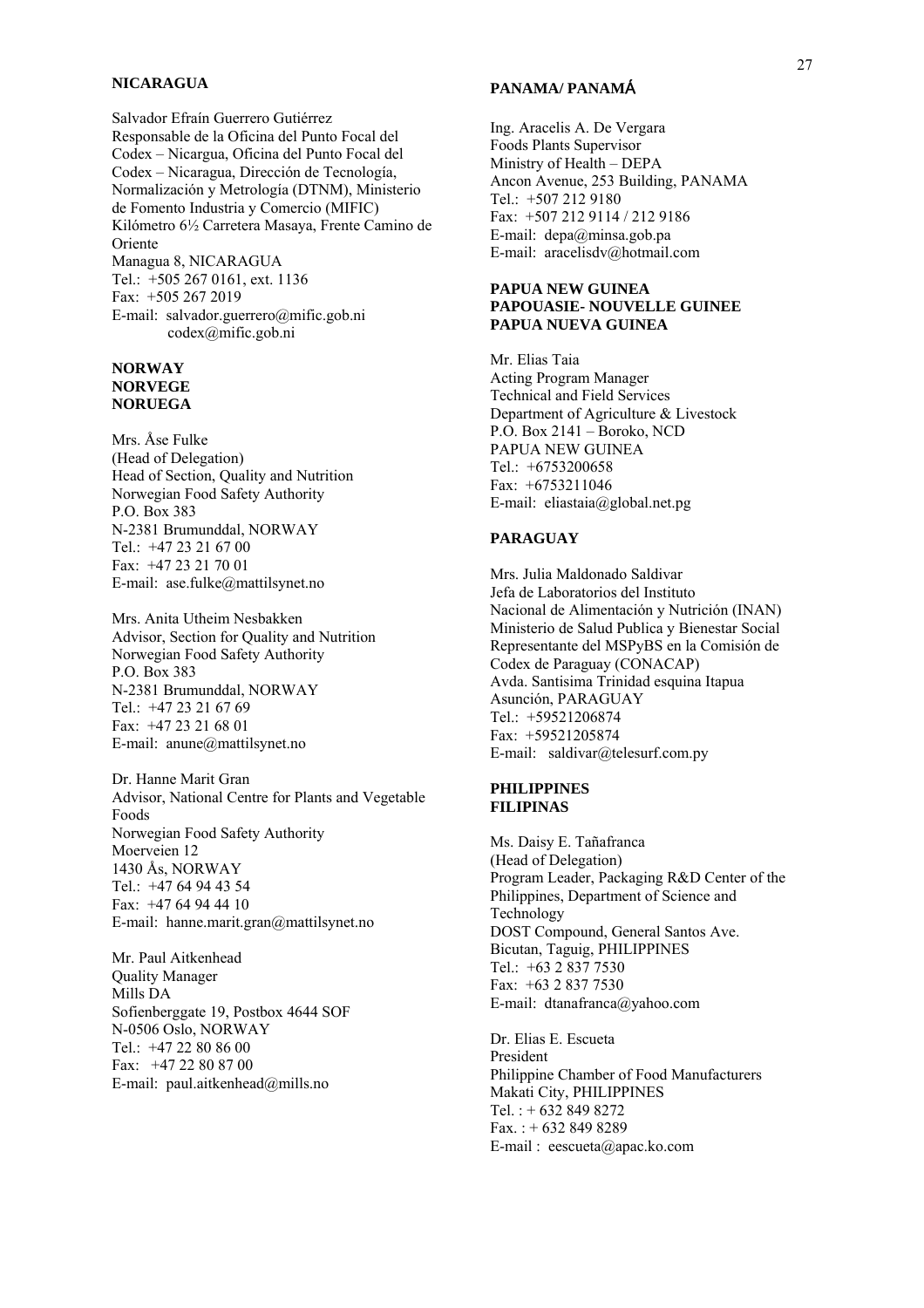**NICARAGUA**

Salvador Efraín Guerrero Gutiérrez
Responsable de la Oficina del Punto Focal del Codex – Nicargua, Oficina del Punto Focal del Codex – Nicaragua, Dirección de Tecnología, Normalización y Metrología (DTNM), Ministerio de Fomento Industria y Comercio (MIFIC)
Kilómetro 6½ Carretera Masaya, Frente Camino de Oriente
Managua 8, NICARAGUA
Tel.: +505 267 0161, ext. 1136
Fax: +505 267 2019
E-mail: salvador.guerrero@mific.gob.ni
codex@mific.gob.ni

**NORWAY**
**NORVEGE**
**NORUEGA**

Mrs. Åse Fulke
(Head of Delegation)
Head of Section, Quality and Nutrition
Norwegian Food Safety Authority
P.O. Box 383
N-2381 Brumunddal, NORWAY
Tel.: +47 23 21 67 00
Fax: +47 23 21 70 01
E-mail: ase.fulke@mattilsynet.no

Mrs. Anita Utheim Nesbakken
Advisor, Section for Quality and Nutrition
Norwegian Food Safety Authority
P.O. Box 383
N-2381 Brumunddal, NORWAY
Tel.: +47 23 21 67 69
Fax: +47 23 21 68 01
E-mail: anune@mattilsynet.no

Dr. Hanne Marit Gran
Advisor, National Centre for Plants and Vegetable Foods
Norwegian Food Safety Authority
Moerveien 12
1430 Ås, NORWAY
Tel.: +47 64 94 43 54
Fax: +47 64 94 44 10
E-mail: hanne.marit.gran@mattilsynet.no

Mr. Paul Aitkenhead
Quality Manager
Mills DA
Sofienberggate 19, Postbox 4644 SOF
N-0506 Oslo, NORWAY
Tel.: +47 22 80 86 00
Fax: +47 22 80 87 00
E-mail: paul.aitkenhead@mills.no

**PANAMA/ PANAMÁ**

Ing. Aracelis A. De Vergara
Foods Plants Supervisor
Ministry of Health – DEPA
Ancon Avenue, 253 Building, PANAMA
Tel.: +507 212 9180
Fax: +507 212 9114 / 212 9186
E-mail: depa@minsa.gob.pa
E-mail: aracelisdv@hotmail.com

**PAPUA NEW GUINEA**
**PAPOUASIE- NOUVELLE GUINEE**
**PAPUA NUEVA GUINEA**

Mr. Elias Taia
Acting Program Manager
Technical and Field Services
Department of Agriculture & Livestock
P.O. Box 2141 – Boroko, NCD
PAPUA NEW GUINEA
Tel.: +6753200658
Fax: +6753211046
E-mail: eliastaia@global.net.pg

**PARAGUAY**

Mrs. Julia Maldonado Saldivar
Jefa de Laboratorios del Instituto Nacional de Alimentación y Nutrición (INAN)
Ministerio de Salud Publica y Bienestar Social
Representante del MSPyBS en la Comisión de Codex de Paraguay (CONACAP)
Avda. Santisima Trinidad esquina Itapua
Asunción, PARAGUAY
Tel.: +59521206874
Fax: +59521205874
E-mail: saldivar@telesurf.com.py

**PHILIPPINES**
**FILIPINAS**

Ms. Daisy E. Tañafranca
(Head of Delegation)
Program Leader, Packaging R&D Center of the Philippines, Department of Science and Technology
DOST Compound, General Santos Ave.
Bicutan, Taguig, PHILIPPINES
Tel.: +63 2 837 7530
Fax: +63 2 837 7530
E-mail: dtanafranca@yahoo.com

Dr. Elias E. Escueta
President
Philippine Chamber of Food Manufacturers
Makati City, PHILIPPINES
Tel. : + 632 849 8272
Fax. : + 632 849 8289
E-mail : eescueta@apac.ko.com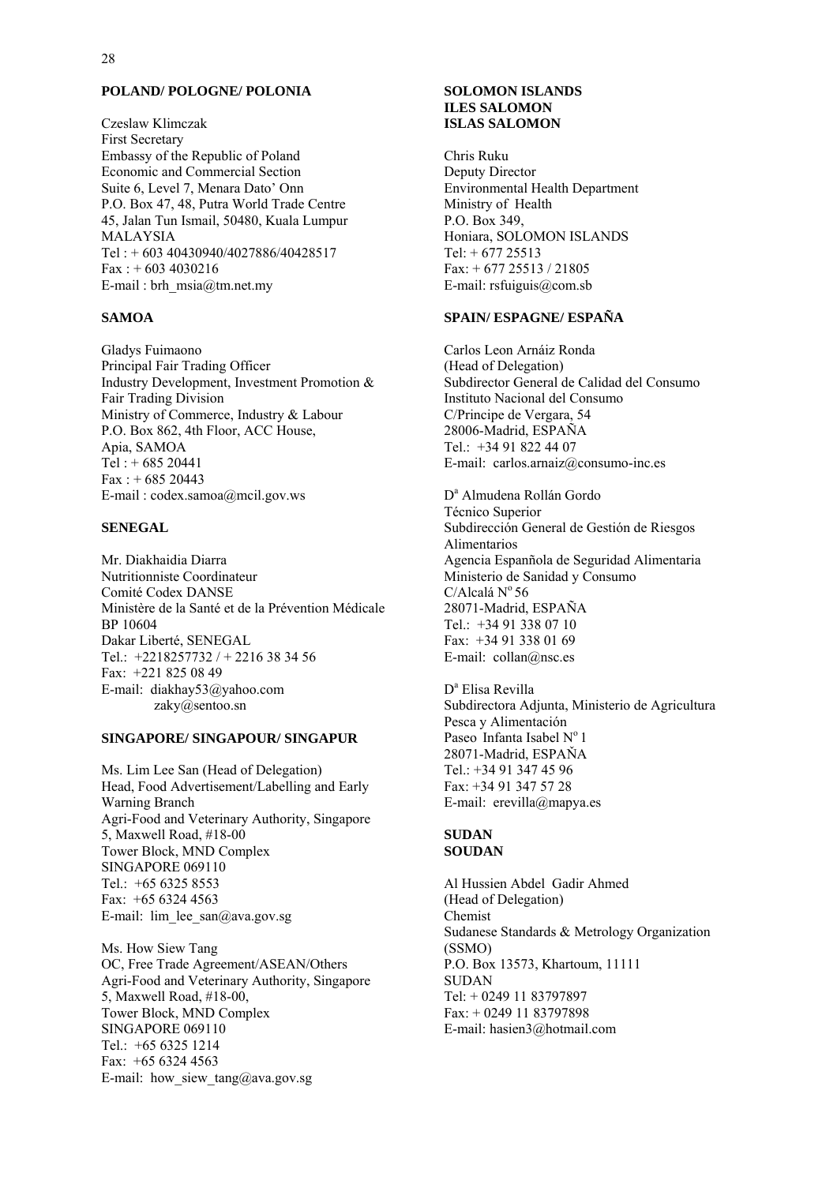**POLAND/ POLOGNE/ POLONIA**

Czeslaw Klimczak
First Secretary
Embassy of the Republic of Poland
Economic and Commercial Section
Suite 6, Level 7, Menara Dato' Onn
P.O. Box 47, 48, Putra World Trade Centre
45, Jalan Tun Ismail, 50480, Kuala Lumpur
MALAYSIA
Tel : + 603 40430940/4027886/40428517
Fax : + 603 4030216
E-mail : brh_msia@tm.net.my

**SAMOA**

Gladys Fuimaono
Principal Fair Trading Officer
Industry Development, Investment Promotion & Fair Trading Division
Ministry of Commerce, Industry & Labour
P.O. Box 862, 4th Floor, ACC House,
Apia, SAMOA
Tel : + 685 20441
Fax : + 685 20443
E-mail : codex.samoa@mcil.gov.ws

**SENEGAL**

Mr. Diakhaidia Diarra
Nutritionniste Coordinateur
Comité Codex DANSE
Ministère de la Santé et de la Prévention Médicale
BP 10604
Dakar Liberté, SENEGAL
Tel.: +2218257732 / + 2216 38 34 56
Fax: +221 825 08 49
E-mail: diakhay53@yahoo.com
zaky@sentoo.sn

**SINGAPORE/ SINGAPOUR/ SINGAPUR**

Ms. Lim Lee San (Head of Delegation)
Head, Food Advertisement/Labelling and Early Warning Branch
Agri-Food and Veterinary Authority, Singapore
5, Maxwell Road, #18-00
Tower Block, MND Complex
SINGAPORE 069110
Tel.: +65 6325 8553
Fax: +65 6324 4563
E-mail: lim_lee_san@ava.gov.sg

Ms. How Siew Tang
OC, Free Trade Agreement/ASEAN/Others
Agri-Food and Veterinary Authority, Singapore
5, Maxwell Road, #18-00,
Tower Block, MND Complex
SINGAPORE 069110
Tel.: +65 6325 1214
Fax: +65 6324 4563
E-mail: how_siew_tang@ava.gov.sg

**SOLOMON ISLANDS**
**ILES SALOMON**
**ISLAS SALOMON**

Chris Ruku
Deputy Director
Environmental Health Department
Ministry of Health
P.O. Box 349,
Honiara, SOLOMON ISLANDS
Tel: + 677 25513
Fax: + 677 25513 / 21805
E-mail: rsfuiguis@com.sb

**SPAIN/ ESPAGNE/ ESPAÑA**

Carlos Leon Arnáiz Ronda
(Head of Delegation)
Subdirector General de Calidad del Consumo
Instituto Nacional del Consumo
C/Principe de Vergara, 54
28006-Madrid, ESPAÑA
Tel.: +34 91 822 44 07
E-mail: carlos.arnaiz@consumo-inc.es

Dª Almudena Rollán Gordo
Técnico Superior
Subdirección General de Gestión de Riesgos Alimentarios
Agencia Espanñola de Seguridad Alimentaria
Ministerio de Sanidad y Consumo
C/Alcalá Nº 56
28071-Madrid, ESPAÑA
Tel.: +34 91 338 07 10
Fax: +34 91 338 01 69
E-mail: collan@nsc.es

Dª Elisa Revilla
Subdirectora Adjunta, Ministerio de Agricultura Pesca y Alimentación
Paseo Infanta Isabel Nº 1
28071-Madrid, ESPAŇA
Tel.: +34 91 347 45 96
Fax: +34 91 347 57 28
E-mail: erevilla@mapya.es

**SUDAN**
**SOUDAN**

Al Hussien Abdel Gadir Ahmed
(Head of Delegation)
Chemist
Sudanese Standards & Metrology Organization (SSMO)
P.O. Box 13573, Khartoum, 11111
SUDAN
Tel: + 0249 11 83797897
Fax: + 0249 11 83797898
E-mail: hasien3@hotmail.com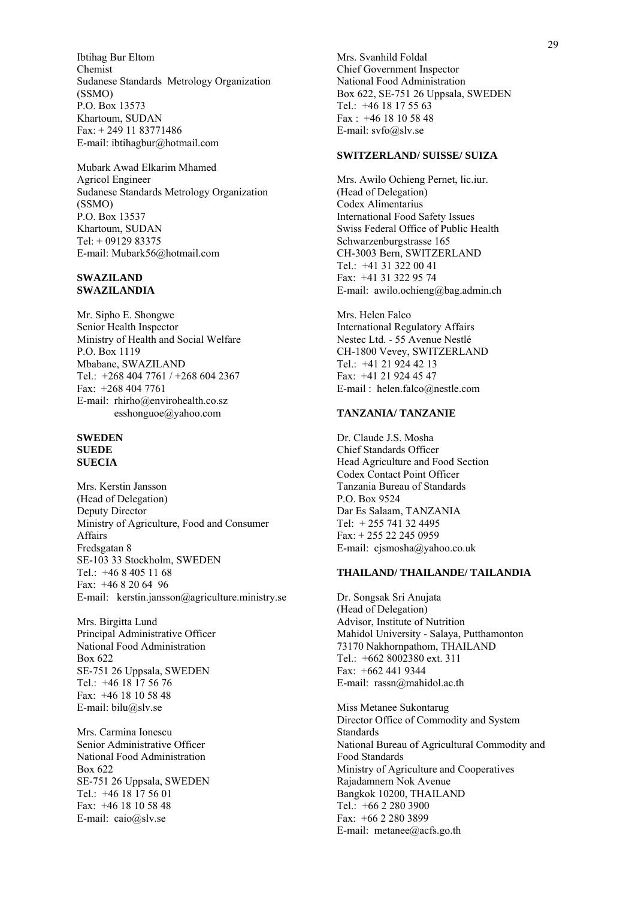Ibtihag Bur Eltom
Chemist
Sudanese Standards Metrology Organization (SSMO)
P.O. Box 13573
Khartoum, SUDAN
Fax: + 249 11 83771486
E-mail: ibtihagbur@hotmail.com

Mubark Awad Elkarim Mhamed
Agricol Engineer
Sudanese Standards Metrology Organization (SSMO)
P.O. Box 13537
Khartoum, SUDAN
Tel: + 09129 83375
E-mail: Mubark56@hotmail.com

**SWAZILAND**
**SWAZILANDIA**

Mr. Sipho E. Shongwe
Senior Health Inspector
Ministry of Health and Social Welfare
P.O. Box 1119
Mbabane, SWAZILAND
Tel.: +268 404 7761 / +268 604 2367
Fax: +268 404 7761
E-mail: rhirho@envirohealth.co.sz
esshonguoe@yahoo.com

**SWEDEN**
**SUEDE**
**SUECIA**

Mrs. Kerstin Jansson
(Head of Delegation)
Deputy Director
Ministry of Agriculture, Food and Consumer Affairs
Fredsgatan 8
SE-103 33 Stockholm, SWEDEN
Tel.: +46 8 405 11 68
Fax: +46 8 20 64 96
E-mail: kerstin.jansson@agriculture.ministry.se

Mrs. Birgitta Lund
Principal Administrative Officer
National Food Administration
Box 622
SE-751 26 Uppsala, SWEDEN
Tel.: +46 18 17 56 76
Fax: +46 18 10 58 48
E-mail: bilu@slv.se

Mrs. Carmina Ionescu
Senior Administrative Officer
National Food Administration
Box 622
SE-751 26 Uppsala, SWEDEN
Tel.: +46 18 17 56 01
Fax: +46 18 10 58 48
E-mail: caio@slv.se

Mrs. Svanhild Foldal
Chief Government Inspector
National Food Administration
Box 622, SE-751 26 Uppsala, SWEDEN
Tel.: +46 18 17 55 63
Fax : +46 18 10 58 48
E-mail: svfo@slv.se

**SWITZERLAND/ SUISSE/ SUIZA**

Mrs. Awilo Ochieng Pernet, lic.iur.
(Head of Delegation)
Codex Alimentarius
International Food Safety Issues
Swiss Federal Office of Public Health
Schwarzenburgstrasse 165
CH-3003 Bern, SWITZERLAND
Tel.: +41 31 322 00 41
Fax: +41 31 322 95 74
E-mail: awilo.ochieng@bag.admin.ch

Mrs. Helen Falco
International Regulatory Affairs
Nestec Ltd. - 55 Avenue Nestlé
CH-1800 Vevey, SWITZERLAND
Tel.: +41 21 924 42 13
Fax: +41 21 924 45 47
E-mail : helen.falco@nestle.com

**TANZANIA/ TANZANIE**

Dr. Claude J.S. Mosha
Chief Standards Officer
Head Agriculture and Food Section
Codex Contact Point Officer
Tanzania Bureau of Standards
P.O. Box 9524
Dar Es Salaam, TANZANIA
Tel: + 255 741 32 4495
Fax: + 255 22 245 0959
E-mail: cjsmosha@yahoo.co.uk

**THAILAND/ THAILANDE/ TAILANDIA**

Dr. Songsak Sri Anujata
(Head of Delegation)
Advisor, Institute of Nutrition
Mahidol University - Salaya, Putthamonton
73170 Nakhornpathom, THAILAND
Tel.: +662 8002380 ext. 311
Fax: +662 441 9344
E-mail: rassn@mahidol.ac.th

Miss Metanee Sukontarug
Director Office of Commodity and System Standards
National Bureau of Agricultural Commodity and Food Standards
Ministry of Agriculture and Cooperatives
Rajadamnern Nok Avenue
Bangkok 10200, THAILAND
Tel.: +66 2 280 3900
Fax: +66 2 280 3899
E-mail: metanee@acfs.go.th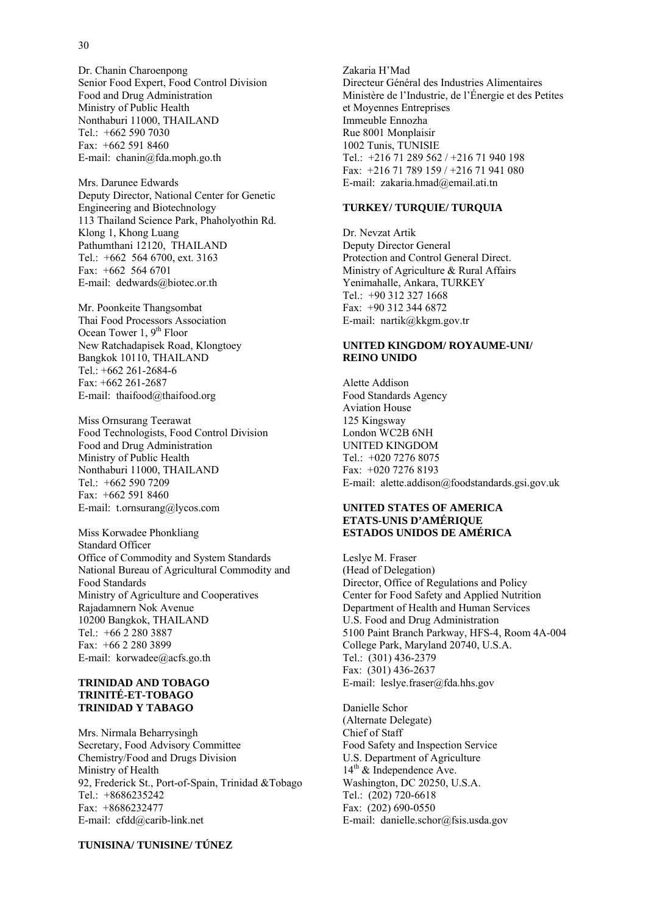Dr. Chanin Charoenpong
Senior Food Expert, Food Control Division
Food and Drug Administration
Ministry of Public Health
Nonthaburi 11000, THAILAND
Tel.: +662 590 7030
Fax: +662 591 8460
E-mail: chanin@fda.moph.go.th

Mrs. Darunee Edwards
Deputy Director, National Center for Genetic Engineering and Biotechnology
113 Thailand Science Park, Phaholyothin Rd.
Klong 1, Khong Luang
Pathumthani 12120, THAILAND
Tel.: +662 564 6700, ext. 3163
Fax: +662 564 6701
E-mail: dedwards@biotec.or.th

Mr. Poonkeite Thangsombat
Thai Food Processors Association
Ocean Tower 1, 9th Floor
New Ratchadapisek Road, Klongtoey
Bangkok 10110, THAILAND
Tel.: +662 261-2684-6
Fax: +662 261-2687
E-mail: thaifood@thaifood.org

Miss Ornsurang Teerawat
Food Technologists, Food Control Division
Food and Drug Administration
Ministry of Public Health
Nonthaburi 11000, THAILAND
Tel.: +662 590 7209
Fax: +662 591 8460
E-mail: t.ornsurang@lycos.com

Miss Korwadee Phonkliang
Standard Officer
Office of Commodity and System Standards
National Bureau of Agricultural Commodity and Food Standards
Ministry of Agriculture and Cooperatives
Rajadamnern Nok Avenue
10200 Bangkok, THAILAND
Tel.: +66 2 280 3887
Fax: +66 2 280 3899
E-mail: korwadee@acfs.go.th

**TRINIDAD AND TOBAGO**
**TRINITÉ-ET-TOBAGO**
**TRINIDAD Y TABAGO**

Mrs. Nirmala Beharrysingh
Secretary, Food Advisory Committee
Chemistry/Food and Drugs Division
Ministry of Health
92, Frederick St., Port-of-Spain, Trinidad &Tobago
Tel.: +8686235242
Fax: +8686232477
E-mail: cfdd@carib-link.net

**TUNISINA/ TUNISINE/ TÚNEZ**

Zakaria H'Mad
Directeur Général des Industries Alimentaires
Ministère de l'Industrie, de l'Énergie et des Petites et Moyennes Entreprises
Immeuble Ennozha
Rue 8001 Monplaisir
1002 Tunis, TUNISIE
Tel.: +216 71 289 562 / +216 71 940 198
Fax: +216 71 789 159 / +216 71 941 080
E-mail: zakaria.hmad@email.ati.tn

**TURKEY/ TURQUIE/ TURQUIA**

Dr. Nevzat Artik
Deputy Director General
Protection and Control General Direct.
Ministry of Agriculture & Rural Affairs
Yenimahalle, Ankara, TURKEY
Tel.: +90 312 327 1668
Fax: +90 312 344 6872
E-mail: nartik@kkgm.gov.tr

**UNITED KINGDOM/ ROYAUME-UNI/ REINO UNIDO**

Alette Addison
Food Standards Agency
Aviation House
125 Kingsway
London WC2B 6NH
UNITED KINGDOM
Tel.: +020 7276 8075
Fax: +020 7276 8193
E-mail: alette.addison@foodstandards.gsi.gov.uk

**UNITED STATES OF AMERICA**
**ETATS-UNIS D'AMÉRIQUE**
**ESTADOS UNIDOS DE AMÉRICA**

Leslye M. Fraser
(Head of Delegation)
Director, Office of Regulations and Policy
Center for Food Safety and Applied Nutrition
Department of Health and Human Services
U.S. Food and Drug Administration
5100 Paint Branch Parkway, HFS-4, Room 4A-004
College Park, Maryland 20740, U.S.A.
Tel.: (301) 436-2379
Fax: (301) 436-2637
E-mail: leslye.fraser@fda.hhs.gov

Danielle Schor
(Alternate Delegate)
Chief of Staff
Food Safety and Inspection Service
U.S. Department of Agriculture
14th & Independence Ave.
Washington, DC 20250, U.S.A.
Tel.: (202) 720-6618
Fax: (202) 690-0550
E-mail: danielle.schor@fsis.usda.gov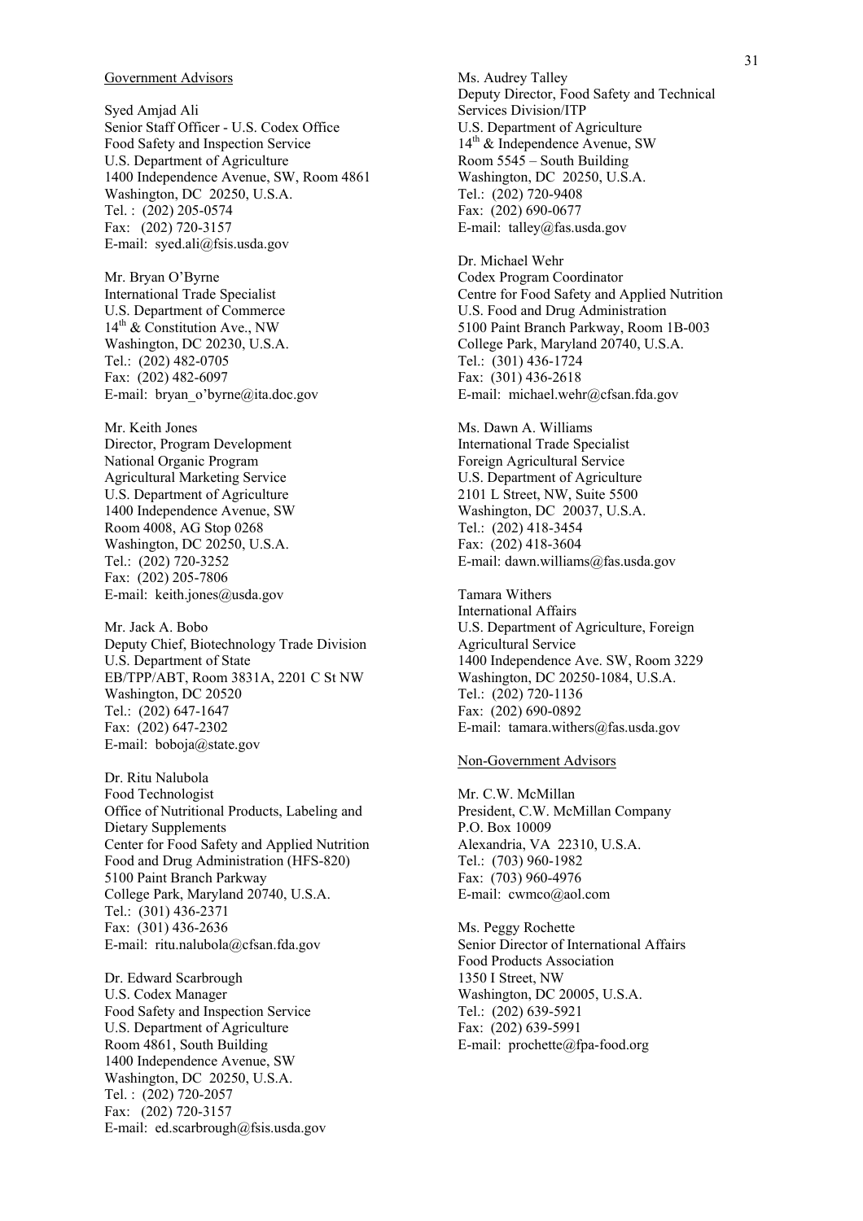Government Advisors

Syed Amjad Ali
Senior Staff Officer - U.S. Codex Office
Food Safety and Inspection Service
U.S. Department of Agriculture
1400 Independence Avenue, SW, Room 4861
Washington, DC 20250, U.S.A.
Tel. : (202) 205-0574
Fax: (202) 720-3157
E-mail: syed.ali@fsis.usda.gov

Mr. Bryan O'Byrne
International Trade Specialist
U.S. Department of Commerce
14th & Constitution Ave., NW
Washington, DC 20230, U.S.A.
Tel.: (202) 482-0705
Fax: (202) 482-6097
E-mail: bryan_o'byrne@ita.doc.gov

Mr. Keith Jones
Director, Program Development
National Organic Program
Agricultural Marketing Service
U.S. Department of Agriculture
1400 Independence Avenue, SW
Room 4008, AG Stop 0268
Washington, DC 20250, U.S.A.
Tel.: (202) 720-3252
Fax: (202) 205-7806
E-mail: keith.jones@usda.gov

Mr. Jack A. Bobo
Deputy Chief, Biotechnology Trade Division
U.S. Department of State
EB/TPP/ABT, Room 3831A, 2201 C St NW
Washington, DC 20520
Tel.: (202) 647-1647
Fax: (202) 647-2302
E-mail: boboja@state.gov

Dr. Ritu Nalubola
Food Technologist
Office of Nutritional Products, Labeling and Dietary Supplements
Center for Food Safety and Applied Nutrition
Food and Drug Administration (HFS-820)
5100 Paint Branch Parkway
College Park, Maryland 20740, U.S.A.
Tel.: (301) 436-2371
Fax: (301) 436-2636
E-mail: ritu.nalubola@cfsan.fda.gov

Dr. Edward Scarbrough
U.S. Codex Manager
Food Safety and Inspection Service
U.S. Department of Agriculture
Room 4861, South Building
1400 Independence Avenue, SW
Washington, DC 20250, U.S.A.
Tel. : (202) 720-2057
Fax: (202) 720-3157
E-mail: ed.scarbrough@fsis.usda.gov

Ms. Audrey Talley
Deputy Director, Food Safety and Technical Services Division/ITP
U.S. Department of Agriculture
14th & Independence Avenue, SW
Room 5545 – South Building
Washington, DC 20250, U.S.A.
Tel.: (202) 720-9408
Fax: (202) 690-0677
E-mail: talley@fas.usda.gov

Dr. Michael Wehr
Codex Program Coordinator
Centre for Food Safety and Applied Nutrition
U.S. Food and Drug Administration
5100 Paint Branch Parkway, Room 1B-003
College Park, Maryland 20740, U.S.A.
Tel.: (301) 436-1724
Fax: (301) 436-2618
E-mail: michael.wehr@cfsan.fda.gov

Ms. Dawn A. Williams
International Trade Specialist
Foreign Agricultural Service
U.S. Department of Agriculture
2101 L Street, NW, Suite 5500
Washington, DC 20037, U.S.A.
Tel.: (202) 418-3454
Fax: (202) 418-3604
E-mail: dawn.williams@fas.usda.gov

Tamara Withers
International Affairs
U.S. Department of Agriculture, Foreign Agricultural Service
1400 Independence Ave. SW, Room 3229
Washington, DC 20250-1084, U.S.A.
Tel.: (202) 720-1136
Fax: (202) 690-0892
E-mail: tamara.withers@fas.usda.gov

Non-Government Advisors

Mr. C.W. McMillan
President, C.W. McMillan Company
P.O. Box 10009
Alexandria, VA 22310, U.S.A.
Tel.: (703) 960-1982
Fax: (703) 960-4976
E-mail: cwmco@aol.com

Ms. Peggy Rochette
Senior Director of International Affairs
Food Products Association
1350 I Street, NW
Washington, DC 20005, U.S.A.
Tel.: (202) 639-5921
Fax: (202) 639-5991
E-mail: prochette@fpa-food.org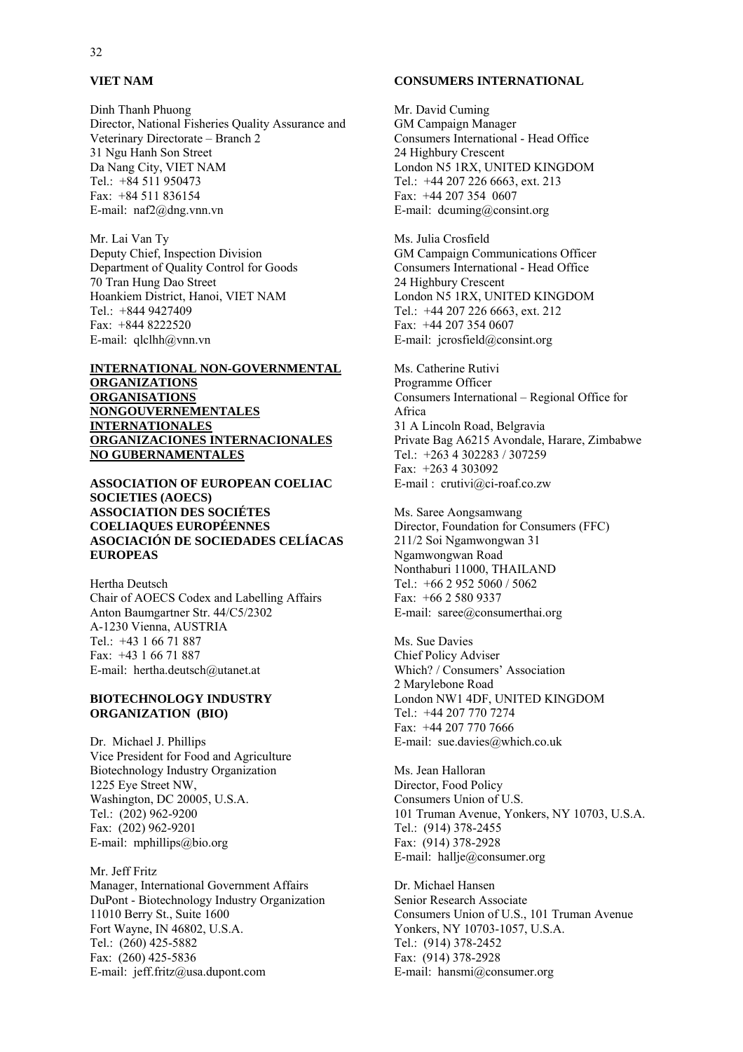**VIET NAM**

Dinh Thanh Phuong
Director, National Fisheries Quality Assurance and Veterinary Directorate – Branch 2
31 Ngu Hanh Son Street
Da Nang City, VIET NAM
Tel.: +84 511 950473
Fax: +84 511 836154
E-mail: naf2@dng.vnn.vn

Mr. Lai Van Ty
Deputy Chief, Inspection Division
Department of Quality Control for Goods
70 Tran Hung Dao Street
Hoankiem District, Hanoi, VIET NAM
Tel.: +844 9427409
Fax: +844 8222520
E-mail: qlclhh@vnn.vn

**INTERNATIONAL NON-GOVERNMENTAL ORGANIZATIONS**
**ORGANISATIONS NONGOUVERNEMENTALES INTERNATIONALES**
**ORGANIZACIONES INTERNACIONALES NO GUBERNAMENTALES**

**ASSOCIATION OF EUROPEAN COELIAC SOCIETIES (AOECS)**
**ASSOCIATION DES SOCIÉTES COELIAQUES EUROPÉENNES**
**ASOCIACIÓN DE SOCIEDADES CELÍACAS EUROPEAS**

Hertha Deutsch
Chair of AOECS Codex and Labelling Affairs
Anton Baumgartner Str. 44/C5/2302
A-1230 Vienna, AUSTRIA
Tel.: +43 1 66 71 887
Fax: +43 1 66 71 887
E-mail: hertha.deutsch@utanet.at

**BIOTECHNOLOGY INDUSTRY ORGANIZATION (BIO)**

Dr. Michael J. Phillips
Vice President for Food and Agriculture
Biotechnology Industry Organization
1225 Eye Street NW,
Washington, DC 20005, U.S.A.
Tel.: (202) 962-9200
Fax: (202) 962-9201
E-mail: mphillips@bio.org

Mr. Jeff Fritz
Manager, International Government Affairs
DuPont - Biotechnology Industry Organization
11010 Berry St., Suite 1600
Fort Wayne, IN 46802, U.S.A.
Tel.: (260) 425-5882
Fax: (260) 425-5836
E-mail: jeff.fritz@usa.dupont.com

**CONSUMERS INTERNATIONAL**

Mr. David Cuming
GM Campaign Manager
Consumers International - Head Office
24 Highbury Crescent
London N5 1RX, UNITED KINGDOM
Tel.: +44 207 226 6663, ext. 213
Fax: +44 207 354 0607
E-mail: dcuming@consint.org

Ms. Julia Crosfield
GM Campaign Communications Officer
Consumers International - Head Office
24 Highbury Crescent
London N5 1RX, UNITED KINGDOM
Tel.: +44 207 226 6663, ext. 212
Fax: +44 207 354 0607
E-mail: jcrosfield@consint.org

Ms. Catherine Rutivi
Programme Officer
Consumers International – Regional Office for Africa
31 A Lincoln Road, Belgravia
Private Bag A6215 Avondale, Harare, Zimbabwe
Tel.: +263 4 302283 / 307259
Fax: +263 4 303092
E-mail : crutivi@ci-roaf.co.zw

Ms. Saree Aongsamwang
Director, Foundation for Consumers (FFC)
211/2 Soi Ngamwongwan 31
Ngamwongwan Road
Nonthaburi 11000, THAILAND
Tel.: +66 2 952 5060 / 5062
Fax: +66 2 580 9337
E-mail: saree@consumerthai.org

Ms. Sue Davies
Chief Policy Adviser
Which? / Consumers' Association
2 Marylebone Road
London NW1 4DF, UNITED KINGDOM
Tel.: +44 207 770 7274
Fax: +44 207 770 7666
E-mail: sue.davies@which.co.uk

Ms. Jean Halloran
Director, Food Policy
Consumers Union of U.S.
101 Truman Avenue, Yonkers, NY 10703, U.S.A.
Tel.: (914) 378-2455
Fax: (914) 378-2928
E-mail: hallje@consumer.org

Dr. Michael Hansen
Senior Research Associate
Consumers Union of U.S., 101 Truman Avenue
Yonkers, NY 10703-1057, U.S.A.
Tel.: (914) 378-2452
Fax: (914) 378-2928
E-mail: hansmi@consumer.org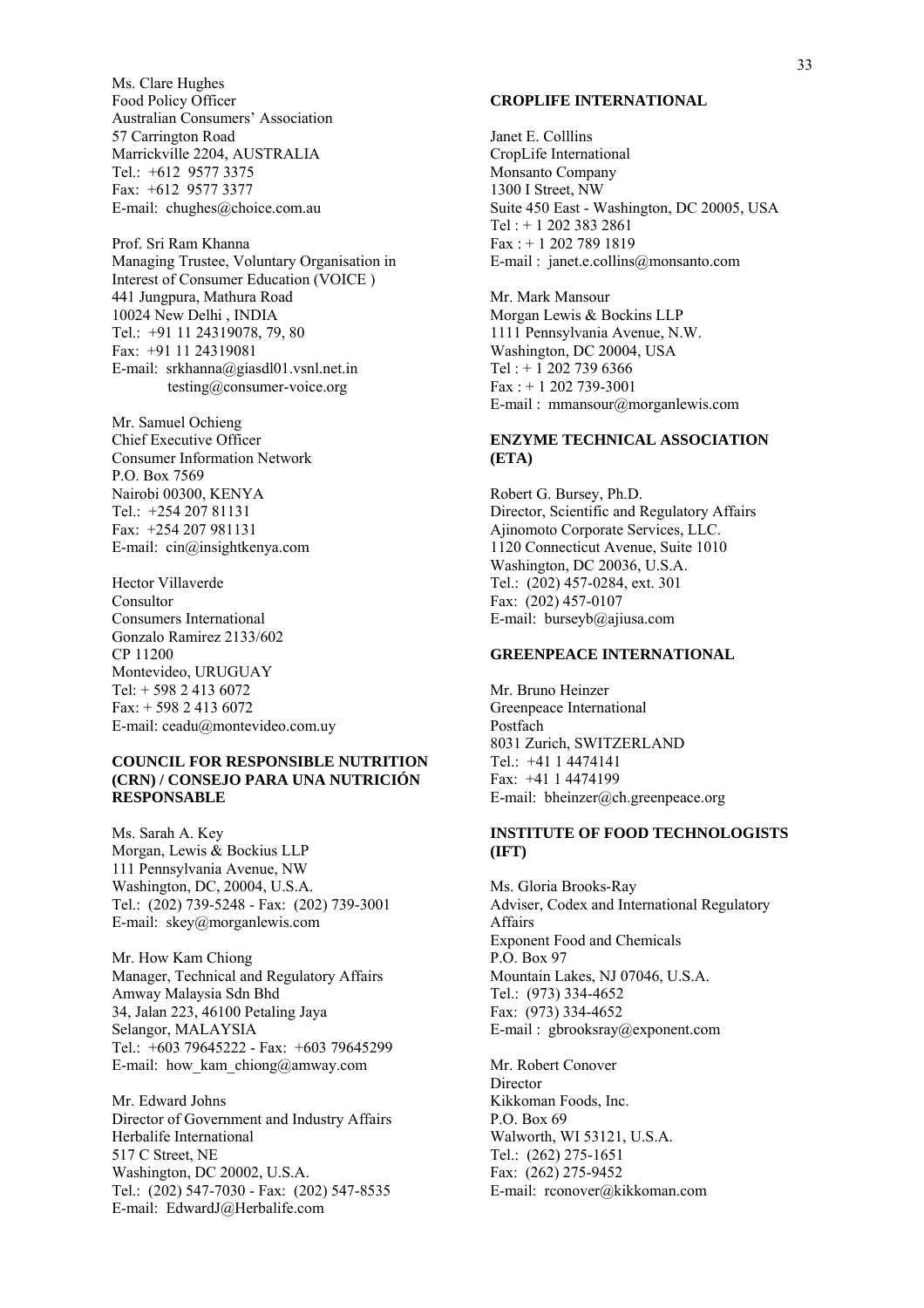Ms. Clare Hughes
Food Policy Officer
Australian Consumers' Association
57 Carrington Road
Marrickville 2204, AUSTRALIA
Tel.: +612 9577 3375
Fax: +612 9577 3377
E-mail: chughes@choice.com.au

Prof. Sri Ram Khanna
Managing Trustee, Voluntary Organisation in Interest of Consumer Education (VOICE )
441 Jungpura, Mathura Road
10024 New Delhi , INDIA
Tel.: +91 11 24319078, 79, 80
Fax: +91 11 24319081
E-mail: srkhanna@giasdl01.vsnl.net.in
testing@consumer-voice.org

Mr. Samuel Ochieng
Chief Executive Officer
Consumer Information Network
P.O. Box 7569
Nairobi 00300, KENYA
Tel.: +254 207 81131
Fax: +254 207 981131
E-mail: cin@insightkenya.com

Hector Villaverde
Consultor
Consumers International
Gonzalo Ramirez 2133/602
CP 11200
Montevideo, URUGUAY
Tel: + 598 2 413 6072
Fax: + 598 2 413 6072
E-mail: ceadu@montevideo.com.uy

**COUNCIL FOR RESPONSIBLE NUTRITION (CRN) / CONSEJO PARA UNA NUTRICIÓN RESPONSABLE**

Ms. Sarah A. Key
Morgan, Lewis & Bockius LLP
111 Pennsylvania Avenue, NW
Washington, DC, 20004, U.S.A.
Tel.: (202) 739-5248 - Fax: (202) 739-3001
E-mail: skey@morganlewis.com

Mr. How Kam Chiong
Manager, Technical and Regulatory Affairs
Amway Malaysia Sdn Bhd
34, Jalan 223, 46100 Petaling Jaya
Selangor, MALAYSIA
Tel.: +603 79645222 - Fax: +603 79645299
E-mail: how_kam_chiong@amway.com

Mr. Edward Johns
Director of Government and Industry Affairs
Herbalife International
517 C Street, NE
Washington, DC 20002, U.S.A.
Tel.: (202) 547-7030 - Fax: (202) 547-8535
E-mail: EdwardJ@Herbalife.com

**CROPLIFE INTERNATIONAL**

Janet E. Colllins
CropLife International
Monsanto Company
1300 I Street, NW
Suite 450 East - Washington, DC 20005, USA
Tel : + 1 202 383 2861
Fax : + 1 202 789 1819
E-mail : janet.e.collins@monsanto.com

Mr. Mark Mansour
Morgan Lewis & Bockins LLP
1111 Pennsylvania Avenue, N.W.
Washington, DC 20004, USA
Tel : + 1 202 739 6366
Fax : + 1 202 739-3001
E-mail : mmansour@morganlewis.com

**ENZYME TECHNICAL ASSOCIATION (ETA)**

Robert G. Bursey, Ph.D.
Director, Scientific and Regulatory Affairs
Ajinomoto Corporate Services, LLC.
1120 Connecticut Avenue, Suite 1010
Washington, DC 20036, U.S.A.
Tel.: (202) 457-0284, ext. 301
Fax: (202) 457-0107
E-mail: burseyb@ajiusa.com

**GREENPEACE INTERNATIONAL**

Mr. Bruno Heinzer
Greenpeace International
Postfach
8031 Zurich, SWITZERLAND
Tel.: +41 1 4474141
Fax: +41 1 4474199
E-mail: bheinzer@ch.greenpeace.org

**INSTITUTE OF FOOD TECHNOLOGISTS (IFT)**

Ms. Gloria Brooks-Ray
Adviser, Codex and International Regulatory Affairs
Exponent Food and Chemicals
P.O. Box 97
Mountain Lakes, NJ 07046, U.S.A.
Tel.: (973) 334-4652
Fax: (973) 334-4652
E-mail : gbrooksray@exponent.com

Mr. Robert Conover
Director
Kikkoman Foods, Inc.
P.O. Box 69
Walworth, WI 53121, U.S.A.
Tel.: (262) 275-1651
Fax: (262) 275-9452
E-mail: rconover@kikkoman.com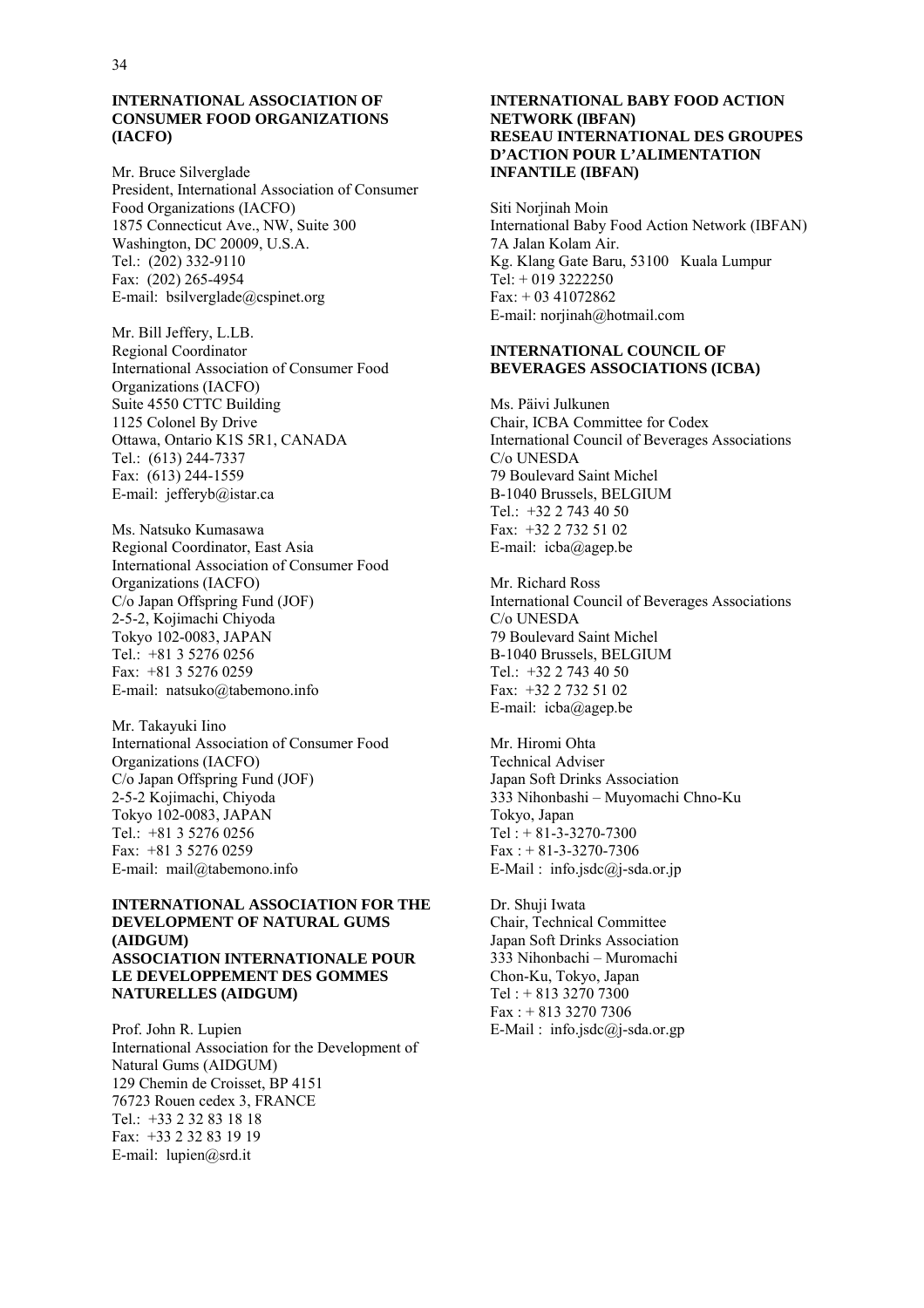**INTERNATIONAL ASSOCIATION OF CONSUMER FOOD ORGANIZATIONS (IACFO)**

Mr. Bruce Silverglade
President, International Association of Consumer Food Organizations (IACFO)
1875 Connecticut Ave., NW, Suite 300
Washington, DC 20009, U.S.A.
Tel.: (202) 332-9110
Fax: (202) 265-4954
E-mail: bsilverglade@cspinet.org

Mr. Bill Jeffery, L.LB.
Regional Coordinator
International Association of Consumer Food Organizations (IACFO)
Suite 4550 CTTC Building
1125 Colonel By Drive
Ottawa, Ontario K1S 5R1, CANADA
Tel.: (613) 244-7337
Fax: (613) 244-1559
E-mail: jefferyb@istar.ca

Ms. Natsuko Kumasawa
Regional Coordinator, East Asia
International Association of Consumer Food Organizations (IACFO)
C/o Japan Offspring Fund (JOF)
2-5-2, Kojimachi Chiyoda
Tokyo 102-0083, JAPAN
Tel.: +81 3 5276 0256
Fax: +81 3 5276 0259
E-mail: natsuko@tabemono.info

Mr. Takayuki Iino
International Association of Consumer Food Organizations (IACFO)
C/o Japan Offspring Fund (JOF)
2-5-2 Kojimachi, Chiyoda
Tokyo 102-0083, JAPAN
Tel.: +81 3 5276 0256
Fax: +81 3 5276 0259
E-mail: mail@tabemono.info

**INTERNATIONAL ASSOCIATION FOR THE DEVELOPMENT OF NATURAL GUMS (AIDGUM)**
**ASSOCIATION INTERNATIONALE POUR LE DEVELOPPEMENT DES GOMMES NATURELLES (AIDGUM)**

Prof. John R. Lupien
International Association for the Development of Natural Gums (AIDGUM)
129 Chemin de Croisset, BP 4151
76723 Rouen cedex 3, FRANCE
Tel.: +33 2 32 83 18 18
Fax: +33 2 32 83 19 19
E-mail: lupien@srd.it

**INTERNATIONAL BABY FOOD ACTION NETWORK (IBFAN)**
**RESEAU INTERNATIONAL DES GROUPES D'ACTION POUR L'ALIMENTATION INFANTILE (IBFAN)**

Siti Norjinah Moin
International Baby Food Action Network (IBFAN)
7A Jalan Kolam Air.
Kg. Klang Gate Baru, 53100 Kuala Lumpur
Tel: + 019 3222250
Fax: + 03 41072862
E-mail: norjinah@hotmail.com

**INTERNATIONAL COUNCIL OF BEVERAGES ASSOCIATIONS (ICBA)**

Ms. Päivi Julkunen
Chair, ICBA Committee for Codex
International Council of Beverages Associations
C/o UNESDA
79 Boulevard Saint Michel
B-1040 Brussels, BELGIUM
Tel.: +32 2 743 40 50
Fax: +32 2 732 51 02
E-mail: icba@agep.be

Mr. Richard Ross
International Council of Beverages Associations
C/o UNESDA
79 Boulevard Saint Michel
B-1040 Brussels, BELGIUM
Tel.: +32 2 743 40 50
Fax: +32 2 732 51 02
E-mail: icba@agep.be

Mr. Hiromi Ohta
Technical Adviser
Japan Soft Drinks Association
333 Nihonbashi – Muyomachi Chno-Ku
Tokyo, Japan
Tel : + 81-3-3270-7300
Fax : + 81-3-3270-7306
E-Mail : info.jsdc@j-sda.or.jp

Dr. Shuji Iwata
Chair, Technical Committee
Japan Soft Drinks Association
333 Nihonbachi – Muromachi
Chon-Ku, Tokyo, Japan
Tel : + 813 3270 7300
Fax : + 813 3270 7306
E-Mail : info.jsdc@j-sda.or.gp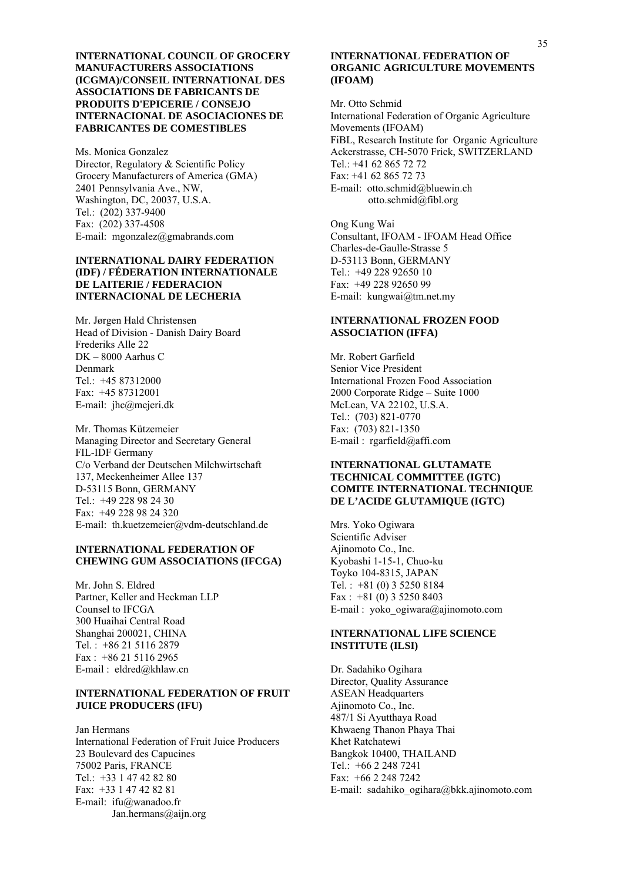**INTERNATIONAL COUNCIL OF GROCERY MANUFACTURERS ASSOCIATIONS (ICGMA)/CONSEIL INTERNATIONAL DES ASSOCIATIONS DE FABRICANTS DE PRODUITS D'EPICERIE / CONSEJO INTERNACIONAL DE ASOCIACIONES DE FABRICANTES DE COMESTIBLES**

Ms. Monica Gonzalez
Director, Regulatory & Scientific Policy
Grocery Manufacturers of America (GMA)
2401 Pennsylvania Ave., NW,
Washington, DC, 20037, U.S.A.
Tel.: (202) 337-9400
Fax: (202) 337-4508
E-mail: mgonzalez@gmabrands.com

**INTERNATIONAL DAIRY FEDERATION (IDF) / FÉDERATION INTERNATIONALE DE LAITERIE / FEDERACION INTERNACIONAL DE LECHERIA**

Mr. Jørgen Hald Christensen
Head of Division - Danish Dairy Board
Frederiks Alle 22
DK – 8000 Aarhus C
Denmark
Tel.: +45 87312000
Fax: +45 87312001
E-mail: jhc@mejeri.dk

Mr. Thomas Kützemeier
Managing Director and Secretary General
FIL-IDF Germany
C/o Verband der Deutschen Milchwirtschaft
137, Meckenheimer Allee 137
D-53115 Bonn, GERMANY
Tel.: +49 228 98 24 30
Fax: +49 228 98 24 320
E-mail: th.kuetzemeier@vdm-deutschland.de

**INTERNATIONAL FEDERATION OF CHEWING GUM ASSOCIATIONS (IFCGA)**

Mr. John S. Eldred
Partner, Keller and Heckman LLP
Counsel to IFCGA
300 Huaihai Central Road
Shanghai 200021, CHINA
Tel. : +86 21 5116 2879
Fax : +86 21 5116 2965
E-mail : eldred@khlaw.cn

**INTERNATIONAL FEDERATION OF FRUIT JUICE PRODUCERS (IFU)**

Jan Hermans
International Federation of Fruit Juice Producers
23 Boulevard des Capucines
75002 Paris, FRANCE
Tel.: +33 1 47 42 82 80
Fax: +33 1 47 42 82 81
E-mail: ifu@wanadoo.fr
Jan.hermans@aijn.org

**INTERNATIONAL FEDERATION OF ORGANIC AGRICULTURE MOVEMENTS (IFOAM)**

Mr. Otto Schmid
International Federation of Organic Agriculture Movements (IFOAM)
FiBL, Research Institute for Organic Agriculture
Ackerstrasse, CH-5070 Frick, SWITZERLAND
Tel.: +41 62 865 72 72
Fax: +41 62 865 72 73
E-mail: otto.schmid@bluewin.ch
otto.schmid@fibl.org

Ong Kung Wai
Consultant, IFOAM - IFOAM Head Office
Charles-de-Gaulle-Strasse 5
D-53113 Bonn, GERMANY
Tel.: +49 228 92650 10
Fax: +49 228 92650 99
E-mail: kungwai@tm.net.my

**INTERNATIONAL FROZEN FOOD ASSOCIATION (IFFA)**

Mr. Robert Garfield
Senior Vice President
International Frozen Food Association
2000 Corporate Ridge – Suite 1000
McLean, VA 22102, U.S.A.
Tel.: (703) 821-0770
Fax: (703) 821-1350
E-mail : rgarfield@affi.com

**INTERNATIONAL GLUTAMATE TECHNICAL COMMITTEE (IGTC) COMITE INTERNATIONAL TECHNIQUE DE L'ACIDE GLUTAMIQUE (IGTC)**

Mrs. Yoko Ogiwara
Scientific Adviser
Ajinomoto Co., Inc.
Kyobashi 1-15-1, Chuo-ku
Toyko 104-8315, JAPAN
Tel. : +81 (0) 3 5250 8184
Fax : +81 (0) 3 5250 8403
E-mail : yoko_ogiwara@ajinomoto.com

**INTERNATIONAL LIFE SCIENCE INSTITUTE (ILSI)**

Dr. Sadahiko Ogihara
Director, Quality Assurance
ASEAN Headquarters
Ajinomoto Co., Inc.
487/1 Si Ayutthaya Road
Khwaeng Thanon Phaya Thai
Khet Ratchatewi
Bangkok 10400, THAILAND
Tel.: +66 2 248 7241
Fax: +66 2 248 7242
E-mail: sadahiko_ogihara@bkk.ajinomoto.com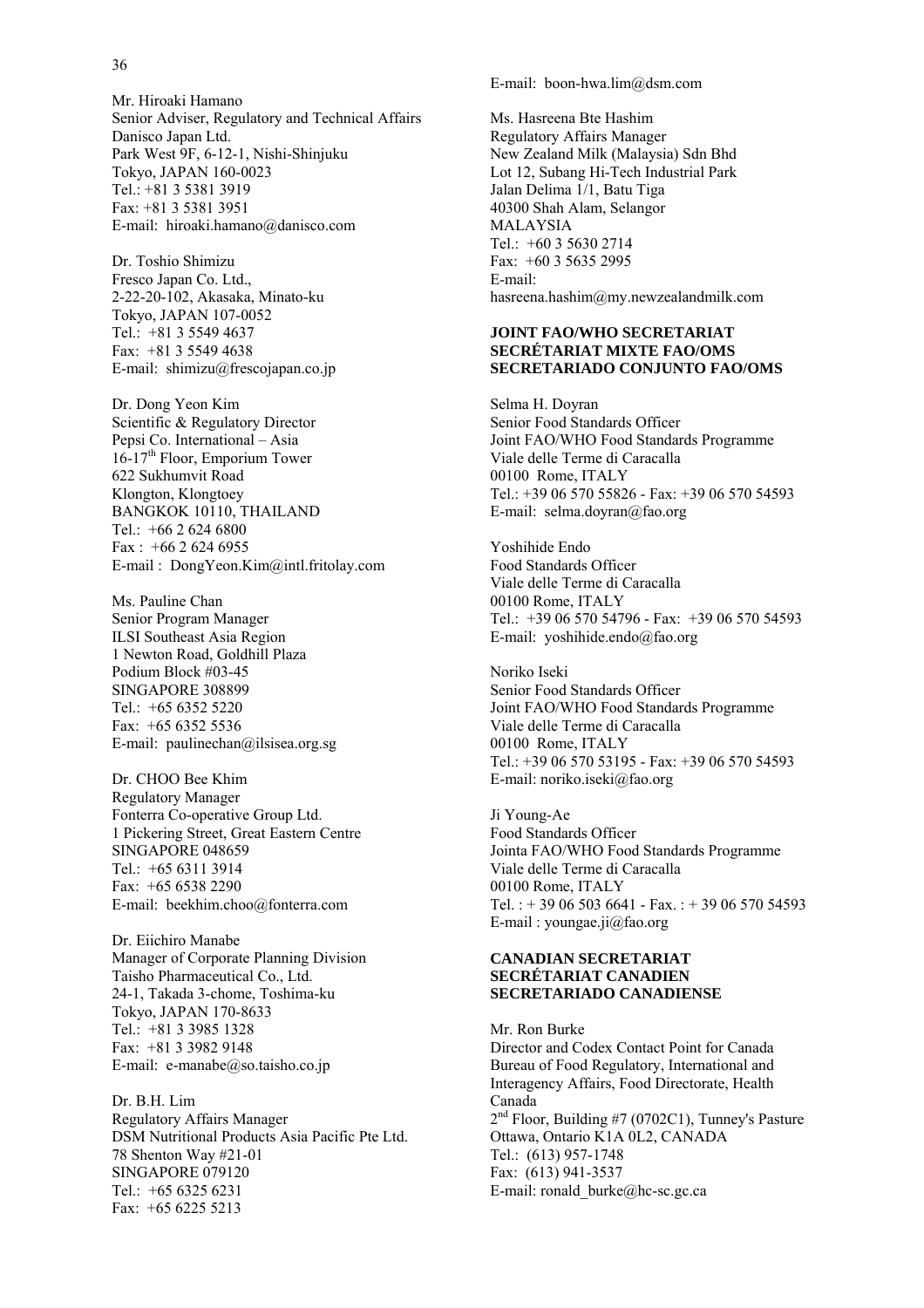Mr. Hiroaki Hamano
Senior Adviser, Regulatory and Technical Affairs
Danisco Japan Ltd.
Park West 9F, 6-12-1, Nishi-Shinjuku
Tokyo, JAPAN 160-0023
Tel.: +81 3 5381 3919
Fax: +81 3 5381 3951
E-mail: hiroaki.hamano@danisco.com

Dr. Toshio Shimizu
Fresco Japan Co. Ltd.,
2-22-20-102, Akasaka, Minato-ku
Tokyo, JAPAN 107-0052
Tel.: +81 3 5549 4637
Fax: +81 3 5549 4638
E-mail: shimizu@frescojapan.co.jp

Dr. Dong Yeon Kim
Scientific & Regulatory Director
Pepsi Co. International – Asia
16-17th Floor, Emporium Tower
622 Sukhumvit Road
Klongton, Klongtoey
BANGKOK 10110, THAILAND
Tel.: +66 2 624 6800
Fax : +66 2 624 6955
E-mail : DongYeon.Kim@intl.fritolay.com

Ms. Pauline Chan
Senior Program Manager
ILSI Southeast Asia Region
1 Newton Road, Goldhill Plaza
Podium Block #03-45
SINGAPORE 308899
Tel.: +65 6352 5220
Fax: +65 6352 5536
E-mail: paulinechan@ilsisea.org.sg

Dr. CHOO Bee Khim
Regulatory Manager
Fonterra Co-operative Group Ltd.
1 Pickering Street, Great Eastern Centre
SINGAPORE 048659
Tel.: +65 6311 3914
Fax: +65 6538 2290
E-mail: beekhim.choo@fonterra.com

Dr. Eiichiro Manabe
Manager of Corporate Planning Division
Taisho Pharmaceutical Co., Ltd.
24-1, Takada 3-chome, Toshima-ku
Tokyo, JAPAN 170-8633
Tel.: +81 3 3985 1328
Fax: +81 3 3982 9148
E-mail: e-manabe@so.taisho.co.jp

Dr. B.H. Lim
Regulatory Affairs Manager
DSM Nutritional Products Asia Pacific Pte Ltd.
78 Shenton Way #21-01
SINGAPORE 079120
Tel.: +65 6325 6231
Fax: +65 6225 5213
E-mail: boon-hwa.lim@dsm.com

Ms. Hasreena Bte Hashim
Regulatory Affairs Manager
New Zealand Milk (Malaysia) Sdn Bhd
Lot 12, Subang Hi-Tech Industrial Park
Jalan Delima 1/1, Batu Tiga
40300 Shah Alam, Selangor
MALAYSIA
Tel.: +60 3 5630 2714
Fax: +60 3 5635 2995
E-mail:
hasreena.hashim@my.newzealandmilk.com

**JOINT FAO/WHO SECRETARIAT**
**SECRÉTARIAT MIXTE FAO/OMS**
**SECRETARIADO CONJUNTO FAO/OMS**

Selma H. Doyran
Senior Food Standards Officer
Joint FAO/WHO Food Standards Programme
Viale delle Terme di Caracalla
00100 Rome, ITALY
Tel.: +39 06 570 55826 - Fax: +39 06 570 54593
E-mail: selma.doyran@fao.org

Yoshihide Endo
Food Standards Officer
Viale delle Terme di Caracalla
00100 Rome, ITALY
Tel.: +39 06 570 54796 - Fax: +39 06 570 54593
E-mail: yoshihide.endo@fao.org

Noriko Iseki
Senior Food Standards Officer
Joint FAO/WHO Food Standards Programme
Viale delle Terme di Caracalla
00100 Rome, ITALY
Tel.: +39 06 570 53195 - Fax: +39 06 570 54593
E-mail: noriko.iseki@fao.org

Ji Young-Ae
Food Standards Officer
Jointa FAO/WHO Food Standards Programme
Viale delle Terme di Caracalla
00100 Rome, ITALY
Tel. : + 39 06 503 6641 - Fax. : + 39 06 570 54593
E-mail : youngae.ji@fao.org

**CANADIAN SECRETARIAT**
**SECRÉTARIAT CANADIEN**
**SECRETARIADO CANADIENSE**

Mr. Ron Burke
Director and Codex Contact Point for Canada
Bureau of Food Regulatory, International and Interagency Affairs, Food Directorate, Health Canada
2nd Floor, Building #7 (0702C1), Tunney's Pasture
Ottawa, Ontario K1A 0L2, CANADA
Tel.: (613) 957-1748
Fax: (613) 941-3537
E-mail: ronald_burke@hc-sc.gc.ca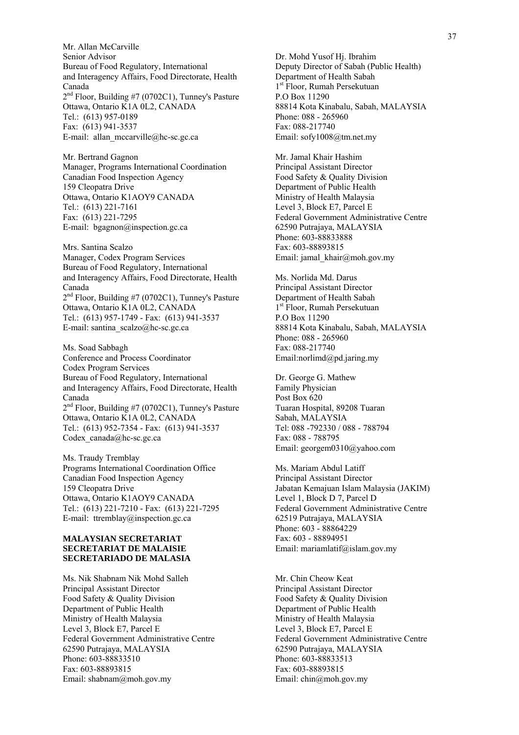Mr. Allan McCarville
Senior Advisor
Bureau of Food Regulatory, International and Interagency Affairs, Food Directorate, Health Canada
2nd Floor, Building #7 (0702C1), Tunney's Pasture
Ottawa, Ontario K1A 0L2, CANADA
Tel.: (613) 957-0189
Fax: (613) 941-3537
E-mail: allan_mccarville@hc-sc.gc.ca

Mr. Bertrand Gagnon
Manager, Programs International Coordination
Canadian Food Inspection Agency
159 Cleopatra Drive
Ottawa, Ontario K1AOY9 CANADA
Tel.: (613) 221-7161
Fax: (613) 221-7295
E-mail: bgagnon@inspection.gc.ca

Mrs. Santina Scalzo
Manager, Codex Program Services
Bureau of Food Regulatory, International and Interagency Affairs, Food Directorate, Health Canada
2nd Floor, Building #7 (0702C1), Tunney's Pasture
Ottawa, Ontario K1A 0L2, CANADA
Tel.: (613) 957-1749 - Fax: (613) 941-3537
E-mail: santina_scalzo@hc-sc.gc.ca

Ms. Soad Sabbagh
Conference and Process Coordinator
Codex Program Services
Bureau of Food Regulatory, International and Interagency Affairs, Food Directorate, Health Canada
2nd Floor, Building #7 (0702C1), Tunney's Pasture
Ottawa, Ontario K1A 0L2, CANADA
Tel.: (613) 952-7354 - Fax: (613) 941-3537
Codex_canada@hc-sc.gc.ca

Ms. Traudy Tremblay
Programs International Coordination Office
Canadian Food Inspection Agency
159 Cleopatra Drive
Ottawa, Ontario K1AOY9 CANADA
Tel.: (613) 221-7210 - Fax: (613) 221-7295
E-mail: ttremblay@inspection.gc.ca

**MALAYSIAN SECRETARIAT**
**SECRETARIAT DE MALAISIE**
**SECRETARIADO DE MALASIA**

Ms. Nik Shabnam Nik Mohd Salleh
Principal Assistant Director
Food Safety & Quality Division
Department of Public Health
Ministry of Health Malaysia
Level 3, Block E7, Parcel E
Federal Government Administrative Centre
62590 Putrajaya, MALAYSIA
Phone: 603-88833510
Fax: 603-88893815
Email: shabnam@moh.gov.my

Dr. Mohd Yusof Hj. Ibrahim
Deputy Director of Sabah (Public Health)
Department of Health Sabah
1st Floor, Rumah Persekutuan
P.O Box 11290
88814 Kota Kinabalu, Sabah, MALAYSIA
Phone: 088 - 265960
Fax: 088-217740
Email: sofy1008@tm.net.my

Mr. Jamal Khair Hashim
Principal Assistant Director
Food Safety & Quality Division
Department of Public Health
Ministry of Health Malaysia
Level 3, Block E7, Parcel E
Federal Government Administrative Centre
62590 Putrajaya, MALAYSIA
Phone: 603-88833888
Fax: 603-88893815
Email: jamal_khair@moh.gov.my

Ms. Norlida Md. Darus
Principal Assistant Director
Department of Health Sabah
1st Floor, Rumah Persekutuan
P.O Box 11290
88814 Kota Kinabalu, Sabah, MALAYSIA
Phone: 088 - 265960
Fax: 088-217740
Email:norlimd@pd.jaring.my

Dr. George G. Mathew
Family Physician
Post Box 620
Tuaran Hospital, 89208 Tuaran
Sabah, MALAYSIA
Tel: 088 -792330 / 088 - 788794
Fax: 088 - 788795
Email: georgem0310@yahoo.com

Ms. Mariam Abdul Latiff
Principal Assistant Director
Jabatan Kemajuan Islam Malaysia (JAKIM)
Level 1, Block D 7, Parcel D
Federal Government Administrative Centre
62519 Putrajaya, MALAYSIA
Phone: 603 - 88864229
Fax: 603 - 88894951
Email: mariamlatif@islam.gov.my

Mr. Chin Cheow Keat
Principal Assistant Director
Food Safety & Quality Division
Department of Public Health
Ministry of Health Malaysia
Level 3, Block E7, Parcel E
Federal Government Administrative Centre
62590 Putrajaya, MALAYSIA
Phone: 603-88833513
Fax: 603-88893815
Email: chin@moh.gov.my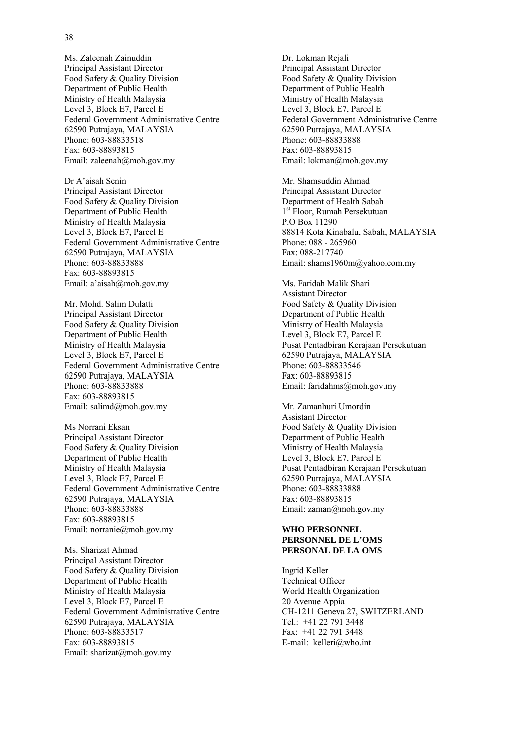Ms. Zaleenah Zainuddin
Principal Assistant Director
Food Safety & Quality Division
Department of Public Health
Ministry of Health Malaysia
Level 3, Block E7, Parcel E
Federal Government Administrative Centre
62590 Putrajaya, MALAYSIA
Phone: 603-88833518
Fax: 603-88893815
Email: zaleenah@moh.gov.my

Dr A'aisah Senin
Principal Assistant Director
Food Safety & Quality Division
Department of Public Health
Ministry of Health Malaysia
Level 3, Block E7, Parcel E
Federal Government Administrative Centre
62590 Putrajaya, MALAYSIA
Phone: 603-88833888
Fax: 603-88893815
Email: a'aisah@moh.gov.my

Mr. Mohd. Salim Dulatti
Principal Assistant Director
Food Safety & Quality Division
Department of Public Health
Ministry of Health Malaysia
Level 3, Block E7, Parcel E
Federal Government Administrative Centre
62590 Putrajaya, MALAYSIA
Phone: 603-88833888
Fax: 603-88893815
Email: salimd@moh.gov.my

Ms Norrani Eksan
Principal Assistant Director
Food Safety & Quality Division
Department of Public Health
Ministry of Health Malaysia
Level 3, Block E7, Parcel E
Federal Government Administrative Centre
62590 Putrajaya, MALAYSIA
Phone: 603-88833888
Fax: 603-88893815
Email: norranie@moh.gov.my

Ms. Sharizat Ahmad
Principal Assistant Director
Food Safety & Quality Division
Department of Public Health
Ministry of Health Malaysia
Level 3, Block E7, Parcel E
Federal Government Administrative Centre
62590 Putrajaya, MALAYSIA
Phone: 603-88833517
Fax: 603-88893815
Email: sharizat@moh.gov.my

Dr. Lokman Rejali
Principal Assistant Director
Food Safety & Quality Division
Department of Public Health
Ministry of Health Malaysia
Level 3, Block E7, Parcel E
Federal Government Administrative Centre
62590 Putrajaya, MALAYSIA
Phone: 603-88833888
Fax: 603-88893815
Email: lokman@moh.gov.my

Mr. Shamsuddin Ahmad
Principal Assistant Director
Department of Health Sabah
1st Floor, Rumah Persekutuan
P.O Box 11290
88814 Kota Kinabalu, Sabah, MALAYSIA
Phone: 088 - 265960
Fax: 088-217740
Email: shams1960m@yahoo.com.my

Ms. Faridah Malik Shari
Assistant Director
Food Safety & Quality Division
Department of Public Health
Ministry of Health Malaysia
Level 3, Block E7, Parcel E
Pusat Pentadbiran Kerajaan Persekutuan
62590 Putrajaya, MALAYSIA
Phone: 603-88833546
Fax: 603-88893815
Email: faridahms@moh.gov.my

Mr. Zamanhuri Umordin
Assistant Director
Food Safety & Quality Division
Department of Public Health
Ministry of Health Malaysia
Level 3, Block E7, Parcel E
Pusat Pentadbiran Kerajaan Persekutuan
62590 Putrajaya, MALAYSIA
Phone: 603-88833888
Fax: 603-88893815
Email: zaman@moh.gov.my

**WHO PERSONNEL**
**PERSONNEL DE L'OMS**
**PERSONAL DE LA OMS**

Ingrid Keller
Technical Officer
World Health Organization
20 Avenue Appia
CH-1211 Geneva 27, SWITZERLAND
Tel.: +41 22 791 3448
Fax: +41 22 791 3448
E-mail: kelleri@who.int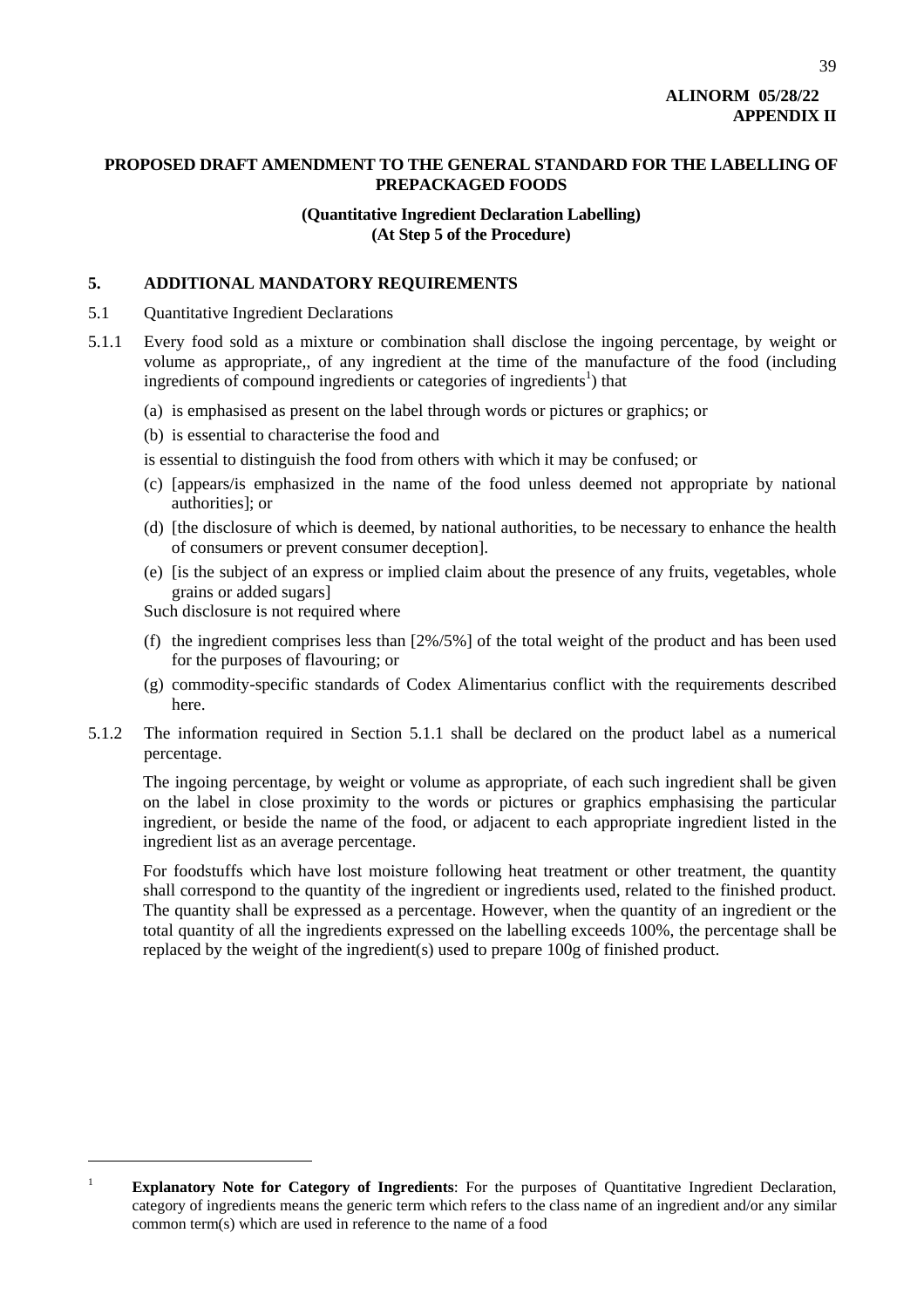**ALINORM 05/28/22**
**APPENDIX II**

## PROPOSED DRAFT AMENDMENT TO THE GENERAL STANDARD FOR THE LABELLING OF PREPACKAGED FOODS

### (Quantitative Ingredient Declaration Labelling)
### (At Step 5 of the Procedure)

## 5. ADDITIONAL MANDATORY REQUIREMENTS

5.1 Quantitative Ingredient Declarations

5.1.1 Every food sold as a mixture or combination shall disclose the ingoing percentage, by weight or volume as appropriate,, of any ingredient at the time of the manufacture of the food (including ingredients of compound ingredients or categories of ingredients[1]) that

(a) is emphasised as present on the label through words or pictures or graphics; or

(b) is essential to characterise the food and

is essential to distinguish the food from others with which it may be confused; or

(c) [appears/is emphasized in the name of the food unless deemed not appropriate by national authorities]; or

(d) [the disclosure of which is deemed, by national authorities, to be necessary to enhance the health of consumers or prevent consumer deception].

(e) [is the subject of an express or implied claim about the presence of any fruits, vegetables, whole grains or added sugars]

Such disclosure is not required where

(f) the ingredient comprises less than [2%/5%] of the total weight of the product and has been used for the purposes of flavouring; or

(g) commodity-specific standards of Codex Alimentarius conflict with the requirements described here.

5.1.2 The information required in Section 5.1.1 shall be declared on the product label as a numerical percentage.

The ingoing percentage, by weight or volume as appropriate, of each such ingredient shall be given on the label in close proximity to the words or pictures or graphics emphasising the particular ingredient, or beside the name of the food, or adjacent to each appropriate ingredient listed in the ingredient list as an average percentage.

For foodstuffs which have lost moisture following heat treatment or other treatment, the quantity shall correspond to the quantity of the ingredient or ingredients used, related to the finished product. The quantity shall be expressed as a percentage. However, when the quantity of an ingredient or the total quantity of all the ingredients expressed on the labelling exceeds 100%, the percentage shall be replaced by the weight of the ingredient(s) used to prepare 100g of finished product.

---

[1] **Explanatory Note for Category of Ingredients**: For the purposes of Quantitative Ingredient Declaration, category of ingredients means the generic term which refers to the class name of an ingredient and/or any similar common term(s) which are used in reference to the name of a food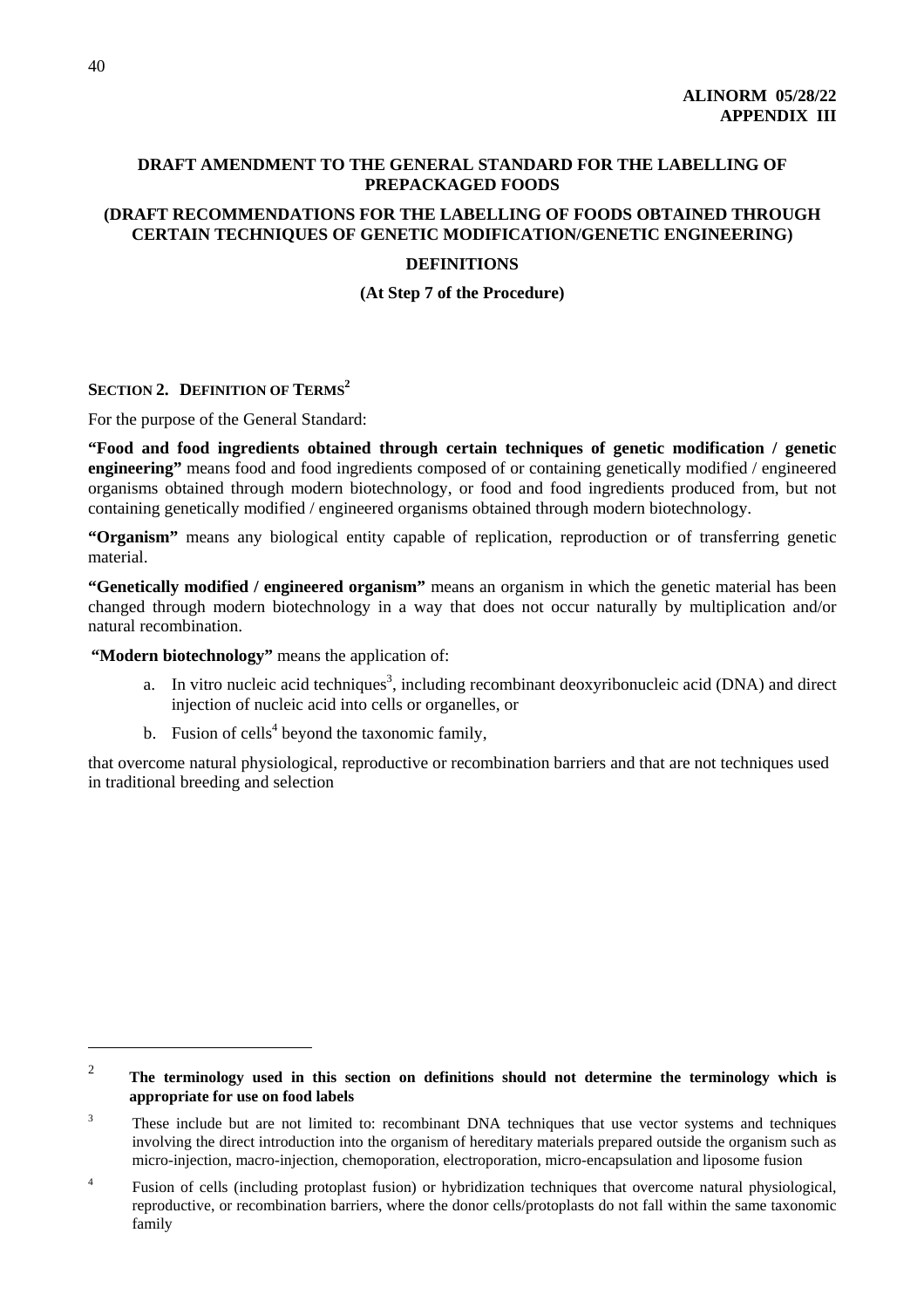**ALINORM 05/28/22**
**APPENDIX III**

## DRAFT AMENDMENT TO THE GENERAL STANDARD FOR THE LABELLING OF PREPACKAGED FOODS

## (DRAFT RECOMMENDATIONS FOR THE LABELLING OF FOODS OBTAINED THROUGH CERTAIN TECHNIQUES OF GENETIC MODIFICATION/GENETIC ENGINEERING)

## DEFINITIONS

**(At Step 7 of the Procedure)**

### SECTION 2. DEFINITION OF TERMS[2]

For the purpose of the General Standard:

**"Food and food ingredients obtained through certain techniques of genetic modification / genetic engineering"** means food and food ingredients composed of or containing genetically modified / engineered organisms obtained through modern biotechnology, or food and food ingredients produced from, but not containing genetically modified / engineered organisms obtained through modern biotechnology.

**"Organism"** means any biological entity capable of replication, reproduction or of transferring genetic material.

**"Genetically modified / engineered organism"** means an organism in which the genetic material has been changed through modern biotechnology in a way that does not occur naturally by multiplication and/or natural recombination.

**"Modern biotechnology"** means the application of:

a. In vitro nucleic acid techniques[3], including recombinant deoxyribonucleic acid (DNA) and direct injection of nucleic acid into cells or organelles, or

b. Fusion of cells[4] beyond the taxonomic family,

that overcome natural physiological, reproductive or recombination barriers and that are not techniques used in traditional breeding and selection

---

[2] **The terminology used in this section on definitions should not determine the terminology which is appropriate for use on food labels**

[3] These include but are not limited to: recombinant DNA techniques that use vector systems and techniques involving the direct introduction into the organism of hereditary materials prepared outside the organism such as micro-injection, macro-injection, chemoporation, electroporation, micro-encapsulation and liposome fusion

[4] Fusion of cells (including protoplast fusion) or hybridization techniques that overcome natural physiological, reproductive, or recombination barriers, where the donor cells/protoplasts do not fall within the same taxonomic family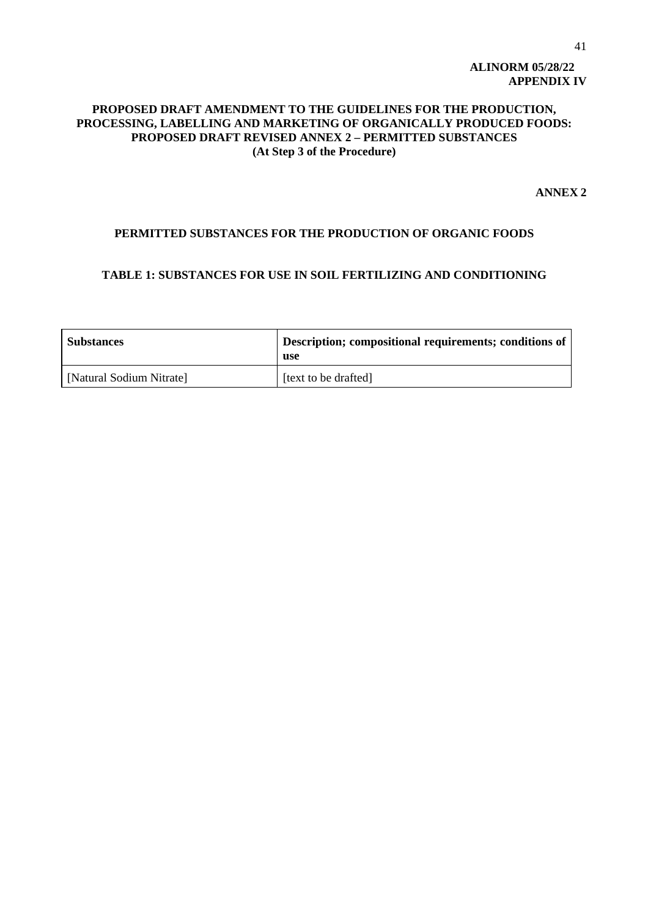**ALINORM 05/28/22**
**APPENDIX IV**

## PROPOSED DRAFT AMENDMENT TO THE GUIDELINES FOR THE PRODUCTION, PROCESSING, LABELLING AND MARKETING OF ORGANICALLY PRODUCED FOODS: PROPOSED DRAFT REVISED ANNEX 2 – PERMITTED SUBSTANCES (At Step 3 of the Procedure)

**ANNEX 2**

### PERMITTED SUBSTANCES FOR THE PRODUCTION OF ORGANIC FOODS

### TABLE 1: SUBSTANCES FOR USE IN SOIL FERTILIZING AND CONDITIONING

| Substances | Description; compositional requirements; conditions of use |
|---|---|
| [Natural Sodium Nitrate] | [text to be drafted] |